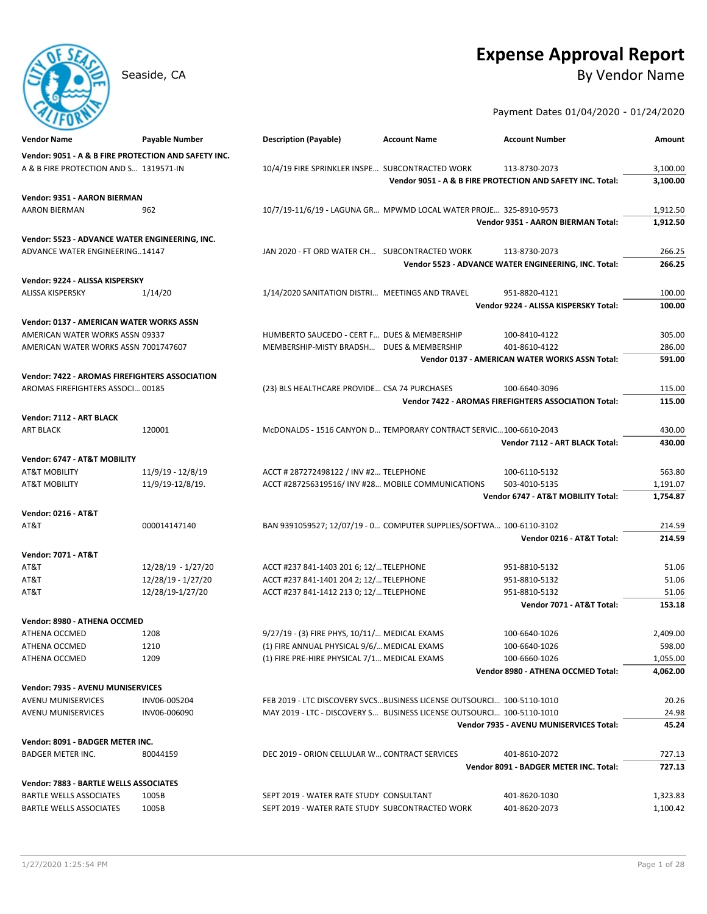# Expense Approval Report

Seaside, CA

## By Vendor Name

Payment Dates 01/04/2020 - 01/24/2020

| Vendor Name | Payable Number | Description (Payable) | Account Name | Account Number | Amount |
|---|---|---|---|---|---|
| **Vendor: 9051 - A & B FIRE PROTECTION AND SAFETY INC.** | | | | | |
| A & B FIRE PROTECTION AND S... | 1319571-IN | 10/4/19 FIRE SPRINKLER INSPE... | SUBCONTRACTED WORK | 113-8730-2073 | 3,100.00 |
| | | | | **Vendor 9051 - A & B FIRE PROTECTION AND SAFETY INC. Total:** | **3,100.00** |
| **Vendor: 9351 - AARON BIERMAN** | | | | | |
| AARON BIERMAN | 962 | 10/7/19-11/6/19 - LAGUNA GR... | MPWMD LOCAL WATER PROJE... | 325-8910-9573 | 1,912.50 |
| | | | | **Vendor 9351 - AARON BIERMAN Total:** | **1,912.50** |
| **Vendor: 5523 - ADVANCE WATER ENGINEERING, INC.** | | | | | |
| ADVANCE WATER ENGINEERING... | 14147 | JAN 2020 - FT ORD WATER CH... | SUBCONTRACTED WORK | 113-8730-2073 | 266.25 |
| | | | | **Vendor 5523 - ADVANCE WATER ENGINEERING, INC. Total:** | **266.25** |
| **Vendor: 9224 - ALISSA KISPERSKY** | | | | | |
| ALISSA KISPERSKY | 1/14/20 | 1/14/2020 SANITATION DISTRI... | MEETINGS AND TRAVEL | 951-8820-4121 | 100.00 |
| | | | | **Vendor 9224 - ALISSA KISPERSKY Total:** | **100.00** |
| **Vendor: 0137 - AMERICAN WATER WORKS ASSN** | | | | | |
| AMERICAN WATER WORKS ASSN | 09337 | HUMBERTO SAUCEDO - CERT F... | DUES & MEMBERSHIP | 100-8410-4122 | 305.00 |
| AMERICAN WATER WORKS ASSN | 7001747607 | MEMBERSHIP-MISTY BRADSH... | DUES & MEMBERSHIP | 401-8610-4122 | 286.00 |
| | | | | **Vendor 0137 - AMERICAN WATER WORKS ASSN Total:** | **591.00** |
| **Vendor: 7422 - AROMAS FIREFIGHTERS ASSOCIATION** | | | | | |
| AROMAS FIREFIGHTERS ASSOCI... | 00185 | (23) BLS HEALTHCARE PROVIDE... | CSA 74 PURCHASES | 100-6640-3096 | 115.00 |
| | | | | **Vendor 7422 - AROMAS FIREFIGHTERS ASSOCIATION Total:** | **115.00** |
| **Vendor: 7112 - ART BLACK** | | | | | |
| ART BLACK | 120001 | McDONALDS - 1516 CANYON D... | TEMPORARY CONTRACT SERVIC... | 100-6610-2043 | 430.00 |
| | | | | **Vendor 7112 - ART BLACK Total:** | **430.00** |
| **Vendor: 6747 - AT&T MOBILITY** | | | | | |
| AT&T MOBILITY | 11/9/19 - 12/8/19 | ACCT # 287272498122 / INV #2... | TELEPHONE | 100-6110-5132 | 563.80 |
| AT&T MOBILITY | 11/9/19-12/8/19. | ACCT #287256319516/ INV #28... | MOBILE COMMUNICATIONS | 503-4010-5135 | 1,191.07 |
| | | | | **Vendor 6747 - AT&T MOBILITY Total:** | **1,754.87** |
| **Vendor: 0216 - AT&T** | | | | | |
| AT&T | 000014147140 | BAN 9391059527; 12/07/19 - 0... | COMPUTER SUPPLIES/SOFTWA... | 100-6110-3102 | 214.59 |
| | | | | **Vendor 0216 - AT&T Total:** | **214.59** |
| **Vendor: 7071 - AT&T** | | | | | |
| AT&T | 12/28/19 - 1/27/20 | ACCT #237 841-1403 201 6; 12/... | TELEPHONE | 951-8810-5132 | 51.06 |
| AT&T | 12/28/19 - 1/27/20 | ACCT #237 841-1401 204 2; 12/... | TELEPHONE | 951-8810-5132 | 51.06 |
| AT&T | 12/28/19-1/27/20 | ACCT #237 841-1412 213 0; 12/... | TELEPHONE | 951-8810-5132 | 51.06 |
| | | | | **Vendor 7071 - AT&T Total:** | **153.18** |
| **Vendor: 8980 - ATHENA OCCMED** | | | | | |
| ATHENA OCCMED | 1208 | 9/27/19 - (3) FIRE PHYS, 10/11/... | MEDICAL EXAMS | 100-6640-1026 | 2,409.00 |
| ATHENA OCCMED | 1210 | (1) FIRE ANNUAL PHYSICAL 9/6/... | MEDICAL EXAMS | 100-6640-1026 | 598.00 |
| ATHENA OCCMED | 1209 | (1) FIRE PRE-HIRE PHYSICAL 7/1... | MEDICAL EXAMS | 100-6660-1026 | 1,055.00 |
| | | | | **Vendor 8980 - ATHENA OCCMED Total:** | **4,062.00** |
| **Vendor: 7935 - AVENU MUNISERVICES** | | | | | |
| AVENU MUNISERVICES | INV06-005204 | FEB 2019 - LTC DISCOVERY SVCS... | BUSINESS LICENSE OUTSOURCI... | 100-5110-1010 | 20.26 |
| AVENU MUNISERVICES | INV06-006090 | MAY 2019 - LTC - DISCOVERY S... | BUSINESS LICENSE OUTSOURCI... | 100-5110-1010 | 24.98 |
| | | | | **Vendor 7935 - AVENU MUNISERVICES Total:** | **45.24** |
| **Vendor: 8091 - BADGER METER INC.** | | | | | |
| BADGER METER INC. | 80044159 | DEC 2019 - ORION CELLULAR W... | CONTRACT SERVICES | 401-8610-2072 | 727.13 |
| | | | | **Vendor 8091 - BADGER METER INC. Total:** | **727.13** |
| **Vendor: 7883 - BARTLE WELLS ASSOCIATES** | | | | | |
| BARTLE WELLS ASSOCIATES | 1005B | SEPT 2019 - WATER RATE STUDY | CONSULTANT | 401-8620-1030 | 1,323.83 |
| BARTLE WELLS ASSOCIATES | 1005B | SEPT 2019 - WATER RATE STUDY | SUBCONTRACTED WORK | 401-8620-2073 | 1,100.42 |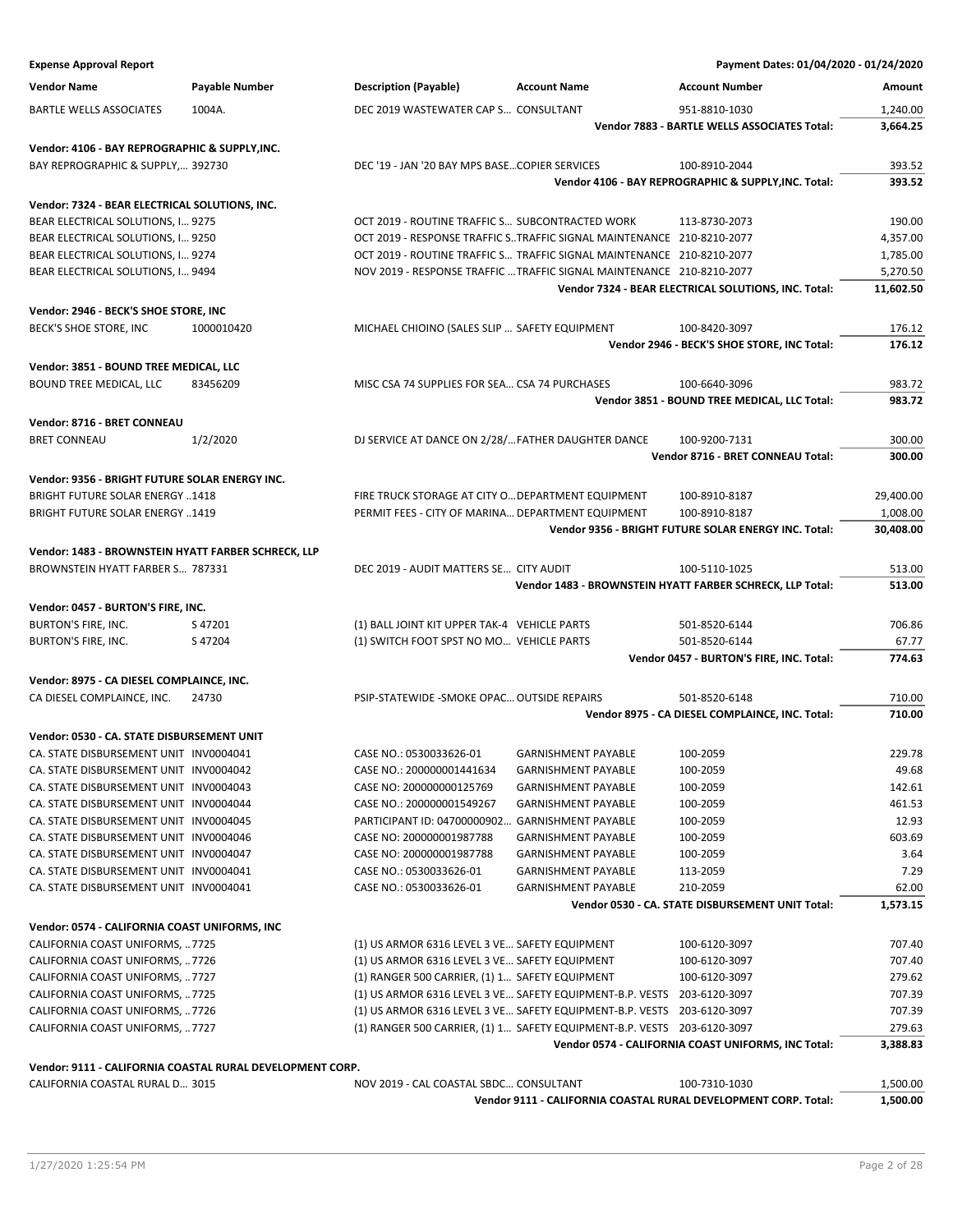**Expense Approval Report** — Payment Dates: 01/04/2020 - 01/24/2020

| Vendor Name | Payable Number | Description (Payable) | Account Name | Account Number | Amount |
|---|---|---|---|---|---|
| BARTLE WELLS ASSOCIATES | 1004A. | DEC 2019 WASTEWATER CAP S... | CONSULTANT | 951-8810-1030 | 1,240.00 |
| | | | | **Vendor 7883 - BARTLE WELLS ASSOCIATES Total:** | **3,664.25** |
| **Vendor: 4106 - BAY REPROGRAPHIC & SUPPLY,INC.** | | | | | |
| BAY REPROGRAPHIC & SUPPLY,... | 392730 | DEC '19 - JAN '20 BAY MPS BASE... | COPIER SERVICES | 100-8910-2044 | 393.52 |
| | | | | **Vendor 4106 - BAY REPROGRAPHIC & SUPPLY,INC. Total:** | **393.52** |
| **Vendor: 7324 - BEAR ELECTRICAL SOLUTIONS, INC.** | | | | | |
| BEAR ELECTRICAL SOLUTIONS, I... | 9275 | OCT 2019 - ROUTINE TRAFFIC S... | SUBCONTRACTED WORK | 113-8730-2073 | 190.00 |
| BEAR ELECTRICAL SOLUTIONS, I... | 9250 | OCT 2019 - RESPONSE TRAFFIC S... | TRAFFIC SIGNAL MAINTENANCE | 210-8210-2077 | 4,357.00 |
| BEAR ELECTRICAL SOLUTIONS, I... | 9274 | OCT 2019 - ROUTINE TRAFFIC S... | TRAFFIC SIGNAL MAINTENANCE | 210-8210-2077 | 1,785.00 |
| BEAR ELECTRICAL SOLUTIONS, I... | 9494 | NOV 2019 - RESPONSE TRAFFIC ... | TRAFFIC SIGNAL MAINTENANCE | 210-8210-2077 | 5,270.50 |
| | | | | **Vendor 7324 - BEAR ELECTRICAL SOLUTIONS, INC. Total:** | **11,602.50** |
| **Vendor: 2946 - BECK'S SHOE STORE, INC** | | | | | |
| BECK'S SHOE STORE, INC | 1000010420 | MICHAEL CHIOINO (SALES SLIP ... | SAFETY EQUIPMENT | 100-8420-3097 | 176.12 |
| | | | | **Vendor 2946 - BECK'S SHOE STORE, INC Total:** | **176.12** |
| **Vendor: 3851 - BOUND TREE MEDICAL, LLC** | | | | | |
| BOUND TREE MEDICAL, LLC | 83456209 | MISC CSA 74 SUPPLIES FOR SEA... | CSA 74 PURCHASES | 100-6640-3096 | 983.72 |
| | | | | **Vendor 3851 - BOUND TREE MEDICAL, LLC Total:** | **983.72** |
| **Vendor: 8716 - BRET CONNEAU** | | | | | |
| BRET CONNEAU | 1/2/2020 | DJ SERVICE AT DANCE ON 2/28/... | FATHER DAUGHTER DANCE | 100-9200-7131 | 300.00 |
| | | | | **Vendor 8716 - BRET CONNEAU Total:** | **300.00** |
| **Vendor: 9356 - BRIGHT FUTURE SOLAR ENERGY INC.** | | | | | |
| BRIGHT FUTURE SOLAR ENERGY ... | 1418 | FIRE TRUCK STORAGE AT CITY O... | DEPARTMENT EQUIPMENT | 100-8910-8187 | 29,400.00 |
| BRIGHT FUTURE SOLAR ENERGY ... | 1419 | PERMIT FEES - CITY OF MARINA... | DEPARTMENT EQUIPMENT | 100-8910-8187 | 1,008.00 |
| | | | | **Vendor 9356 - BRIGHT FUTURE SOLAR ENERGY INC. Total:** | **30,408.00** |
| **Vendor: 1483 - BROWNSTEIN HYATT FARBER SCHRECK, LLP** | | | | | |
| BROWNSTEIN HYATT FARBER S... | 787331 | DEC 2019 - AUDIT MATTERS SE... | CITY AUDIT | 100-5110-1025 | 513.00 |
| | | | | **Vendor 1483 - BROWNSTEIN HYATT FARBER SCHRECK, LLP Total:** | **513.00** |
| **Vendor: 0457 - BURTON'S FIRE, INC.** | | | | | |
| BURTON'S FIRE, INC. | S 47201 | (1) BALL JOINT KIT UPPER TAK-4 | VEHICLE PARTS | 501-8520-6144 | 706.86 |
| BURTON'S FIRE, INC. | S 47204 | (1) SWITCH FOOT SPST NO MO... | VEHICLE PARTS | 501-8520-6144 | 67.77 |
| | | | | **Vendor 0457 - BURTON'S FIRE, INC. Total:** | **774.63** |
| **Vendor: 8975 - CA DIESEL COMPLAINCE, INC.** | | | | | |
| CA DIESEL COMPLAINCE, INC. | 24730 | PSIP-STATEWIDE -SMOKE OPAC... | OUTSIDE REPAIRS | 501-8520-6148 | 710.00 |
| | | | | **Vendor 8975 - CA DIESEL COMPLAINCE, INC. Total:** | **710.00** |
| **Vendor: 0530 - CA. STATE DISBURSEMENT UNIT** | | | | | |
| CA. STATE DISBURSEMENT UNIT | INV0004041 | CASE NO.: 0530033626-01 | GARNISHMENT PAYABLE | 100-2059 | 229.78 |
| CA. STATE DISBURSEMENT UNIT | INV0004042 | CASE NO.: 200000001441634 | GARNISHMENT PAYABLE | 100-2059 | 49.68 |
| CA. STATE DISBURSEMENT UNIT | INV0004043 | CASE NO: 200000000125769 | GARNISHMENT PAYABLE | 100-2059 | 142.61 |
| CA. STATE DISBURSEMENT UNIT | INV0004044 | CASE NO.: 200000001549267 | GARNISHMENT PAYABLE | 100-2059 | 461.53 |
| CA. STATE DISBURSEMENT UNIT | INV0004045 | PARTICIPANT ID: 04700000902... | GARNISHMENT PAYABLE | 100-2059 | 12.93 |
| CA. STATE DISBURSEMENT UNIT | INV0004046 | CASE NO: 200000001987788 | GARNISHMENT PAYABLE | 100-2059 | 603.69 |
| CA. STATE DISBURSEMENT UNIT | INV0004047 | CASE NO: 200000001987788 | GARNISHMENT PAYABLE | 100-2059 | 3.64 |
| CA. STATE DISBURSEMENT UNIT | INV0004041 | CASE NO.: 0530033626-01 | GARNISHMENT PAYABLE | 113-2059 | 7.29 |
| CA. STATE DISBURSEMENT UNIT | INV0004041 | CASE NO.: 0530033626-01 | GARNISHMENT PAYABLE | 210-2059 | 62.00 |
| | | | | **Vendor 0530 - CA. STATE DISBURSEMENT UNIT Total:** | **1,573.15** |
| **Vendor: 0574 - CALIFORNIA COAST UNIFORMS, INC** | | | | | |
| CALIFORNIA COAST UNIFORMS, ... | 7725 | (1) US ARMOR 6316 LEVEL 3 VE... | SAFETY EQUIPMENT | 100-6120-3097 | 707.40 |
| CALIFORNIA COAST UNIFORMS, ... | 7726 | (1) US ARMOR 6316 LEVEL 3 VE... | SAFETY EQUIPMENT | 100-6120-3097 | 707.40 |
| CALIFORNIA COAST UNIFORMS, ... | 7727 | (1) RANGER 500 CARRIER, (1) 1... | SAFETY EQUIPMENT | 100-6120-3097 | 279.62 |
| CALIFORNIA COAST UNIFORMS, ... | 7725 | (1) US ARMOR 6316 LEVEL 3 VE... | SAFETY EQUIPMENT-B.P. VESTS | 203-6120-3097 | 707.39 |
| CALIFORNIA COAST UNIFORMS, ... | 7726 | (1) US ARMOR 6316 LEVEL 3 VE... | SAFETY EQUIPMENT-B.P. VESTS | 203-6120-3097 | 707.39 |
| CALIFORNIA COAST UNIFORMS, ... | 7727 | (1) RANGER 500 CARRIER, (1) 1... | SAFETY EQUIPMENT-B.P. VESTS | 203-6120-3097 | 279.63 |
| | | | | **Vendor 0574 - CALIFORNIA COAST UNIFORMS, INC Total:** | **3,388.83** |
| **Vendor: 9111 - CALIFORNIA COASTAL RURAL DEVELOPMENT CORP.** | | | | | |
| CALIFORNIA COASTAL RURAL D... | 3015 | NOV 2019 - CAL COASTAL SBDC... | CONSULTANT | 100-7310-1030 | 1,500.00 |
| | | | | **Vendor 9111 - CALIFORNIA COASTAL RURAL DEVELOPMENT CORP. Total:** | **1,500.00** |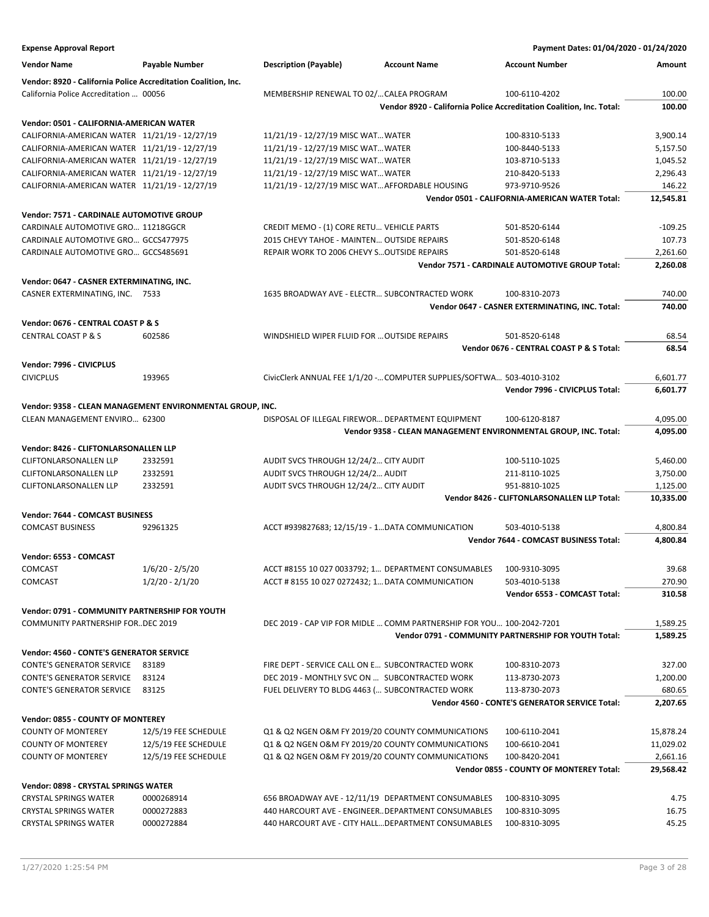**Expense Approval Report** — Payment Dates: 01/04/2020 - 01/24/2020

| Vendor Name | Payable Number | Description (Payable) | Account Name | Account Number | Amount |
|---|---|---|---|---|---|
| **Vendor: 8920 - California Police Accreditation Coalition, Inc.** | | | | | |
| California Police Accreditation ... | 00056 | MEMBERSHIP RENEWAL TO 02/... | CALEA PROGRAM | 100-6110-4202 | 100.00 |
| | | | | **Vendor 8920 - California Police Accreditation Coalition, Inc. Total:** | **100.00** |
| **Vendor: 0501 - CALIFORNIA-AMERICAN WATER** | | | | | |
| CALIFORNIA-AMERICAN WATER | 11/21/19 - 12/27/19 | 11/21/19 - 12/27/19 MISC WAT... | WATER | 100-8310-5133 | 3,900.14 |
| CALIFORNIA-AMERICAN WATER | 11/21/19 - 12/27/19 | 11/21/19 - 12/27/19 MISC WAT... | WATER | 100-8440-5133 | 5,157.50 |
| CALIFORNIA-AMERICAN WATER | 11/21/19 - 12/27/19 | 11/21/19 - 12/27/19 MISC WAT... | WATER | 103-8710-5133 | 1,045.52 |
| CALIFORNIA-AMERICAN WATER | 11/21/19 - 12/27/19 | 11/21/19 - 12/27/19 MISC WAT... | WATER | 210-8420-5133 | 2,296.43 |
| CALIFORNIA-AMERICAN WATER | 11/21/19 - 12/27/19 | 11/21/19 - 12/27/19 MISC WAT... | AFFORDABLE HOUSING | 973-9710-9526 | 146.22 |
| | | | | **Vendor 0501 - CALIFORNIA-AMERICAN WATER Total:** | **12,545.81** |
| **Vendor: 7571 - CARDINALE AUTOMOTIVE GROUP** | | | | | |
| CARDINALE AUTOMOTIVE GRO... | 11218GGCR | CREDIT MEMO - (1) CORE RETU... | VEHICLE PARTS | 501-8520-6144 | -109.25 |
| CARDINALE AUTOMOTIVE GRO... | GCCS477975 | 2015 CHEVY TAHOE - MAINTEN... | OUTSIDE REPAIRS | 501-8520-6148 | 107.73 |
| CARDINALE AUTOMOTIVE GRO... | GCCS485691 | REPAIR WORK TO 2006 CHEVY S... | OUTSIDE REPAIRS | 501-8520-6148 | 2,261.60 |
| | | | | **Vendor 7571 - CARDINALE AUTOMOTIVE GROUP Total:** | **2,260.08** |
| **Vendor: 0647 - CASNER EXTERMINATING, INC.** | | | | | |
| CASNER EXTERMINATING, INC. | 7533 | 1635 BROADWAY AVE - ELECTR... | SUBCONTRACTED WORK | 100-8310-2073 | 740.00 |
| | | | | **Vendor 0647 - CASNER EXTERMINATING, INC. Total:** | **740.00** |
| **Vendor: 0676 - CENTRAL COAST P & S** | | | | | |
| CENTRAL COAST P & S | 602586 | WINDSHIELD WIPER FLUID FOR ... | OUTSIDE REPAIRS | 501-8520-6148 | 68.54 |
| | | | | **Vendor 0676 - CENTRAL COAST P & S Total:** | **68.54** |
| **Vendor: 7996 - CIVICPLUS** | | | | | |
| CIVICPLUS | 193965 | CivicClerk ANNUAL FEE 1/1/20 -... | COMPUTER SUPPLIES/SOFTWA... | 503-4010-3102 | 6,601.77 |
| | | | | **Vendor 7996 - CIVICPLUS Total:** | **6,601.77** |
| **Vendor: 9358 - CLEAN MANAGEMENT ENVIRONMENTAL GROUP, INC.** | | | | | |
| CLEAN MANAGEMENT ENVIRO... | 62300 | DISPOSAL OF ILLEGAL FIREWOR... | DEPARTMENT EQUIPMENT | 100-6120-8187 | 4,095.00 |
| | | | | **Vendor 9358 - CLEAN MANAGEMENT ENVIRONMENTAL GROUP, INC. Total:** | **4,095.00** |
| **Vendor: 8426 - CLIFTONLARSONALLEN LLP** | | | | | |
| CLIFTONLARSONALLEN LLP | 2332591 | AUDIT SVCS THROUGH 12/24/2... | CITY AUDIT | 100-5110-1025 | 5,460.00 |
| CLIFTONLARSONALLEN LLP | 2332591 | AUDIT SVCS THROUGH 12/24/2... | AUDIT | 211-8110-1025 | 3,750.00 |
| CLIFTONLARSONALLEN LLP | 2332591 | AUDIT SVCS THROUGH 12/24/2... | CITY AUDIT | 951-8810-1025 | 1,125.00 |
| | | | | **Vendor 8426 - CLIFTONLARSONALLEN LLP Total:** | **10,335.00** |
| **Vendor: 7644 - COMCAST BUSINESS** | | | | | |
| COMCAST BUSINESS | 92961325 | ACCT #939827683; 12/15/19 - 1... | DATA COMMUNICATION | 503-4010-5138 | 4,800.84 |
| | | | | **Vendor 7644 - COMCAST BUSINESS Total:** | **4,800.84** |
| **Vendor: 6553 - COMCAST** | | | | | |
| COMCAST | 1/6/20 - 2/5/20 | ACCT #8155 10 027 0033792; 1... | DEPARTMENT CONSUMABLES | 100-9310-3095 | 39.68 |
| COMCAST | 1/2/20 - 2/1/20 | ACCT # 8155 10 027 0272432; 1... | DATA COMMUNICATION | 503-4010-5138 | 270.90 |
| | | | | **Vendor 6553 - COMCAST Total:** | **310.58** |
| **Vendor: 0791 - COMMUNITY PARTNERSHIP FOR YOUTH** | | | | | |
| COMMUNITY PARTNERSHIP FOR... | DEC 2019 | DEC 2019 - CAP VIP FOR MIDLE ... | COMM PARTNERSHIP FOR YOU... | 100-2042-7201 | 1,589.25 |
| | | | | **Vendor 0791 - COMMUNITY PARTNERSHIP FOR YOUTH Total:** | **1,589.25** |
| **Vendor: 4560 - CONTE'S GENERATOR SERVICE** | | | | | |
| CONTE'S GENERATOR SERVICE | 83189 | FIRE DEPT - SERVICE CALL ON E... | SUBCONTRACTED WORK | 100-8310-2073 | 327.00 |
| CONTE'S GENERATOR SERVICE | 83124 | DEC 2019 - MONTHLY SVC ON ... | SUBCONTRACTED WORK | 113-8730-2073 | 1,200.00 |
| CONTE'S GENERATOR SERVICE | 83125 | FUEL DELIVERY TO BLDG 4463 (... | SUBCONTRACTED WORK | 113-8730-2073 | 680.65 |
| | | | | **Vendor 4560 - CONTE'S GENERATOR SERVICE Total:** | **2,207.65** |
| **Vendor: 0855 - COUNTY OF MONTEREY** | | | | | |
| COUNTY OF MONTEREY | 12/5/19 FEE SCHEDULE | Q1 & Q2 NGEN O&M FY 2019/20 | COUNTY COMMUNICATIONS | 100-6110-2041 | 15,878.24 |
| COUNTY OF MONTEREY | 12/5/19 FEE SCHEDULE | Q1 & Q2 NGEN O&M FY 2019/20 | COUNTY COMMUNICATIONS | 100-6610-2041 | 11,029.02 |
| COUNTY OF MONTEREY | 12/5/19 FEE SCHEDULE | Q1 & Q2 NGEN O&M FY 2019/20 | COUNTY COMMUNICATIONS | 100-8420-2041 | 2,661.16 |
| | | | | **Vendor 0855 - COUNTY OF MONTEREY Total:** | **29,568.42** |
| **Vendor: 0898 - CRYSTAL SPRINGS WATER** | | | | | |
| CRYSTAL SPRINGS WATER | 0000268914 | 656 BROADWAY AVE - 12/11/19 | DEPARTMENT CONSUMABLES | 100-8310-3095 | 4.75 |
| CRYSTAL SPRINGS WATER | 0000272883 | 440 HARCOURT AVE - ENGINEER... | DEPARTMENT CONSUMABLES | 100-8310-3095 | 16.75 |
| CRYSTAL SPRINGS WATER | 0000272884 | 440 HARCOURT AVE - CITY HALL... | DEPARTMENT CONSUMABLES | 100-8310-3095 | 45.25 |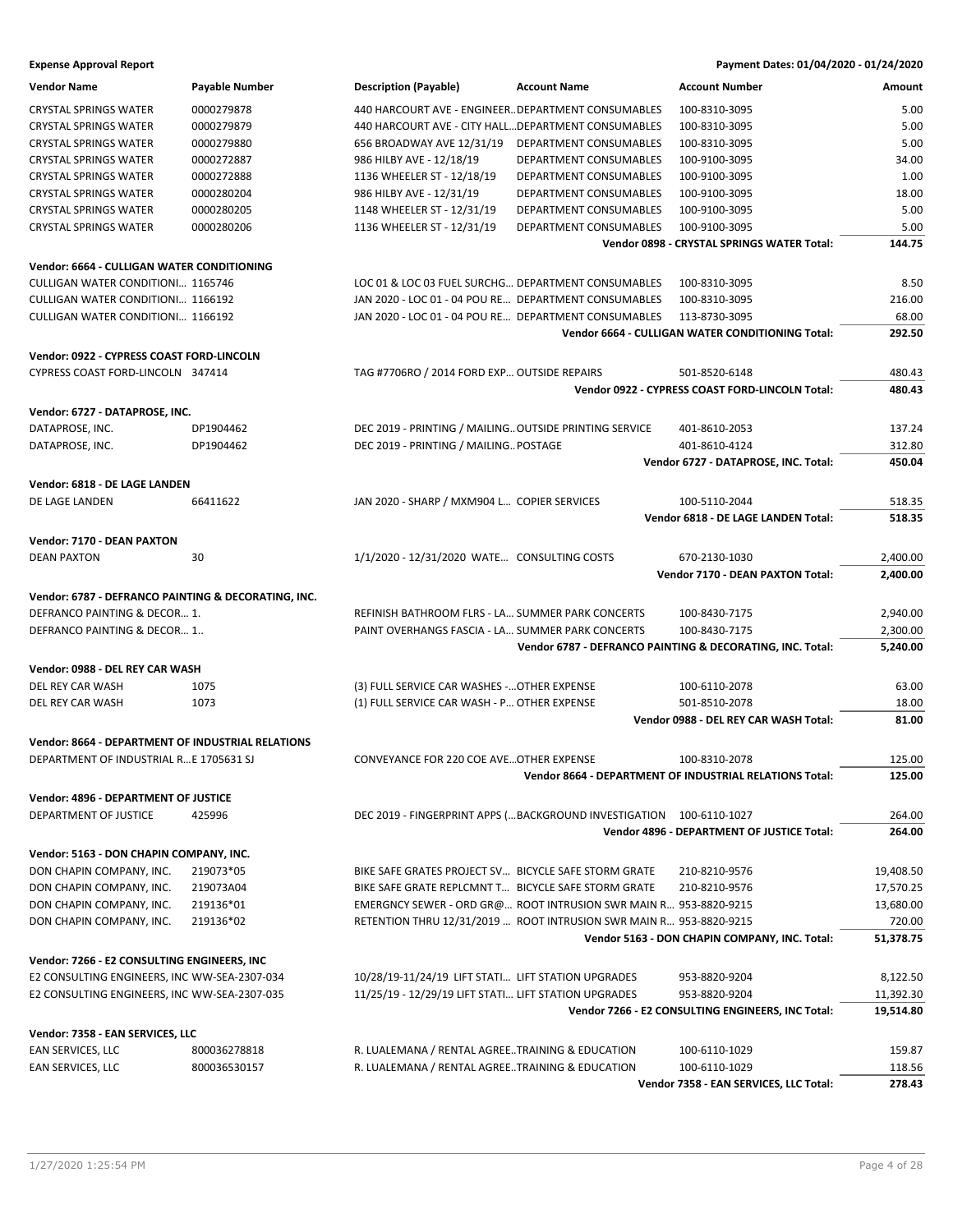**Expense Approval Report** **Payment Dates: 01/04/2020 - 01/24/2020**

| Vendor Name | Payable Number | Description (Payable) | Account Name | Account Number | Amount |
|---|---|---|---|---|---|
| CRYSTAL SPRINGS WATER | 0000279878 | 440 HARCOURT AVE - ENGINEER… | DEPARTMENT CONSUMABLES | 100-8310-3095 | 5.00 |
| CRYSTAL SPRINGS WATER | 0000279879 | 440 HARCOURT AVE - CITY HALL… | DEPARTMENT CONSUMABLES | 100-8310-3095 | 5.00 |
| CRYSTAL SPRINGS WATER | 0000279880 | 656 BROADWAY AVE 12/31/19 | DEPARTMENT CONSUMABLES | 100-8310-3095 | 5.00 |
| CRYSTAL SPRINGS WATER | 0000272887 | 986 HILBY AVE - 12/18/19 | DEPARTMENT CONSUMABLES | 100-9100-3095 | 34.00 |
| CRYSTAL SPRINGS WATER | 0000272888 | 1136 WHEELER ST - 12/18/19 | DEPARTMENT CONSUMABLES | 100-9100-3095 | 1.00 |
| CRYSTAL SPRINGS WATER | 0000280204 | 986 HILBY AVE - 12/31/19 | DEPARTMENT CONSUMABLES | 100-9100-3095 | 18.00 |
| CRYSTAL SPRINGS WATER | 0000280205 | 1148 WHEELER ST - 12/31/19 | DEPARTMENT CONSUMABLES | 100-9100-3095 | 5.00 |
| CRYSTAL SPRINGS WATER | 0000280206 | 1136 WHEELER ST - 12/31/19 | DEPARTMENT CONSUMABLES | 100-9100-3095 | 5.00 |
| | | | | **Vendor 0898 - CRYSTAL SPRINGS WATER Total:** | **144.75** |
| **Vendor: 6664 - CULLIGAN WATER CONDITIONING** | | | | | |
| CULLIGAN WATER CONDITIONI… | 1165746 | LOC 01 & LOC 03 FUEL SURCHG… | DEPARTMENT CONSUMABLES | 100-8310-3095 | 8.50 |
| CULLIGAN WATER CONDITIONI… | 1166192 | JAN 2020 - LOC 01 - 04 POU RE… | DEPARTMENT CONSUMABLES | 100-8310-3095 | 216.00 |
| CULLIGAN WATER CONDITIONI… | 1166192 | JAN 2020 - LOC 01 - 04 POU RE… | DEPARTMENT CONSUMABLES | 113-8730-3095 | 68.00 |
| | | | | **Vendor 6664 - CULLIGAN WATER CONDITIONING Total:** | **292.50** |
| **Vendor: 0922 - CYPRESS COAST FORD-LINCOLN** | | | | | |
| CYPRESS COAST FORD-LINCOLN | 347414 | TAG #7706RO / 2014 FORD EXP… | OUTSIDE REPAIRS | 501-8520-6148 | 480.43 |
| | | | | **Vendor 0922 - CYPRESS COAST FORD-LINCOLN Total:** | **480.43** |
| **Vendor: 6727 - DATAPROSE, INC.** | | | | | |
| DATAPROSE, INC. | DP1904462 | DEC 2019 - PRINTING / MAILING… | OUTSIDE PRINTING SERVICE | 401-8610-2053 | 137.24 |
| DATAPROSE, INC. | DP1904462 | DEC 2019 - PRINTING / MAILING… | POSTAGE | 401-8610-4124 | 312.80 |
| | | | | **Vendor 6727 - DATAPROSE, INC. Total:** | **450.04** |
| **Vendor: 6818 - DE LAGE LANDEN** | | | | | |
| DE LAGE LANDEN | 66411622 | JAN 2020 - SHARP / MXM904 L… | COPIER SERVICES | 100-5110-2044 | 518.35 |
| | | | | **Vendor 6818 - DE LAGE LANDEN Total:** | **518.35** |
| **Vendor: 7170 - DEAN PAXTON** | | | | | |
| DEAN PAXTON | 30 | 1/1/2020 - 12/31/2020 WATE… | CONSULTING COSTS | 670-2130-1030 | 2,400.00 |
| | | | | **Vendor 7170 - DEAN PAXTON Total:** | **2,400.00** |
| **Vendor: 6787 - DEFRANCO PAINTING & DECORATING, INC.** | | | | | |
| DEFRANCO PAINTING & DECOR… | 1. | REFINISH BATHROOM FLRS - LA… | SUMMER PARK CONCERTS | 100-8430-7175 | 2,940.00 |
| DEFRANCO PAINTING & DECOR… | 1.. | PAINT OVERHANGS FASCIA - LA… | SUMMER PARK CONCERTS | 100-8430-7175 | 2,300.00 |
| | | | | **Vendor 6787 - DEFRANCO PAINTING & DECORATING, INC. Total:** | **5,240.00** |
| **Vendor: 0988 - DEL REY CAR WASH** | | | | | |
| DEL REY CAR WASH | 1075 | (3) FULL SERVICE CAR WASHES -… | OTHER EXPENSE | 100-6110-2078 | 63.00 |
| DEL REY CAR WASH | 1073 | (1) FULL SERVICE CAR WASH - P… | OTHER EXPENSE | 501-8510-2078 | 18.00 |
| | | | | **Vendor 0988 - DEL REY CAR WASH Total:** | **81.00** |
| **Vendor: 8664 - DEPARTMENT OF INDUSTRIAL RELATIONS** | | | | | |
| DEPARTMENT OF INDUSTRIAL R… | E 1705631 SJ | CONVEYANCE FOR 220 COE AVE… | OTHER EXPENSE | 100-8310-2078 | 125.00 |
| | | | | **Vendor 8664 - DEPARTMENT OF INDUSTRIAL RELATIONS Total:** | **125.00** |
| **Vendor: 4896 - DEPARTMENT OF JUSTICE** | | | | | |
| DEPARTMENT OF JUSTICE | 425996 | DEC 2019 - FINGERPRINT APPS (… | BACKGROUND INVESTIGATION | 100-6110-1027 | 264.00 |
| | | | | **Vendor 4896 - DEPARTMENT OF JUSTICE Total:** | **264.00** |
| **Vendor: 5163 - DON CHAPIN COMPANY, INC.** | | | | | |
| DON CHAPIN COMPANY, INC. | 219073*05 | BIKE SAFE GRATES PROJECT SV… | BICYCLE SAFE STORM GRATE | 210-8210-9576 | 19,408.50 |
| DON CHAPIN COMPANY, INC. | 219073A04 | BIKE SAFE GRATE REPLCMNT T… | BICYCLE SAFE STORM GRATE | 210-8210-9576 | 17,570.25 |
| DON CHAPIN COMPANY, INC. | 219136*01 | EMERGNCY SEWER - ORD GR@… | ROOT INTRUSION SWR MAIN R… | 953-8820-9215 | 13,680.00 |
| DON CHAPIN COMPANY, INC. | 219136*02 | RETENTION THRU 12/31/2019 … | ROOT INTRUSION SWR MAIN R… | 953-8820-9215 | 720.00 |
| | | | | **Vendor 5163 - DON CHAPIN COMPANY, INC. Total:** | **51,378.75** |
| **Vendor: 7266 - E2 CONSULTING ENGINEERS, INC** | | | | | |
| E2 CONSULTING ENGINEERS, INC | WW-SEA-2307-034 | 10/28/19-11/24/19 LIFT STATI… | LIFT STATION UPGRADES | 953-8820-9204 | 8,122.50 |
| E2 CONSULTING ENGINEERS, INC | WW-SEA-2307-035 | 11/25/19 - 12/29/19 LIFT STATI… | LIFT STATION UPGRADES | 953-8820-9204 | 11,392.30 |
| | | | | **Vendor 7266 - E2 CONSULTING ENGINEERS, INC Total:** | **19,514.80** |
| **Vendor: 7358 - EAN SERVICES, LLC** | | | | | |
| EAN SERVICES, LLC | 800036278818 | R. LUALEMANA / RENTAL AGREE… | TRAINING & EDUCATION | 100-6110-1029 | 159.87 |
| EAN SERVICES, LLC | 800036530157 | R. LUALEMANA / RENTAL AGREE… | TRAINING & EDUCATION | 100-6110-1029 | 118.56 |
| | | | | **Vendor 7358 - EAN SERVICES, LLC Total:** | **278.43** |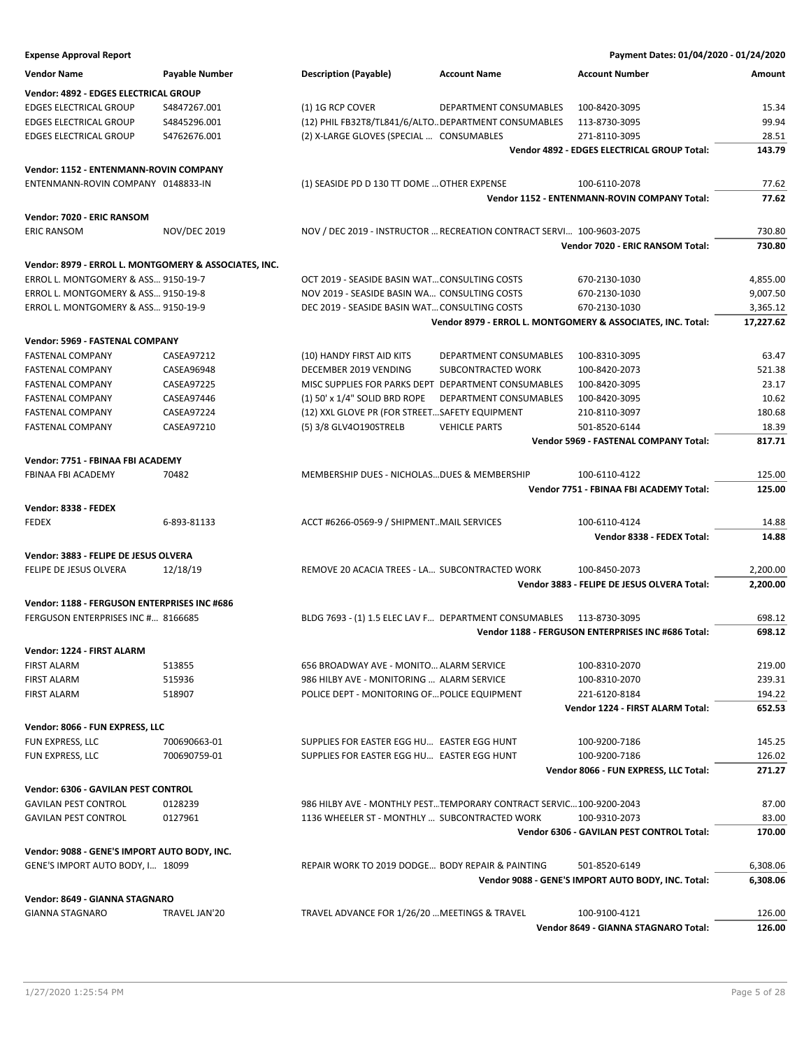**Expense Approval Report** — Payment Dates: 01/04/2020 - 01/24/2020

| Vendor Name | Payable Number | Description (Payable) | Account Name | Account Number | Amount |
|---|---|---|---|---|---|
| **Vendor: 4892 - EDGES ELECTRICAL GROUP** | | | | | |
| EDGES ELECTRICAL GROUP | S4847267.001 | (1) 1G RCP COVER | DEPARTMENT CONSUMABLES | 100-8420-3095 | 15.34 |
| EDGES ELECTRICAL GROUP | S4845296.001 | (12) PHIL FB32T8/TL841/6/ALTO... | DEPARTMENT CONSUMABLES | 113-8730-3095 | 99.94 |
| EDGES ELECTRICAL GROUP | S4762676.001 | (2) X-LARGE GLOVES (SPECIAL ... | CONSUMABLES | 271-8110-3095 | 28.51 |
| | | | | **Vendor 4892 - EDGES ELECTRICAL GROUP Total:** | **143.79** |
| **Vendor: 1152 - ENTENMANN-ROVIN COMPANY** | | | | | |
| ENTENMANN-ROVIN COMPANY | 0148833-IN | (1) SEASIDE PD D 130 TT DOME ... | OTHER EXPENSE | 100-6110-2078 | 77.62 |
| | | | | **Vendor 1152 - ENTENMANN-ROVIN COMPANY Total:** | **77.62** |
| **Vendor: 7020 - ERIC RANSOM** | | | | | |
| ERIC RANSOM | NOV/DEC 2019 | NOV / DEC 2019 - INSTRUCTOR ... | RECREATION CONTRACT SERVI... | 100-9603-2075 | 730.80 |
| | | | | **Vendor 7020 - ERIC RANSOM Total:** | **730.80** |
| **Vendor: 8979 - ERROL L. MONTGOMERY & ASSOCIATES, INC.** | | | | | |
| ERROL L. MONTGOMERY & ASS... | 9150-19-7 | OCT 2019 - SEASIDE BASIN WAT... | CONSULTING COSTS | 670-2130-1030 | 4,855.00 |
| ERROL L. MONTGOMERY & ASS... | 9150-19-8 | NOV 2019 - SEASIDE BASIN WA... | CONSULTING COSTS | 670-2130-1030 | 9,007.50 |
| ERROL L. MONTGOMERY & ASS... | 9150-19-9 | DEC 2019 - SEASIDE BASIN WAT... | CONSULTING COSTS | 670-2130-1030 | 3,365.12 |
| | | | | **Vendor 8979 - ERROL L. MONTGOMERY & ASSOCIATES, INC. Total:** | **17,227.62** |
| **Vendor: 5969 - FASTENAL COMPANY** | | | | | |
| FASTENAL COMPANY | CASEA97212 | (10) HANDY FIRST AID KITS | DEPARTMENT CONSUMABLES | 100-8310-3095 | 63.47 |
| FASTENAL COMPANY | CASEA96948 | DECEMBER 2019 VENDING | SUBCONTRACTED WORK | 100-8420-2073 | 521.38 |
| FASTENAL COMPANY | CASEA97225 | MISC SUPPLIES FOR PARKS DEPT | DEPARTMENT CONSUMABLES | 100-8420-3095 | 23.17 |
| FASTENAL COMPANY | CASEA97446 | (1) 50' x 1/4" SOLID BRD ROPE | DEPARTMENT CONSUMABLES | 100-8420-3095 | 10.62 |
| FASTENAL COMPANY | CASEA97224 | (12) XXL GLOVE PR (FOR STREET... | SAFETY EQUIPMENT | 210-8110-3097 | 180.68 |
| FASTENAL COMPANY | CASEA97210 | (5) 3/8 GLV4O190STRELB | VEHICLE PARTS | 501-8520-6144 | 18.39 |
| | | | | **Vendor 5969 - FASTENAL COMPANY Total:** | **817.71** |
| **Vendor: 7751 - FBINAA FBI ACADEMY** | | | | | |
| FBINAA FBI ACADEMY | 70482 | MEMBERSHIP DUES - NICHOLAS... | DUES & MEMBERSHIP | 100-6110-4122 | 125.00 |
| | | | | **Vendor 7751 - FBINAA FBI ACADEMY Total:** | **125.00** |
| **Vendor: 8338 - FEDEX** | | | | | |
| FEDEX | 6-893-81133 | ACCT #6266-0569-9 / SHIPMENT.. | MAIL SERVICES | 100-6110-4124 | 14.88 |
| | | | | **Vendor 8338 - FEDEX Total:** | **14.88** |
| **Vendor: 3883 - FELIPE DE JESUS OLVERA** | | | | | |
| FELIPE DE JESUS OLVERA | 12/18/19 | REMOVE 20 ACACIA TREES - LA... | SUBCONTRACTED WORK | 100-8450-2073 | 2,200.00 |
| | | | | **Vendor 3883 - FELIPE DE JESUS OLVERA Total:** | **2,200.00** |
| **Vendor: 1188 - FERGUSON ENTERPRISES INC #686** | | | | | |
| FERGUSON ENTERPRISES INC #... | 8166685 | BLDG 7693 - (1) 1.5 ELEC LAV F... | DEPARTMENT CONSUMABLES | 113-8730-3095 | 698.12 |
| | | | | **Vendor 1188 - FERGUSON ENTERPRISES INC #686 Total:** | **698.12** |
| **Vendor: 1224 - FIRST ALARM** | | | | | |
| FIRST ALARM | 513855 | 656 BROADWAY AVE - MONITO... | ALARM SERVICE | 100-8310-2070 | 219.00 |
| FIRST ALARM | 515936 | 986 HILBY AVE - MONITORING ... | ALARM SERVICE | 100-8310-2070 | 239.31 |
| FIRST ALARM | 518907 | POLICE DEPT - MONITORING OF... | POLICE EQUIPMENT | 221-6120-8184 | 194.22 |
| | | | | **Vendor 1224 - FIRST ALARM Total:** | **652.53** |
| **Vendor: 8066 - FUN EXPRESS, LLC** | | | | | |
| FUN EXPRESS, LLC | 700690663-01 | SUPPLIES FOR EASTER EGG HU... | EASTER EGG HUNT | 100-9200-7186 | 145.25 |
| FUN EXPRESS, LLC | 700690759-01 | SUPPLIES FOR EASTER EGG HU... | EASTER EGG HUNT | 100-9200-7186 | 126.02 |
| | | | | **Vendor 8066 - FUN EXPRESS, LLC Total:** | **271.27** |
| **Vendor: 6306 - GAVILAN PEST CONTROL** | | | | | |
| GAVILAN PEST CONTROL | 0128239 | 986 HILBY AVE - MONTHLY PEST... | TEMPORARY CONTRACT SERVIC... | 100-9200-2043 | 87.00 |
| GAVILAN PEST CONTROL | 0127961 | 1136 WHEELER ST - MONTHLY ... | SUBCONTRACTED WORK | 100-9310-2073 | 83.00 |
| | | | | **Vendor 6306 - GAVILAN PEST CONTROL Total:** | **170.00** |
| **Vendor: 9088 - GENE'S IMPORT AUTO BODY, INC.** | | | | | |
| GENE'S IMPORT AUTO BODY, I... | 18099 | REPAIR WORK TO 2019 DODGE... | BODY REPAIR & PAINTING | 501-8520-6149 | 6,308.06 |
| | | | | **Vendor 9088 - GENE'S IMPORT AUTO BODY, INC. Total:** | **6,308.06** |
| **Vendor: 8649 - GIANNA STAGNARO** | | | | | |
| GIANNA STAGNARO | TRAVEL JAN'20 | TRAVEL ADVANCE FOR 1/26/20 ... | MEETINGS & TRAVEL | 100-9100-4121 | 126.00 |
| | | | | **Vendor 8649 - GIANNA STAGNARO Total:** | **126.00** |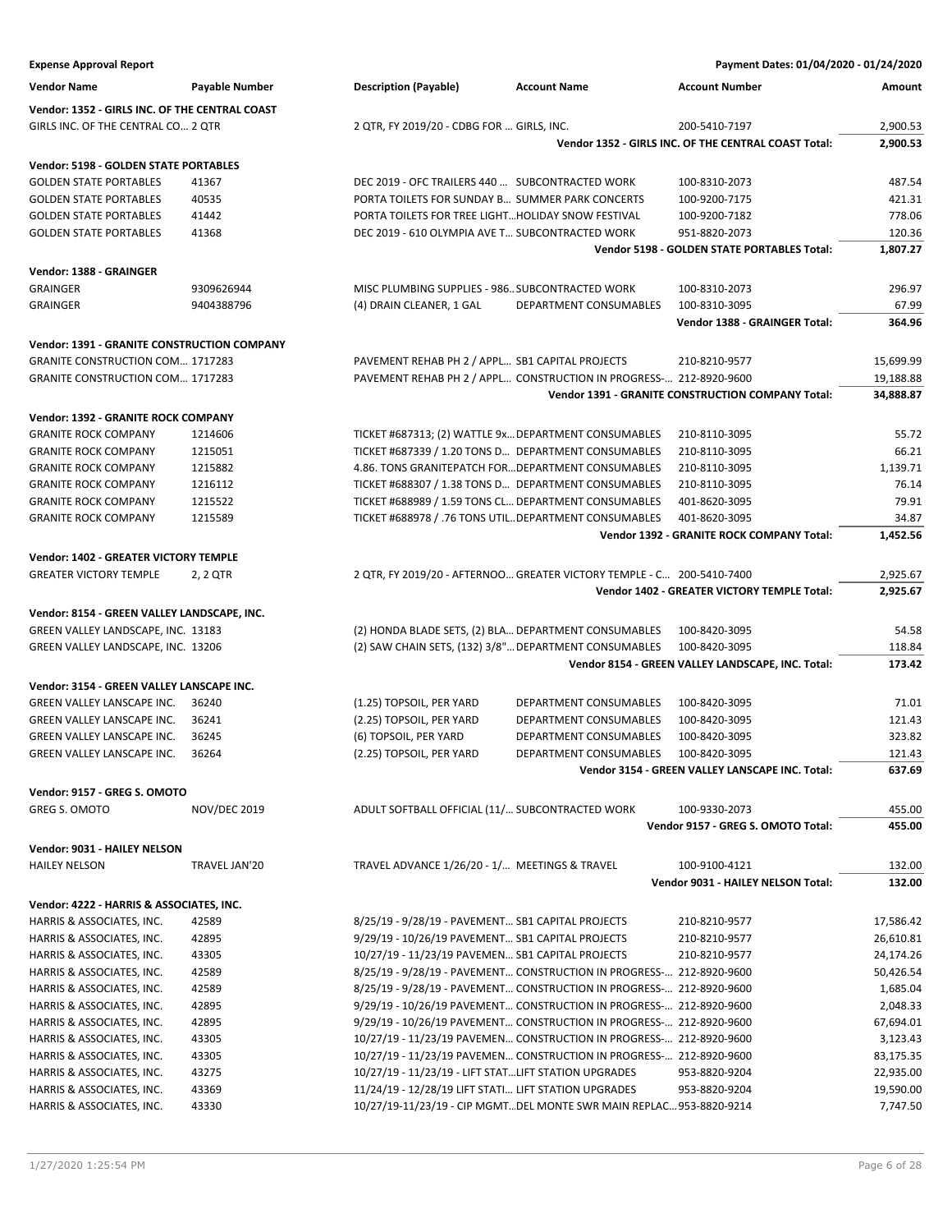**Expense Approval Report** — Payment Dates: 01/04/2020 - 01/24/2020

| Vendor Name | Payable Number | Description (Payable) | Account Name | Account Number | Amount |
|---|---|---|---|---|---|
| **Vendor: 1352 - GIRLS INC. OF THE CENTRAL COAST** | | | | | |
| GIRLS INC. OF THE CENTRAL CO... | 2 QTR | 2 QTR, FY 2019/20 - CDBG FOR ... | GIRLS, INC. | 200-5410-7197 | 2,900.53 |
| | | | | **Vendor 1352 - GIRLS INC. OF THE CENTRAL COAST Total:** | **2,900.53** |
| **Vendor: 5198 - GOLDEN STATE PORTABLES** | | | | | |
| GOLDEN STATE PORTABLES | 41367 | DEC 2019 - OFC TRAILERS 440 ... | SUBCONTRACTED WORK | 100-8310-2073 | 487.54 |
| GOLDEN STATE PORTABLES | 40535 | PORTA TOILETS FOR SUNDAY B... | SUMMER PARK CONCERTS | 100-9200-7175 | 421.31 |
| GOLDEN STATE PORTABLES | 41442 | PORTA TOILETS FOR TREE LIGHT... | HOLIDAY SNOW FESTIVAL | 100-9200-7182 | 778.06 |
| GOLDEN STATE PORTABLES | 41368 | DEC 2019 - 610 OLYMPIA AVE T... | SUBCONTRACTED WORK | 951-8820-2073 | 120.36 |
| | | | | **Vendor 5198 - GOLDEN STATE PORTABLES Total:** | **1,807.27** |
| **Vendor: 1388 - GRAINGER** | | | | | |
| GRAINGER | 9309626944 | MISC PLUMBING SUPPLIES - 986... | SUBCONTRACTED WORK | 100-8310-2073 | 296.97 |
| GRAINGER | 9404388796 | (4) DRAIN CLEANER, 1 GAL | DEPARTMENT CONSUMABLES | 100-8310-3095 | 67.99 |
| | | | | **Vendor 1388 - GRAINGER Total:** | **364.96** |
| **Vendor: 1391 - GRANITE CONSTRUCTION COMPANY** | | | | | |
| GRANITE CONSTRUCTION COM... | 1717283 | PAVEMENT REHAB PH 2 / APPL... | SB1 CAPITAL PROJECTS | 210-8210-9577 | 15,699.99 |
| GRANITE CONSTRUCTION COM... | 1717283 | PAVEMENT REHAB PH 2 / APPL... | CONSTRUCTION IN PROGRESS-... | 212-8920-9600 | 19,188.88 |
| | | | | **Vendor 1391 - GRANITE CONSTRUCTION COMPANY Total:** | **34,888.87** |
| **Vendor: 1392 - GRANITE ROCK COMPANY** | | | | | |
| GRANITE ROCK COMPANY | 1214606 | TICKET #687313; (2) WATTLE 9x... | DEPARTMENT CONSUMABLES | 210-8110-3095 | 55.72 |
| GRANITE ROCK COMPANY | 1215051 | TICKET #687339 / 1.20 TONS D... | DEPARTMENT CONSUMABLES | 210-8110-3095 | 66.21 |
| GRANITE ROCK COMPANY | 1215882 | 4.86. TONS GRANITEPATCH FOR... | DEPARTMENT CONSUMABLES | 210-8110-3095 | 1,139.71 |
| GRANITE ROCK COMPANY | 1216112 | TICKET #688307 / 1.38 TONS D... | DEPARTMENT CONSUMABLES | 210-8110-3095 | 76.14 |
| GRANITE ROCK COMPANY | 1215522 | TICKET #688989 / 1.59 TONS CL... | DEPARTMENT CONSUMABLES | 401-8620-3095 | 79.91 |
| GRANITE ROCK COMPANY | 1215589 | TICKET #688978 / .76 TONS UTIL... | DEPARTMENT CONSUMABLES | 401-8620-3095 | 34.87 |
| | | | | **Vendor 1392 - GRANITE ROCK COMPANY Total:** | **1,452.56** |
| **Vendor: 1402 - GREATER VICTORY TEMPLE** | | | | | |
| GREATER VICTORY TEMPLE | 2, 2 QTR | 2 QTR, FY 2019/20 - AFTERNOO... | GREATER VICTORY TEMPLE - C... | 200-5410-7400 | 2,925.67 |
| | | | | **Vendor 1402 - GREATER VICTORY TEMPLE Total:** | **2,925.67** |
| **Vendor: 8154 - GREEN VALLEY LANDSCAPE, INC.** | | | | | |
| GREEN VALLEY LANDSCAPE, INC. | 13183 | (2) HONDA BLADE SETS, (2) BLA... | DEPARTMENT CONSUMABLES | 100-8420-3095 | 54.58 |
| GREEN VALLEY LANDSCAPE, INC. | 13206 | (2) SAW CHAIN SETS, (132) 3/8"... | DEPARTMENT CONSUMABLES | 100-8420-3095 | 118.84 |
| | | | | **Vendor 8154 - GREEN VALLEY LANDSCAPE, INC. Total:** | **173.42** |
| **Vendor: 3154 - GREEN VALLEY LANSCAPE INC.** | | | | | |
| GREEN VALLEY LANSCAPE INC. | 36240 | (1.25) TOPSOIL, PER YARD | DEPARTMENT CONSUMABLES | 100-8420-3095 | 71.01 |
| GREEN VALLEY LANSCAPE INC. | 36241 | (2.25) TOPSOIL, PER YARD | DEPARTMENT CONSUMABLES | 100-8420-3095 | 121.43 |
| GREEN VALLEY LANSCAPE INC. | 36245 | (6) TOPSOIL, PER YARD | DEPARTMENT CONSUMABLES | 100-8420-3095 | 323.82 |
| GREEN VALLEY LANSCAPE INC. | 36264 | (2.25) TOPSOIL, PER YARD | DEPARTMENT CONSUMABLES | 100-8420-3095 | 121.43 |
| | | | | **Vendor 3154 - GREEN VALLEY LANSCAPE INC. Total:** | **637.69** |
| **Vendor: 9157 - GREG S. OMOTO** | | | | | |
| GREG S. OMOTO | NOV/DEC 2019 | ADULT SOFTBALL OFFICIAL (11/... | SUBCONTRACTED WORK | 100-9330-2073 | 455.00 |
| | | | | **Vendor 9157 - GREG S. OMOTO Total:** | **455.00** |
| **Vendor: 9031 - HAILEY NELSON** | | | | | |
| HAILEY NELSON | TRAVEL JAN'20 | TRAVEL ADVANCE 1/26/20 - 1/... | MEETINGS & TRAVEL | 100-9100-4121 | 132.00 |
| | | | | **Vendor 9031 - HAILEY NELSON Total:** | **132.00** |
| **Vendor: 4222 - HARRIS & ASSOCIATES, INC.** | | | | | |
| HARRIS & ASSOCIATES, INC. | 42589 | 8/25/19 - 9/28/19 - PAVEMENT... | SB1 CAPITAL PROJECTS | 210-8210-9577 | 17,586.42 |
| HARRIS & ASSOCIATES, INC. | 42895 | 9/29/19 - 10/26/19 PAVEMENT... | SB1 CAPITAL PROJECTS | 210-8210-9577 | 26,610.81 |
| HARRIS & ASSOCIATES, INC. | 43305 | 10/27/19 - 11/23/19 PAVEMEN... | SB1 CAPITAL PROJECTS | 210-8210-9577 | 24,174.26 |
| HARRIS & ASSOCIATES, INC. | 42589 | 8/25/19 - 9/28/19 - PAVEMENT... | CONSTRUCTION IN PROGRESS-... | 212-8920-9600 | 50,426.54 |
| HARRIS & ASSOCIATES, INC. | 42589 | 8/25/19 - 9/28/19 - PAVEMENT... | CONSTRUCTION IN PROGRESS-... | 212-8920-9600 | 1,685.04 |
| HARRIS & ASSOCIATES, INC. | 42895 | 9/29/19 - 10/26/19 PAVEMENT... | CONSTRUCTION IN PROGRESS-... | 212-8920-9600 | 2,048.33 |
| HARRIS & ASSOCIATES, INC. | 42895 | 9/29/19 - 10/26/19 PAVEMENT... | CONSTRUCTION IN PROGRESS-... | 212-8920-9600 | 67,694.01 |
| HARRIS & ASSOCIATES, INC. | 43305 | 10/27/19 - 11/23/19 PAVEMEN... | CONSTRUCTION IN PROGRESS-... | 212-8920-9600 | 3,123.43 |
| HARRIS & ASSOCIATES, INC. | 43305 | 10/27/19 - 11/23/19 PAVEMEN... | CONSTRUCTION IN PROGRESS-... | 212-8920-9600 | 83,175.35 |
| HARRIS & ASSOCIATES, INC. | 43275 | 10/27/19 - 11/23/19 - LIFT STAT... | LIFT STATION UPGRADES | 953-8820-9204 | 22,935.00 |
| HARRIS & ASSOCIATES, INC. | 43369 | 11/24/19 - 12/28/19 LIFT STATI... | LIFT STATION UPGRADES | 953-8820-9204 | 19,590.00 |
| HARRIS & ASSOCIATES, INC. | 43330 | 10/27/19-11/23/19 - CIP MGMT... | DEL MONTE SWR MAIN REPLAC... | 953-8820-9214 | 7,747.50 |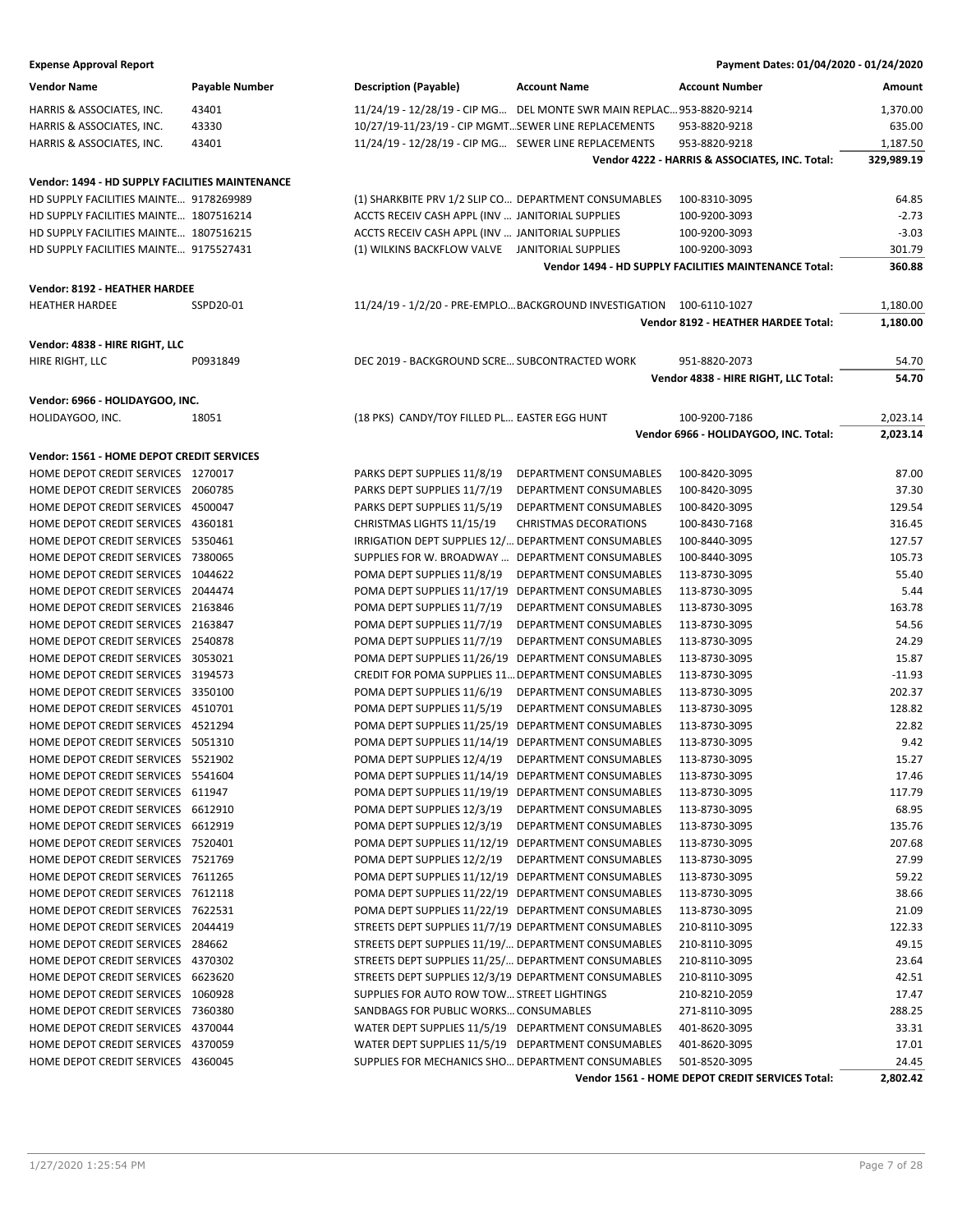**Expense Approval Report** — Payment Dates: 01/04/2020 - 01/24/2020

| Vendor Name | Payable Number | Description (Payable) | Account Name | Account Number | Amount |
|---|---|---|---|---|---|
| HARRIS & ASSOCIATES, INC. | 43401 | 11/24/19 - 12/28/19 - CIP MG… | DEL MONTE SWR MAIN REPLAC… | 953-8820-9214 | 1,370.00 |
| HARRIS & ASSOCIATES, INC. | 43330 | 10/27/19-11/23/19 - CIP MGMT… | SEWER LINE REPLACEMENTS | 953-8820-9218 | 635.00 |
| HARRIS & ASSOCIATES, INC. | 43401 | 11/24/19 - 12/28/19 - CIP MG… | SEWER LINE REPLACEMENTS | 953-8820-9218 | 1,187.50 |
| | | | | **Vendor 4222 - HARRIS & ASSOCIATES, INC. Total:** | **329,989.19** |
| **Vendor: 1494 - HD SUPPLY FACILITIES MAINTENANCE** | | | | | |
| HD SUPPLY FACILITIES MAINTE… | 9178269989 | (1) SHARKBITE PRV 1/2 SLIP CO… | DEPARTMENT CONSUMABLES | 100-8310-3095 | 64.85 |
| HD SUPPLY FACILITIES MAINTE… | 1807516214 | ACCTS RECEIV CASH APPL (INV … | JANITORIAL SUPPLIES | 100-9200-3093 | -2.73 |
| HD SUPPLY FACILITIES MAINTE… | 1807516215 | ACCTS RECEIV CASH APPL (INV … | JANITORIAL SUPPLIES | 100-9200-3093 | -3.03 |
| HD SUPPLY FACILITIES MAINTE… | 9175527431 | (1) WILKINS BACKFLOW VALVE | JANITORIAL SUPPLIES | 100-9200-3093 | 301.79 |
| | | | | **Vendor 1494 - HD SUPPLY FACILITIES MAINTENANCE Total:** | **360.88** |
| **Vendor: 8192 - HEATHER HARDEE** | | | | | |
| HEATHER HARDEE | SSPD20-01 | 11/24/19 - 1/2/20 - PRE-EMPLO… | BACKGROUND INVESTIGATION | 100-6110-1027 | 1,180.00 |
| | | | | **Vendor 8192 - HEATHER HARDEE Total:** | **1,180.00** |
| **Vendor: 4838 - HIRE RIGHT, LLC** | | | | | |
| HIRE RIGHT, LLC | P0931849 | DEC 2019 - BACKGROUND SCRE… | SUBCONTRACTED WORK | 951-8820-2073 | 54.70 |
| | | | | **Vendor 4838 - HIRE RIGHT, LLC Total:** | **54.70** |
| **Vendor: 6966 - HOLIDAYGOO, INC.** | | | | | |
| HOLIDAYGOO, INC. | 18051 | (18 PKS) CANDY/TOY FILLED PL… | EASTER EGG HUNT | 100-9200-7186 | 2,023.14 |
| | | | | **Vendor 6966 - HOLIDAYGOO, INC. Total:** | **2,023.14** |
| **Vendor: 1561 - HOME DEPOT CREDIT SERVICES** | | | | | |
| HOME DEPOT CREDIT SERVICES | 1270017 | PARKS DEPT SUPPLIES 11/8/19 | DEPARTMENT CONSUMABLES | 100-8420-3095 | 87.00 |
| HOME DEPOT CREDIT SERVICES | 2060785 | PARKS DEPT SUPPLIES 11/7/19 | DEPARTMENT CONSUMABLES | 100-8420-3095 | 37.30 |
| HOME DEPOT CREDIT SERVICES | 4500047 | PARKS DEPT SUPPLIES 11/5/19 | DEPARTMENT CONSUMABLES | 100-8420-3095 | 129.54 |
| HOME DEPOT CREDIT SERVICES | 4360181 | CHRISTMAS LIGHTS 11/15/19 | CHRISTMAS DECORATIONS | 100-8430-7168 | 316.45 |
| HOME DEPOT CREDIT SERVICES | 5350461 | IRRIGATION DEPT SUPPLIES 12/… | DEPARTMENT CONSUMABLES | 100-8440-3095 | 127.57 |
| HOME DEPOT CREDIT SERVICES | 7380065 | SUPPLIES FOR W. BROADWAY … | DEPARTMENT CONSUMABLES | 100-8440-3095 | 105.73 |
| HOME DEPOT CREDIT SERVICES | 1044622 | POMA DEPT SUPPLIES 11/8/19 | DEPARTMENT CONSUMABLES | 113-8730-3095 | 55.40 |
| HOME DEPOT CREDIT SERVICES | 2044474 | POMA DEPT SUPPLIES 11/17/19 | DEPARTMENT CONSUMABLES | 113-8730-3095 | 5.44 |
| HOME DEPOT CREDIT SERVICES | 2163846 | POMA DEPT SUPPLIES 11/7/19 | DEPARTMENT CONSUMABLES | 113-8730-3095 | 163.78 |
| HOME DEPOT CREDIT SERVICES | 2163847 | POMA DEPT SUPPLIES 11/7/19 | DEPARTMENT CONSUMABLES | 113-8730-3095 | 54.56 |
| HOME DEPOT CREDIT SERVICES | 2540878 | POMA DEPT SUPPLIES 11/7/19 | DEPARTMENT CONSUMABLES | 113-8730-3095 | 24.29 |
| HOME DEPOT CREDIT SERVICES | 3053021 | POMA DEPT SUPPLIES 11/26/19 | DEPARTMENT CONSUMABLES | 113-8730-3095 | 15.87 |
| HOME DEPOT CREDIT SERVICES | 3194573 | CREDIT FOR POMA SUPPLIES 11… | DEPARTMENT CONSUMABLES | 113-8730-3095 | -11.93 |
| HOME DEPOT CREDIT SERVICES | 3350100 | POMA DEPT SUPPLIES 11/6/19 | DEPARTMENT CONSUMABLES | 113-8730-3095 | 202.37 |
| HOME DEPOT CREDIT SERVICES | 4510701 | POMA DEPT SUPPLIES 11/5/19 | DEPARTMENT CONSUMABLES | 113-8730-3095 | 128.82 |
| HOME DEPOT CREDIT SERVICES | 4521294 | POMA DEPT SUPPLIES 11/25/19 | DEPARTMENT CONSUMABLES | 113-8730-3095 | 22.82 |
| HOME DEPOT CREDIT SERVICES | 5051310 | POMA DEPT SUPPLIES 11/14/19 | DEPARTMENT CONSUMABLES | 113-8730-3095 | 9.42 |
| HOME DEPOT CREDIT SERVICES | 5521902 | POMA DEPT SUPPLIES 12/4/19 | DEPARTMENT CONSUMABLES | 113-8730-3095 | 15.27 |
| HOME DEPOT CREDIT SERVICES | 5541604 | POMA DEPT SUPPLIES 11/14/19 | DEPARTMENT CONSUMABLES | 113-8730-3095 | 17.46 |
| HOME DEPOT CREDIT SERVICES | 611947 | POMA DEPT SUPPLIES 11/19/19 | DEPARTMENT CONSUMABLES | 113-8730-3095 | 117.79 |
| HOME DEPOT CREDIT SERVICES | 6612910 | POMA DEPT SUPPLIES 12/3/19 | DEPARTMENT CONSUMABLES | 113-8730-3095 | 68.95 |
| HOME DEPOT CREDIT SERVICES | 6612919 | POMA DEPT SUPPLIES 12/3/19 | DEPARTMENT CONSUMABLES | 113-8730-3095 | 135.76 |
| HOME DEPOT CREDIT SERVICES | 7520401 | POMA DEPT SUPPLIES 11/12/19 | DEPARTMENT CONSUMABLES | 113-8730-3095 | 207.68 |
| HOME DEPOT CREDIT SERVICES | 7521769 | POMA DEPT SUPPLIES 12/2/19 | DEPARTMENT CONSUMABLES | 113-8730-3095 | 27.99 |
| HOME DEPOT CREDIT SERVICES | 7611265 | POMA DEPT SUPPLIES 11/12/19 | DEPARTMENT CONSUMABLES | 113-8730-3095 | 59.22 |
| HOME DEPOT CREDIT SERVICES | 7612118 | POMA DEPT SUPPLIES 11/22/19 | DEPARTMENT CONSUMABLES | 113-8730-3095 | 38.66 |
| HOME DEPOT CREDIT SERVICES | 7622531 | POMA DEPT SUPPLIES 11/22/19 | DEPARTMENT CONSUMABLES | 113-8730-3095 | 21.09 |
| HOME DEPOT CREDIT SERVICES | 2044419 | STREETS DEPT SUPPLIES 11/7/19 | DEPARTMENT CONSUMABLES | 210-8110-3095 | 122.33 |
| HOME DEPOT CREDIT SERVICES | 284662 | STREETS DEPT SUPPLIES 11/19/… | DEPARTMENT CONSUMABLES | 210-8110-3095 | 49.15 |
| HOME DEPOT CREDIT SERVICES | 4370302 | STREETS DEPT SUPPLIES 11/25/… | DEPARTMENT CONSUMABLES | 210-8110-3095 | 23.64 |
| HOME DEPOT CREDIT SERVICES | 6623620 | STREETS DEPT SUPPLIES 12/3/19 | DEPARTMENT CONSUMABLES | 210-8110-3095 | 42.51 |
| HOME DEPOT CREDIT SERVICES | 1060928 | SUPPLIES FOR AUTO ROW TOW… | STREET LIGHTINGS | 210-8210-2059 | 17.47 |
| HOME DEPOT CREDIT SERVICES | 7360380 | SANDBAGS FOR PUBLIC WORKS… | CONSUMABLES | 271-8110-3095 | 288.25 |
| HOME DEPOT CREDIT SERVICES | 4370044 | WATER DEPT SUPPLIES 11/5/19 | DEPARTMENT CONSUMABLES | 401-8620-3095 | 33.31 |
| HOME DEPOT CREDIT SERVICES | 4370059 | WATER DEPT SUPPLIES 11/5/19 | DEPARTMENT CONSUMABLES | 401-8620-3095 | 17.01 |
| HOME DEPOT CREDIT SERVICES | 4360045 | SUPPLIES FOR MECHANICS SHO… | DEPARTMENT CONSUMABLES | 501-8520-3095 | 24.45 |
| | | | | **Vendor 1561 - HOME DEPOT CREDIT SERVICES Total:** | **2,802.42** |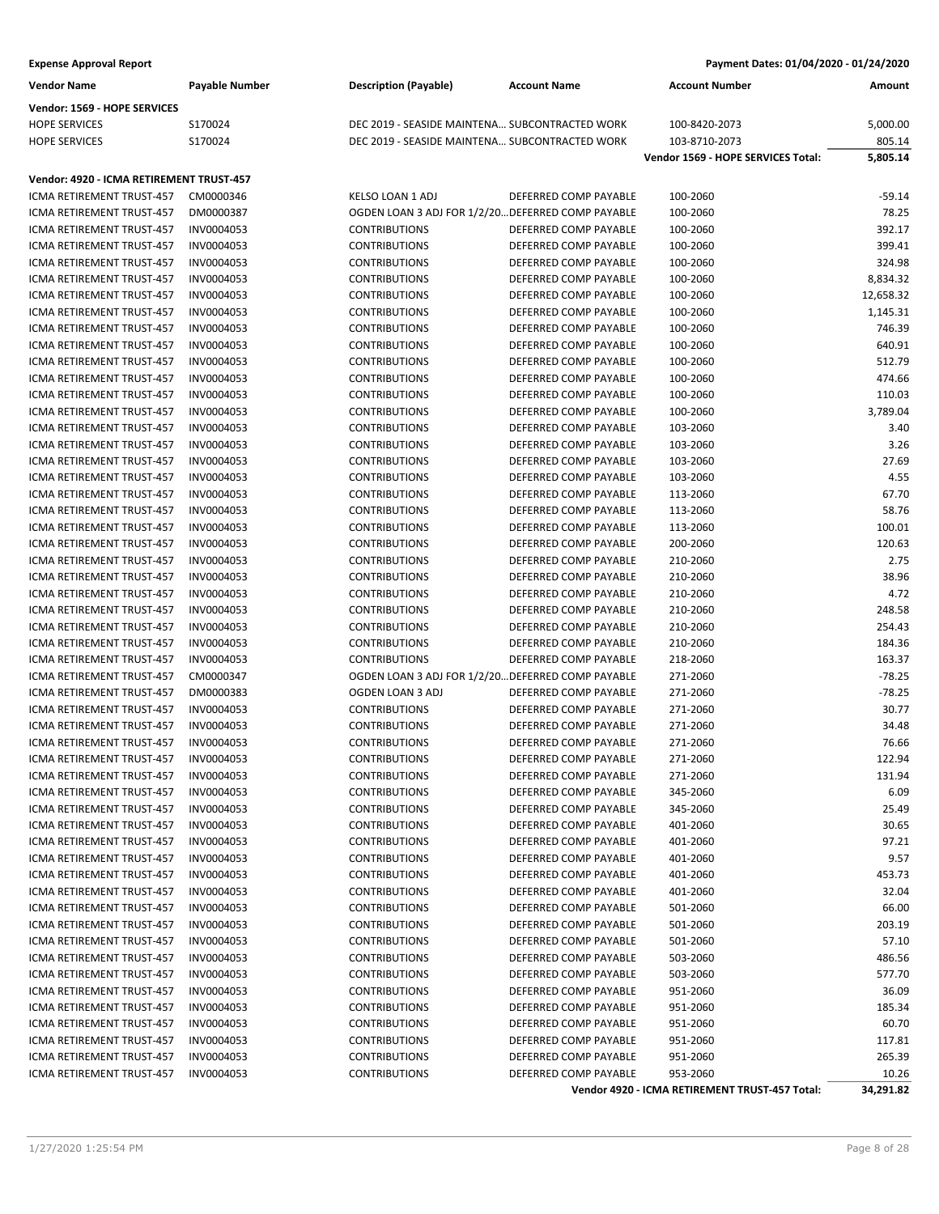**Expense Approval Report** — Payment Dates: 01/04/2020 - 01/24/2020

| Vendor Name | Payable Number | Description (Payable) | Account Name | Account Number | Amount |
|---|---|---|---|---|---|
| **Vendor: 1569 - HOPE SERVICES** | | | | | |
| HOPE SERVICES | S170024 | DEC 2019 - SEASIDE MAINTENA... | SUBCONTRACTED WORK | 100-8420-2073 | 5,000.00 |
| HOPE SERVICES | S170024 | DEC 2019 - SEASIDE MAINTENA... | SUBCONTRACTED WORK | 103-8710-2073 | 805.14 |
| | | | | **Vendor 1569 - HOPE SERVICES Total:** | **5,805.14** |
| **Vendor: 4920 - ICMA RETIREMENT TRUST-457** | | | | | |
| ICMA RETIREMENT TRUST-457 | CM0000346 | KELSO LOAN 1 ADJ | DEFERRED COMP PAYABLE | 100-2060 | -59.14 |
| ICMA RETIREMENT TRUST-457 | DM0000387 | OGDEN LOAN 3 ADJ FOR 1/2/20... | DEFERRED COMP PAYABLE | 100-2060 | 78.25 |
| ICMA RETIREMENT TRUST-457 | INV0004053 | CONTRIBUTIONS | DEFERRED COMP PAYABLE | 100-2060 | 392.17 |
| ICMA RETIREMENT TRUST-457 | INV0004053 | CONTRIBUTIONS | DEFERRED COMP PAYABLE | 100-2060 | 399.41 |
| ICMA RETIREMENT TRUST-457 | INV0004053 | CONTRIBUTIONS | DEFERRED COMP PAYABLE | 100-2060 | 324.98 |
| ICMA RETIREMENT TRUST-457 | INV0004053 | CONTRIBUTIONS | DEFERRED COMP PAYABLE | 100-2060 | 8,834.32 |
| ICMA RETIREMENT TRUST-457 | INV0004053 | CONTRIBUTIONS | DEFERRED COMP PAYABLE | 100-2060 | 12,658.32 |
| ICMA RETIREMENT TRUST-457 | INV0004053 | CONTRIBUTIONS | DEFERRED COMP PAYABLE | 100-2060 | 1,145.31 |
| ICMA RETIREMENT TRUST-457 | INV0004053 | CONTRIBUTIONS | DEFERRED COMP PAYABLE | 100-2060 | 746.39 |
| ICMA RETIREMENT TRUST-457 | INV0004053 | CONTRIBUTIONS | DEFERRED COMP PAYABLE | 100-2060 | 640.91 |
| ICMA RETIREMENT TRUST-457 | INV0004053 | CONTRIBUTIONS | DEFERRED COMP PAYABLE | 100-2060 | 512.79 |
| ICMA RETIREMENT TRUST-457 | INV0004053 | CONTRIBUTIONS | DEFERRED COMP PAYABLE | 100-2060 | 474.66 |
| ICMA RETIREMENT TRUST-457 | INV0004053 | CONTRIBUTIONS | DEFERRED COMP PAYABLE | 100-2060 | 110.03 |
| ICMA RETIREMENT TRUST-457 | INV0004053 | CONTRIBUTIONS | DEFERRED COMP PAYABLE | 100-2060 | 3,789.04 |
| ICMA RETIREMENT TRUST-457 | INV0004053 | CONTRIBUTIONS | DEFERRED COMP PAYABLE | 103-2060 | 3.40 |
| ICMA RETIREMENT TRUST-457 | INV0004053 | CONTRIBUTIONS | DEFERRED COMP PAYABLE | 103-2060 | 3.26 |
| ICMA RETIREMENT TRUST-457 | INV0004053 | CONTRIBUTIONS | DEFERRED COMP PAYABLE | 103-2060 | 27.69 |
| ICMA RETIREMENT TRUST-457 | INV0004053 | CONTRIBUTIONS | DEFERRED COMP PAYABLE | 103-2060 | 4.55 |
| ICMA RETIREMENT TRUST-457 | INV0004053 | CONTRIBUTIONS | DEFERRED COMP PAYABLE | 113-2060 | 67.70 |
| ICMA RETIREMENT TRUST-457 | INV0004053 | CONTRIBUTIONS | DEFERRED COMP PAYABLE | 113-2060 | 58.76 |
| ICMA RETIREMENT TRUST-457 | INV0004053 | CONTRIBUTIONS | DEFERRED COMP PAYABLE | 113-2060 | 100.01 |
| ICMA RETIREMENT TRUST-457 | INV0004053 | CONTRIBUTIONS | DEFERRED COMP PAYABLE | 200-2060 | 120.63 |
| ICMA RETIREMENT TRUST-457 | INV0004053 | CONTRIBUTIONS | DEFERRED COMP PAYABLE | 210-2060 | 2.75 |
| ICMA RETIREMENT TRUST-457 | INV0004053 | CONTRIBUTIONS | DEFERRED COMP PAYABLE | 210-2060 | 38.96 |
| ICMA RETIREMENT TRUST-457 | INV0004053 | CONTRIBUTIONS | DEFERRED COMP PAYABLE | 210-2060 | 4.72 |
| ICMA RETIREMENT TRUST-457 | INV0004053 | CONTRIBUTIONS | DEFERRED COMP PAYABLE | 210-2060 | 248.58 |
| ICMA RETIREMENT TRUST-457 | INV0004053 | CONTRIBUTIONS | DEFERRED COMP PAYABLE | 210-2060 | 254.43 |
| ICMA RETIREMENT TRUST-457 | INV0004053 | CONTRIBUTIONS | DEFERRED COMP PAYABLE | 210-2060 | 184.36 |
| ICMA RETIREMENT TRUST-457 | INV0004053 | CONTRIBUTIONS | DEFERRED COMP PAYABLE | 218-2060 | 163.37 |
| ICMA RETIREMENT TRUST-457 | CM0000347 | OGDEN LOAN 3 ADJ FOR 1/2/20... | DEFERRED COMP PAYABLE | 271-2060 | -78.25 |
| ICMA RETIREMENT TRUST-457 | DM0000383 | OGDEN LOAN 3 ADJ | DEFERRED COMP PAYABLE | 271-2060 | -78.25 |
| ICMA RETIREMENT TRUST-457 | INV0004053 | CONTRIBUTIONS | DEFERRED COMP PAYABLE | 271-2060 | 30.77 |
| ICMA RETIREMENT TRUST-457 | INV0004053 | CONTRIBUTIONS | DEFERRED COMP PAYABLE | 271-2060 | 34.48 |
| ICMA RETIREMENT TRUST-457 | INV0004053 | CONTRIBUTIONS | DEFERRED COMP PAYABLE | 271-2060 | 76.66 |
| ICMA RETIREMENT TRUST-457 | INV0004053 | CONTRIBUTIONS | DEFERRED COMP PAYABLE | 271-2060 | 122.94 |
| ICMA RETIREMENT TRUST-457 | INV0004053 | CONTRIBUTIONS | DEFERRED COMP PAYABLE | 271-2060 | 131.94 |
| ICMA RETIREMENT TRUST-457 | INV0004053 | CONTRIBUTIONS | DEFERRED COMP PAYABLE | 345-2060 | 6.09 |
| ICMA RETIREMENT TRUST-457 | INV0004053 | CONTRIBUTIONS | DEFERRED COMP PAYABLE | 345-2060 | 25.49 |
| ICMA RETIREMENT TRUST-457 | INV0004053 | CONTRIBUTIONS | DEFERRED COMP PAYABLE | 401-2060 | 30.65 |
| ICMA RETIREMENT TRUST-457 | INV0004053 | CONTRIBUTIONS | DEFERRED COMP PAYABLE | 401-2060 | 97.21 |
| ICMA RETIREMENT TRUST-457 | INV0004053 | CONTRIBUTIONS | DEFERRED COMP PAYABLE | 401-2060 | 9.57 |
| ICMA RETIREMENT TRUST-457 | INV0004053 | CONTRIBUTIONS | DEFERRED COMP PAYABLE | 401-2060 | 453.73 |
| ICMA RETIREMENT TRUST-457 | INV0004053 | CONTRIBUTIONS | DEFERRED COMP PAYABLE | 401-2060 | 32.04 |
| ICMA RETIREMENT TRUST-457 | INV0004053 | CONTRIBUTIONS | DEFERRED COMP PAYABLE | 501-2060 | 66.00 |
| ICMA RETIREMENT TRUST-457 | INV0004053 | CONTRIBUTIONS | DEFERRED COMP PAYABLE | 501-2060 | 203.19 |
| ICMA RETIREMENT TRUST-457 | INV0004053 | CONTRIBUTIONS | DEFERRED COMP PAYABLE | 501-2060 | 57.10 |
| ICMA RETIREMENT TRUST-457 | INV0004053 | CONTRIBUTIONS | DEFERRED COMP PAYABLE | 503-2060 | 486.56 |
| ICMA RETIREMENT TRUST-457 | INV0004053 | CONTRIBUTIONS | DEFERRED COMP PAYABLE | 503-2060 | 577.70 |
| ICMA RETIREMENT TRUST-457 | INV0004053 | CONTRIBUTIONS | DEFERRED COMP PAYABLE | 951-2060 | 36.09 |
| ICMA RETIREMENT TRUST-457 | INV0004053 | CONTRIBUTIONS | DEFERRED COMP PAYABLE | 951-2060 | 185.34 |
| ICMA RETIREMENT TRUST-457 | INV0004053 | CONTRIBUTIONS | DEFERRED COMP PAYABLE | 951-2060 | 60.70 |
| ICMA RETIREMENT TRUST-457 | INV0004053 | CONTRIBUTIONS | DEFERRED COMP PAYABLE | 951-2060 | 117.81 |
| ICMA RETIREMENT TRUST-457 | INV0004053 | CONTRIBUTIONS | DEFERRED COMP PAYABLE | 951-2060 | 265.39 |
| ICMA RETIREMENT TRUST-457 | INV0004053 | CONTRIBUTIONS | DEFERRED COMP PAYABLE | 953-2060 | 10.26 |
| | | | | **Vendor 4920 - ICMA RETIREMENT TRUST-457 Total:** | **34,291.82** |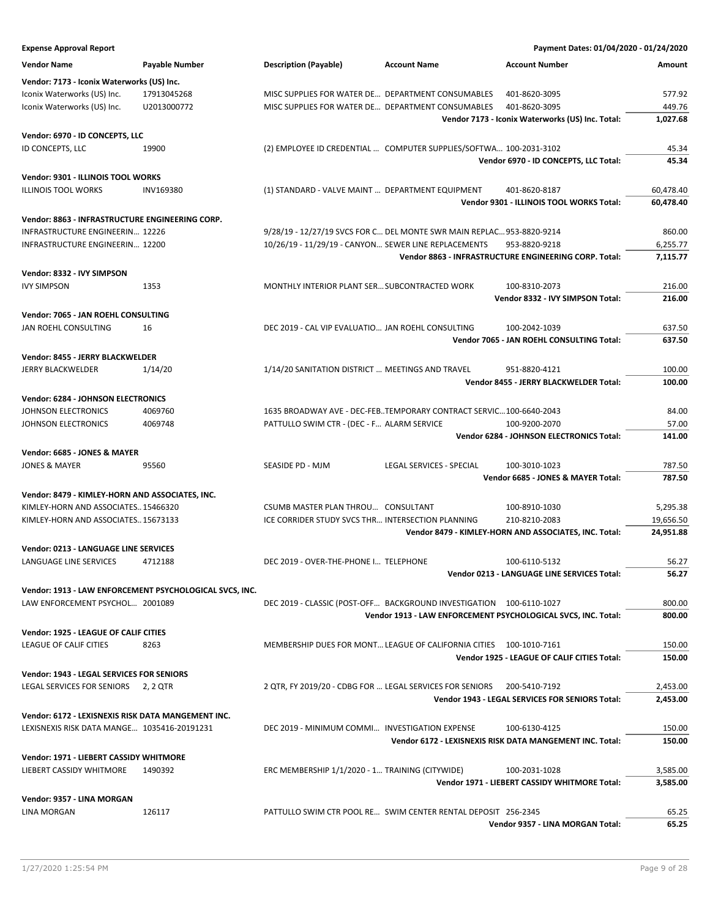**Expense Approval Report** — Payment Dates: 01/04/2020 - 01/24/2020

| Vendor Name | Payable Number | Description (Payable) | Account Name | Account Number | Amount |
|---|---|---|---|---|---|
| **Vendor: 7173 - Iconix Waterworks (US) Inc.** | | | | | |
| Iconix Waterworks (US) Inc. | 17913045268 | MISC SUPPLIES FOR WATER DE... | DEPARTMENT CONSUMABLES | 401-8620-3095 | 577.92 |
| Iconix Waterworks (US) Inc. | U2013000772 | MISC SUPPLIES FOR WATER DE... | DEPARTMENT CONSUMABLES | 401-8620-3095 | 449.76 |
| | | | | **Vendor 7173 - Iconix Waterworks (US) Inc. Total:** | **1,027.68** |
| **Vendor: 6970 - ID CONCEPTS, LLC** | | | | | |
| ID CONCEPTS, LLC | 19900 | (2) EMPLOYEE ID CREDENTIAL ... | COMPUTER SUPPLIES/SOFTWA... | 100-2031-3102 | 45.34 |
| | | | | **Vendor 6970 - ID CONCEPTS, LLC Total:** | **45.34** |
| **Vendor: 9301 - ILLINOIS TOOL WORKS** | | | | | |
| ILLINOIS TOOL WORKS | INV169380 | (1) STANDARD - VALVE MAINT ... | DEPARTMENT EQUIPMENT | 401-8620-8187 | 60,478.40 |
| | | | | **Vendor 9301 - ILLINOIS TOOL WORKS Total:** | **60,478.40** |
| **Vendor: 8863 - INFRASTRUCTURE ENGINEERING CORP.** | | | | | |
| INFRASTRUCTURE ENGINEERIN... | 12226 | 9/28/19 - 12/27/19 SVCS FOR C... | DEL MONTE SWR MAIN REPLAC... | 953-8820-9214 | 860.00 |
| INFRASTRUCTURE ENGINEERIN... | 12200 | 10/26/19 - 11/29/19 - CANYON... | SEWER LINE REPLACEMENTS | 953-8820-9218 | 6,255.77 |
| | | | | **Vendor 8863 - INFRASTRUCTURE ENGINEERING CORP. Total:** | **7,115.77** |
| **Vendor: 8332 - IVY SIMPSON** | | | | | |
| IVY SIMPSON | 1353 | MONTHLY INTERIOR PLANT SER... | SUBCONTRACTED WORK | 100-8310-2073 | 216.00 |
| | | | | **Vendor 8332 - IVY SIMPSON Total:** | **216.00** |
| **Vendor: 7065 - JAN ROEHL CONSULTING** | | | | | |
| JAN ROEHL CONSULTING | 16 | DEC 2019 - CAL VIP EVALUATIO... | JAN ROEHL CONSULTING | 100-2042-1039 | 637.50 |
| | | | | **Vendor 7065 - JAN ROEHL CONSULTING Total:** | **637.50** |
| **Vendor: 8455 - JERRY BLACKWELDER** | | | | | |
| JERRY BLACKWELDER | 1/14/20 | 1/14/20 SANITATION DISTRICT ... | MEETINGS AND TRAVEL | 951-8820-4121 | 100.00 |
| | | | | **Vendor 8455 - JERRY BLACKWELDER Total:** | **100.00** |
| **Vendor: 6284 - JOHNSON ELECTRONICS** | | | | | |
| JOHNSON ELECTRONICS | 4069760 | 1635 BROADWAY AVE - DEC-FEB... | TEMPORARY CONTRACT SERVIC... | 100-6640-2043 | 84.00 |
| JOHNSON ELECTRONICS | 4069748 | PATTULLO SWIM CTR - (DEC - F... | ALARM SERVICE | 100-9200-2070 | 57.00 |
| | | | | **Vendor 6284 - JOHNSON ELECTRONICS Total:** | **141.00** |
| **Vendor: 6685 - JONES & MAYER** | | | | | |
| JONES & MAYER | 95560 | SEASIDE PD - MJM | LEGAL SERVICES - SPECIAL | 100-3010-1023 | 787.50 |
| | | | | **Vendor 6685 - JONES & MAYER Total:** | **787.50** |
| **Vendor: 8479 - KIMLEY-HORN AND ASSOCIATES, INC.** | | | | | |
| KIMLEY-HORN AND ASSOCIATES... | 15466320 | CSUMB MASTER PLAN THROU... | CONSULTANT | 100-8910-1030 | 5,295.38 |
| KIMLEY-HORN AND ASSOCIATES... | 15673133 | ICE CORRIDER STUDY SVCS THR... | INTERSECTION PLANNING | 210-8210-2083 | 19,656.50 |
| | | | | **Vendor 8479 - KIMLEY-HORN AND ASSOCIATES, INC. Total:** | **24,951.88** |
| **Vendor: 0213 - LANGUAGE LINE SERVICES** | | | | | |
| LANGUAGE LINE SERVICES | 4712188 | DEC 2019 - OVER-THE-PHONE I... | TELEPHONE | 100-6110-5132 | 56.27 |
| | | | | **Vendor 0213 - LANGUAGE LINE SERVICES Total:** | **56.27** |
| **Vendor: 1913 - LAW ENFORCEMENT PSYCHOLOGICAL SVCS, INC.** | | | | | |
| LAW ENFORCEMENT PSYCHOL... | 2001089 | DEC 2019 - CLASSIC (POST-OFF... | BACKGROUND INVESTIGATION | 100-6110-1027 | 800.00 |
| | | | | **Vendor 1913 - LAW ENFORCEMENT PSYCHOLOGICAL SVCS, INC. Total:** | **800.00** |
| **Vendor: 1925 - LEAGUE OF CALIF CITIES** | | | | | |
| LEAGUE OF CALIF CITIES | 8263 | MEMBERSHIP DUES FOR MONT... | LEAGUE OF CALIFORNIA CITIES | 100-1010-7161 | 150.00 |
| | | | | **Vendor 1925 - LEAGUE OF CALIF CITIES Total:** | **150.00** |
| **Vendor: 1943 - LEGAL SERVICES FOR SENIORS** | | | | | |
| LEGAL SERVICES FOR SENIORS | 2, 2 QTR | 2 QTR, FY 2019/20 - CDBG FOR ... | LEGAL SERVICES FOR SENIORS | 200-5410-7192 | 2,453.00 |
| | | | | **Vendor 1943 - LEGAL SERVICES FOR SENIORS Total:** | **2,453.00** |
| **Vendor: 6172 - LEXISNEXIS RISK DATA MANGEMENT INC.** | | | | | |
| LEXISNEXIS RISK DATA MANGE... | 1035416-20191231 | DEC 2019 - MINIMUM COMMI... | INVESTIGATION EXPENSE | 100-6130-4125 | 150.00 |
| | | | | **Vendor 6172 - LEXISNEXIS RISK DATA MANGEMENT INC. Total:** | **150.00** |
| **Vendor: 1971 - LIEBERT CASSIDY WHITMORE** | | | | | |
| LIEBERT CASSIDY WHITMORE | 1490392 | ERC MEMBERSHIP 1/1/2020 - 1... | TRAINING (CITYWIDE) | 100-2031-1028 | 3,585.00 |
| | | | | **Vendor 1971 - LIEBERT CASSIDY WHITMORE Total:** | **3,585.00** |
| **Vendor: 9357 - LINA MORGAN** | | | | | |
| LINA MORGAN | 126117 | PATTULLO SWIM CTR POOL RE... | SWIM CENTER RENTAL DEPOSIT | 256-2345 | 65.25 |
| | | | | **Vendor 9357 - LINA MORGAN Total:** | **65.25** |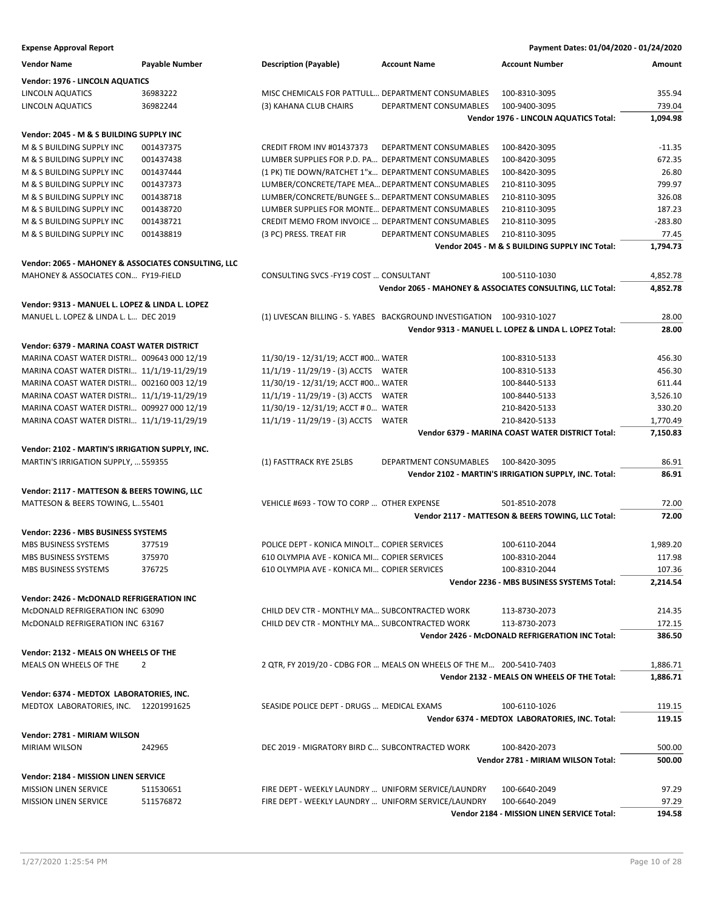**Expense Approval Report** — Payment Dates: 01/04/2020 - 01/24/2020

| Vendor Name | Payable Number | Description (Payable) | Account Name | Account Number | Amount |
|---|---|---|---|---|---|
| **Vendor: 1976 - LINCOLN AQUATICS** | | | | | |
| LINCOLN AQUATICS | 36983222 | MISC CHEMICALS FOR PATTULL… | DEPARTMENT CONSUMABLES | 100-8310-3095 | 355.94 |
| LINCOLN AQUATICS | 36982244 | (3) KAHANA CLUB CHAIRS | DEPARTMENT CONSUMABLES | 100-9400-3095 | 739.04 |
| | | | | **Vendor 1976 - LINCOLN AQUATICS Total:** | **1,094.98** |
| **Vendor: 2045 - M & S BUILDING SUPPLY INC** | | | | | |
| M & S BUILDING SUPPLY INC | 001437375 | CREDIT FROM INV #01437373 | DEPARTMENT CONSUMABLES | 100-8420-3095 | -11.35 |
| M & S BUILDING SUPPLY INC | 001437438 | LUMBER SUPPLIES FOR P.D. PA… | DEPARTMENT CONSUMABLES | 100-8420-3095 | 672.35 |
| M & S BUILDING SUPPLY INC | 001437444 | (1 PK) TIE DOWN/RATCHET 1"x… | DEPARTMENT CONSUMABLES | 100-8420-3095 | 26.80 |
| M & S BUILDING SUPPLY INC | 001437373 | LUMBER/CONCRETE/TAPE MEA… | DEPARTMENT CONSUMABLES | 210-8110-3095 | 799.97 |
| M & S BUILDING SUPPLY INC | 001438718 | LUMBER/CONCRETE/BUNGEE S… | DEPARTMENT CONSUMABLES | 210-8110-3095 | 326.08 |
| M & S BUILDING SUPPLY INC | 001438720 | LUMBER SUPPLIES FOR MONTE… | DEPARTMENT CONSUMABLES | 210-8110-3095 | 187.23 |
| M & S BUILDING SUPPLY INC | 001438721 | CREDIT MEMO FROM INVOICE … | DEPARTMENT CONSUMABLES | 210-8110-3095 | -283.80 |
| M & S BUILDING SUPPLY INC | 001438819 | (3 PC) PRESS. TREAT FIR | DEPARTMENT CONSUMABLES | 210-8110-3095 | 77.45 |
| | | | | **Vendor 2045 - M & S BUILDING SUPPLY INC Total:** | **1,794.73** |
| **Vendor: 2065 - MAHONEY & ASSOCIATES CONSULTING, LLC** | | | | | |
| MAHONEY & ASSOCIATES CON… | FY19-FIELD | CONSULTING SVCS -FY19 COST … | CONSULTANT | 100-5110-1030 | 4,852.78 |
| | | | | **Vendor 2065 - MAHONEY & ASSOCIATES CONSULTING, LLC Total:** | **4,852.78** |
| **Vendor: 9313 - MANUEL L. LOPEZ & LINDA L. LOPEZ** | | | | | |
| MANUEL L. LOPEZ & LINDA L. L… | DEC 2019 | (1) LIVESCAN BILLING - S. YABES | BACKGROUND INVESTIGATION | 100-9310-1027 | 28.00 |
| | | | | **Vendor 9313 - MANUEL L. LOPEZ & LINDA L. LOPEZ Total:** | **28.00** |
| **Vendor: 6379 - MARINA COAST WATER DISTRICT** | | | | | |
| MARINA COAST WATER DISTRI… | 009643 000 12/19 | 11/30/19 - 12/31/19; ACCT #00… | WATER | 100-8310-5133 | 456.30 |
| MARINA COAST WATER DISTRI… | 11/1/19-11/29/19 | 11/1/19 - 11/29/19 - (3) ACCTS | WATER | 100-8310-5133 | 456.30 |
| MARINA COAST WATER DISTRI… | 002160 003 12/19 | 11/30/19 - 12/31/19; ACCT #00… | WATER | 100-8440-5133 | 611.44 |
| MARINA COAST WATER DISTRI… | 11/1/19-11/29/19 | 11/1/19 - 11/29/19 - (3) ACCTS | WATER | 100-8440-5133 | 3,526.10 |
| MARINA COAST WATER DISTRI… | 009927 000 12/19 | 11/30/19 - 12/31/19; ACCT # 0… | WATER | 210-8420-5133 | 330.20 |
| MARINA COAST WATER DISTRI… | 11/1/19-11/29/19 | 11/1/19 - 11/29/19 - (3) ACCTS | WATER | 210-8420-5133 | 1,770.49 |
| | | | | **Vendor 6379 - MARINA COAST WATER DISTRICT Total:** | **7,150.83** |
| **Vendor: 2102 - MARTIN'S IRRIGATION SUPPLY, INC.** | | | | | |
| MARTIN'S IRRIGATION SUPPLY, … | 559355 | (1) FASTTRACK RYE 25LBS | DEPARTMENT CONSUMABLES | 100-8420-3095 | 86.91 |
| | | | | **Vendor 2102 - MARTIN'S IRRIGATION SUPPLY, INC. Total:** | **86.91** |
| **Vendor: 2117 - MATTESON & BEERS TOWING, LLC** | | | | | |
| MATTESON & BEERS TOWING, L… | 55401 | VEHICLE #693 - TOW TO CORP … | OTHER EXPENSE | 501-8510-2078 | 72.00 |
| | | | | **Vendor 2117 - MATTESON & BEERS TOWING, LLC Total:** | **72.00** |
| **Vendor: 2236 - MBS BUSINESS SYSTEMS** | | | | | |
| MBS BUSINESS SYSTEMS | 377519 | POLICE DEPT - KONICA MINOLT… | COPIER SERVICES | 100-6110-2044 | 1,989.20 |
| MBS BUSINESS SYSTEMS | 375970 | 610 OLYMPIA AVE - KONICA MI… | COPIER SERVICES | 100-8310-2044 | 117.98 |
| MBS BUSINESS SYSTEMS | 376725 | 610 OLYMPIA AVE - KONICA MI… | COPIER SERVICES | 100-8310-2044 | 107.36 |
| | | | | **Vendor 2236 - MBS BUSINESS SYSTEMS Total:** | **2,214.54** |
| **Vendor: 2426 - McDONALD REFRIGERATION INC** | | | | | |
| McDONALD REFRIGERATION INC | 63090 | CHILD DEV CTR - MONTHLY MA… | SUBCONTRACTED WORK | 113-8730-2073 | 214.35 |
| McDONALD REFRIGERATION INC | 63167 | CHILD DEV CTR - MONTHLY MA… | SUBCONTRACTED WORK | 113-8730-2073 | 172.15 |
| | | | | **Vendor 2426 - McDONALD REFRIGERATION INC Total:** | **386.50** |
| **Vendor: 2132 - MEALS ON WHEELS OF THE** | | | | | |
| MEALS ON WHEELS OF THE | 2 | 2 QTR, FY 2019/20 - CDBG FOR … | MEALS ON WHEELS OF THE M… | 200-5410-7403 | 1,886.71 |
| | | | | **Vendor 2132 - MEALS ON WHEELS OF THE Total:** | **1,886.71** |
| **Vendor: 6374 - MEDTOX LABORATORIES, INC.** | | | | | |
| MEDTOX LABORATORIES, INC. | 12201991625 | SEASIDE POLICE DEPT - DRUGS … | MEDICAL EXAMS | 100-6110-1026 | 119.15 |
| | | | | **Vendor 6374 - MEDTOX LABORATORIES, INC. Total:** | **119.15** |
| **Vendor: 2781 - MIRIAM WILSON** | | | | | |
| MIRIAM WILSON | 242965 | DEC 2019 - MIGRATORY BIRD C… | SUBCONTRACTED WORK | 100-8420-2073 | 500.00 |
| | | | | **Vendor 2781 - MIRIAM WILSON Total:** | **500.00** |
| **Vendor: 2184 - MISSION LINEN SERVICE** | | | | | |
| MISSION LINEN SERVICE | 511530651 | FIRE DEPT - WEEKLY LAUNDRY … | UNIFORM SERVICE/LAUNDRY | 100-6640-2049 | 97.29 |
| MISSION LINEN SERVICE | 511576872 | FIRE DEPT - WEEKLY LAUNDRY … | UNIFORM SERVICE/LAUNDRY | 100-6640-2049 | 97.29 |
| | | | | **Vendor 2184 - MISSION LINEN SERVICE Total:** | **194.58** |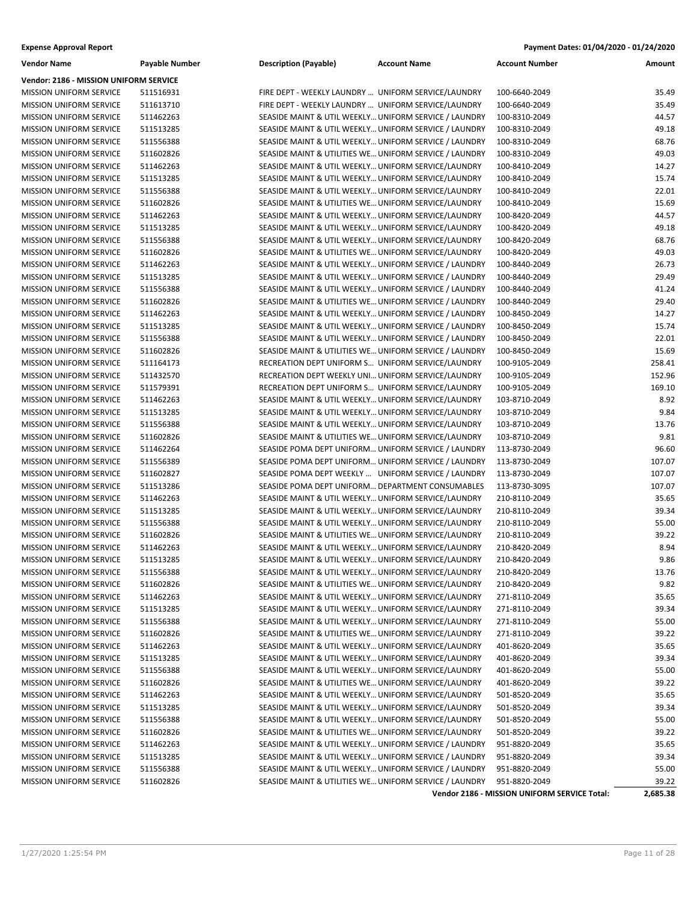**Expense Approval Report** | **Payment Dates: 01/04/2020 - 01/24/2020**

| Vendor Name | Payable Number | Description (Payable) | Account Name | Account Number | Amount |
|---|---|---|---|---|---|
| **Vendor: 2186 - MISSION UNIFORM SERVICE** | | | | | |
| MISSION UNIFORM SERVICE | 511516931 | FIRE DEPT - WEEKLY LAUNDRY ... | UNIFORM SERVICE/LAUNDRY | 100-6640-2049 | 35.49 |
| MISSION UNIFORM SERVICE | 511613710 | FIRE DEPT - WEEKLY LAUNDRY ... | UNIFORM SERVICE/LAUNDRY | 100-6640-2049 | 35.49 |
| MISSION UNIFORM SERVICE | 511462263 | SEASIDE MAINT & UTIL WEEKLY... | UNIFORM SERVICE / LAUNDRY | 100-8310-2049 | 44.57 |
| MISSION UNIFORM SERVICE | 511513285 | SEASIDE MAINT & UTIL WEEKLY... | UNIFORM SERVICE / LAUNDRY | 100-8310-2049 | 49.18 |
| MISSION UNIFORM SERVICE | 511556388 | SEASIDE MAINT & UTIL WEEKLY... | UNIFORM SERVICE / LAUNDRY | 100-8310-2049 | 68.76 |
| MISSION UNIFORM SERVICE | 511602826 | SEASIDE MAINT & UTILITIES WE... | UNIFORM SERVICE / LAUNDRY | 100-8310-2049 | 49.03 |
| MISSION UNIFORM SERVICE | 511462263 | SEASIDE MAINT & UTIL WEEKLY... | UNIFORM SERVICE/LAUNDRY | 100-8410-2049 | 14.27 |
| MISSION UNIFORM SERVICE | 511513285 | SEASIDE MAINT & UTIL WEEKLY... | UNIFORM SERVICE/LAUNDRY | 100-8410-2049 | 15.74 |
| MISSION UNIFORM SERVICE | 511556388 | SEASIDE MAINT & UTIL WEEKLY... | UNIFORM SERVICE/LAUNDRY | 100-8410-2049 | 22.01 |
| MISSION UNIFORM SERVICE | 511602826 | SEASIDE MAINT & UTILITIES WE... | UNIFORM SERVICE/LAUNDRY | 100-8410-2049 | 15.69 |
| MISSION UNIFORM SERVICE | 511462263 | SEASIDE MAINT & UTIL WEEKLY... | UNIFORM SERVICE/LAUNDRY | 100-8420-2049 | 44.57 |
| MISSION UNIFORM SERVICE | 511513285 | SEASIDE MAINT & UTIL WEEKLY... | UNIFORM SERVICE/LAUNDRY | 100-8420-2049 | 49.18 |
| MISSION UNIFORM SERVICE | 511556388 | SEASIDE MAINT & UTIL WEEKLY... | UNIFORM SERVICE/LAUNDRY | 100-8420-2049 | 68.76 |
| MISSION UNIFORM SERVICE | 511602826 | SEASIDE MAINT & UTILITIES WE... | UNIFORM SERVICE/LAUNDRY | 100-8420-2049 | 49.03 |
| MISSION UNIFORM SERVICE | 511462263 | SEASIDE MAINT & UTIL WEEKLY... | UNIFORM SERVICE / LAUNDRY | 100-8440-2049 | 26.73 |
| MISSION UNIFORM SERVICE | 511513285 | SEASIDE MAINT & UTIL WEEKLY... | UNIFORM SERVICE / LAUNDRY | 100-8440-2049 | 29.49 |
| MISSION UNIFORM SERVICE | 511556388 | SEASIDE MAINT & UTIL WEEKLY... | UNIFORM SERVICE / LAUNDRY | 100-8440-2049 | 41.24 |
| MISSION UNIFORM SERVICE | 511602826 | SEASIDE MAINT & UTILITIES WE... | UNIFORM SERVICE / LAUNDRY | 100-8440-2049 | 29.40 |
| MISSION UNIFORM SERVICE | 511462263 | SEASIDE MAINT & UTIL WEEKLY... | UNIFORM SERVICE / LAUNDRY | 100-8450-2049 | 14.27 |
| MISSION UNIFORM SERVICE | 511513285 | SEASIDE MAINT & UTIL WEEKLY... | UNIFORM SERVICE / LAUNDRY | 100-8450-2049 | 15.74 |
| MISSION UNIFORM SERVICE | 511556388 | SEASIDE MAINT & UTIL WEEKLY... | UNIFORM SERVICE / LAUNDRY | 100-8450-2049 | 22.01 |
| MISSION UNIFORM SERVICE | 511602826 | SEASIDE MAINT & UTILITIES WE... | UNIFORM SERVICE / LAUNDRY | 100-8450-2049 | 15.69 |
| MISSION UNIFORM SERVICE | 511164173 | RECREATION DEPT UNIFORM S... | UNIFORM SERVICE/LAUNDRY | 100-9105-2049 | 258.41 |
| MISSION UNIFORM SERVICE | 511432570 | RECREATION DEPT WEEKLY UNI... | UNIFORM SERVICE/LAUNDRY | 100-9105-2049 | 152.96 |
| MISSION UNIFORM SERVICE | 511579391 | RECREATION DEPT UNIFORM S... | UNIFORM SERVICE/LAUNDRY | 100-9105-2049 | 169.10 |
| MISSION UNIFORM SERVICE | 511462263 | SEASIDE MAINT & UTIL WEEKLY... | UNIFORM SERVICE/LAUNDRY | 103-8710-2049 | 8.92 |
| MISSION UNIFORM SERVICE | 511513285 | SEASIDE MAINT & UTIL WEEKLY... | UNIFORM SERVICE/LAUNDRY | 103-8710-2049 | 9.84 |
| MISSION UNIFORM SERVICE | 511556388 | SEASIDE MAINT & UTIL WEEKLY... | UNIFORM SERVICE/LAUNDRY | 103-8710-2049 | 13.76 |
| MISSION UNIFORM SERVICE | 511602826 | SEASIDE MAINT & UTILITIES WE... | UNIFORM SERVICE/LAUNDRY | 103-8710-2049 | 9.81 |
| MISSION UNIFORM SERVICE | 511462264 | SEASIDE POMA DEPT UNIFORM... | UNIFORM SERVICE / LAUNDRY | 113-8730-2049 | 96.60 |
| MISSION UNIFORM SERVICE | 511556389 | SEASIDE POMA DEPT UNIFORM... | UNIFORM SERVICE / LAUNDRY | 113-8730-2049 | 107.07 |
| MISSION UNIFORM SERVICE | 511602827 | SEASIDE POMA DEPT WEEKLY ... | UNIFORM SERVICE / LAUNDRY | 113-8730-2049 | 107.07 |
| MISSION UNIFORM SERVICE | 511513286 | SEASIDE POMA DEPT UNIFORM... | DEPARTMENT CONSUMABLES | 113-8730-3095 | 107.07 |
| MISSION UNIFORM SERVICE | 511462263 | SEASIDE MAINT & UTIL WEEKLY... | UNIFORM SERVICE/LAUNDRY | 210-8110-2049 | 35.65 |
| MISSION UNIFORM SERVICE | 511513285 | SEASIDE MAINT & UTIL WEEKLY... | UNIFORM SERVICE/LAUNDRY | 210-8110-2049 | 39.34 |
| MISSION UNIFORM SERVICE | 511556388 | SEASIDE MAINT & UTIL WEEKLY... | UNIFORM SERVICE/LAUNDRY | 210-8110-2049 | 55.00 |
| MISSION UNIFORM SERVICE | 511602826 | SEASIDE MAINT & UTILITIES WE... | UNIFORM SERVICE/LAUNDRY | 210-8110-2049 | 39.22 |
| MISSION UNIFORM SERVICE | 511462263 | SEASIDE MAINT & UTIL WEEKLY... | UNIFORM SERVICE/LAUNDRY | 210-8420-2049 | 8.94 |
| MISSION UNIFORM SERVICE | 511513285 | SEASIDE MAINT & UTIL WEEKLY... | UNIFORM SERVICE/LAUNDRY | 210-8420-2049 | 9.86 |
| MISSION UNIFORM SERVICE | 511556388 | SEASIDE MAINT & UTIL WEEKLY... | UNIFORM SERVICE/LAUNDRY | 210-8420-2049 | 13.76 |
| MISSION UNIFORM SERVICE | 511602826 | SEASIDE MAINT & UTILITIES WE... | UNIFORM SERVICE/LAUNDRY | 210-8420-2049 | 9.82 |
| MISSION UNIFORM SERVICE | 511462263 | SEASIDE MAINT & UTIL WEEKLY... | UNIFORM SERVICE/LAUNDRY | 271-8110-2049 | 35.65 |
| MISSION UNIFORM SERVICE | 511513285 | SEASIDE MAINT & UTIL WEEKLY... | UNIFORM SERVICE/LAUNDRY | 271-8110-2049 | 39.34 |
| MISSION UNIFORM SERVICE | 511556388 | SEASIDE MAINT & UTIL WEEKLY... | UNIFORM SERVICE/LAUNDRY | 271-8110-2049 | 55.00 |
| MISSION UNIFORM SERVICE | 511602826 | SEASIDE MAINT & UTILITIES WE... | UNIFORM SERVICE/LAUNDRY | 271-8110-2049 | 39.22 |
| MISSION UNIFORM SERVICE | 511462263 | SEASIDE MAINT & UTIL WEEKLY... | UNIFORM SERVICE/LAUNDRY | 401-8620-2049 | 35.65 |
| MISSION UNIFORM SERVICE | 511513285 | SEASIDE MAINT & UTIL WEEKLY... | UNIFORM SERVICE/LAUNDRY | 401-8620-2049 | 39.34 |
| MISSION UNIFORM SERVICE | 511556388 | SEASIDE MAINT & UTIL WEEKLY... | UNIFORM SERVICE/LAUNDRY | 401-8620-2049 | 55.00 |
| MISSION UNIFORM SERVICE | 511602826 | SEASIDE MAINT & UTILITIES WE... | UNIFORM SERVICE/LAUNDRY | 401-8620-2049 | 39.22 |
| MISSION UNIFORM SERVICE | 511462263 | SEASIDE MAINT & UTIL WEEKLY... | UNIFORM SERVICE/LAUNDRY | 501-8520-2049 | 35.65 |
| MISSION UNIFORM SERVICE | 511513285 | SEASIDE MAINT & UTIL WEEKLY... | UNIFORM SERVICE/LAUNDRY | 501-8520-2049 | 39.34 |
| MISSION UNIFORM SERVICE | 511556388 | SEASIDE MAINT & UTIL WEEKLY... | UNIFORM SERVICE/LAUNDRY | 501-8520-2049 | 55.00 |
| MISSION UNIFORM SERVICE | 511602826 | SEASIDE MAINT & UTILITIES WE... | UNIFORM SERVICE/LAUNDRY | 501-8520-2049 | 39.22 |
| MISSION UNIFORM SERVICE | 511462263 | SEASIDE MAINT & UTIL WEEKLY... | UNIFORM SERVICE / LAUNDRY | 951-8820-2049 | 35.65 |
| MISSION UNIFORM SERVICE | 511513285 | SEASIDE MAINT & UTIL WEEKLY... | UNIFORM SERVICE / LAUNDRY | 951-8820-2049 | 39.34 |
| MISSION UNIFORM SERVICE | 511556388 | SEASIDE MAINT & UTIL WEEKLY... | UNIFORM SERVICE / LAUNDRY | 951-8820-2049 | 55.00 |
| MISSION UNIFORM SERVICE | 511602826 | SEASIDE MAINT & UTILITIES WE... | UNIFORM SERVICE / LAUNDRY | 951-8820-2049 | 39.22 |
| | | | | **Vendor 2186 - MISSION UNIFORM SERVICE Total:** | **2,685.38** |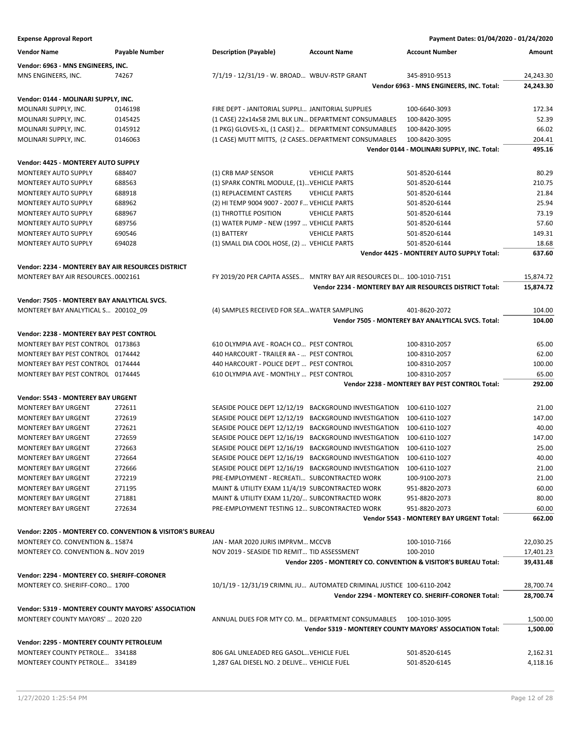**Expense Approval Report** — Payment Dates: 01/04/2020 - 01/24/2020

| Vendor Name | Payable Number | Description (Payable) | Account Name | Account Number | Amount |
|---|---|---|---|---|---|
| **Vendor: 6963 - MNS ENGINEERS, INC.** | | | | | |
| MNS ENGINEERS, INC. | 74267 | 7/1/19 - 12/31/19 - W. BROAD... | WBUV-RSTP GRANT | 345-8910-9513 | 24,243.30 |
| | | | | **Vendor 6963 - MNS ENGINEERS, INC. Total:** | **24,243.30** |
| **Vendor: 0144 - MOLINARI SUPPLY, INC.** | | | | | |
| MOLINARI SUPPLY, INC. | 0146198 | FIRE DEPT - JANITORIAL SUPPLI... | JANITORIAL SUPPLIES | 100-6640-3093 | 172.34 |
| MOLINARI SUPPLY, INC. | 0145425 | (1 CASE) 22x14x58 2ML BLK LIN... | DEPARTMENT CONSUMABLES | 100-8420-3095 | 52.39 |
| MOLINARI SUPPLY, INC. | 0145912 | (1 PKG) GLOVES-XL, (1 CASE) 2... | DEPARTMENT CONSUMABLES | 100-8420-3095 | 66.02 |
| MOLINARI SUPPLY, INC. | 0146063 | (1 CASE) MUTT MITTS, (2 CASES... | DEPARTMENT CONSUMABLES | 100-8420-3095 | 204.41 |
| | | | | **Vendor 0144 - MOLINARI SUPPLY, INC. Total:** | **495.16** |
| **Vendor: 4425 - MONTEREY AUTO SUPPLY** | | | | | |
| MONTEREY AUTO SUPPLY | 688407 | (1) CRB MAP SENSOR | VEHICLE PARTS | 501-8520-6144 | 80.29 |
| MONTEREY AUTO SUPPLY | 688563 | (1) SPARK CONTRL MODULE, (1)... | VEHICLE PARTS | 501-8520-6144 | 210.75 |
| MONTEREY AUTO SUPPLY | 688918 | (1) REPLACEMENT CASTERS | VEHICLE PARTS | 501-8520-6144 | 21.84 |
| MONTEREY AUTO SUPPLY | 688962 | (2) HI TEMP 9004 9007 - 2007 F... | VEHICLE PARTS | 501-8520-6144 | 25.94 |
| MONTEREY AUTO SUPPLY | 688967 | (1) THROTTLE POSITION | VEHICLE PARTS | 501-8520-6144 | 73.19 |
| MONTEREY AUTO SUPPLY | 689756 | (1) WATER PUMP - NEW (1997 ... | VEHICLE PARTS | 501-8520-6144 | 57.60 |
| MONTEREY AUTO SUPPLY | 690546 | (1) BATTERY | VEHICLE PARTS | 501-8520-6144 | 149.31 |
| MONTEREY AUTO SUPPLY | 694028 | (1) SMALL DIA COOL HOSE, (2) ... | VEHICLE PARTS | 501-8520-6144 | 18.68 |
| | | | | **Vendor 4425 - MONTEREY AUTO SUPPLY Total:** | **637.60** |
| **Vendor: 2234 - MONTEREY BAY AIR RESOURCES DISTRICT** | | | | | |
| MONTEREY BAY AIR RESOURCES... | 0002161 | FY 2019/20 PER CAPITA ASSES... | MNTRY BAY AIR RESOURCES DI... | 100-1010-7151 | 15,874.72 |
| | | | | **Vendor 2234 - MONTEREY BAY AIR RESOURCES DISTRICT Total:** | **15,874.72** |
| **Vendor: 7505 - MONTEREY BAY ANALYTICAL SVCS.** | | | | | |
| MONTEREY BAY ANALYTICAL S... | 200102_09 | (4) SAMPLES RECEIVED FOR SEA... | WATER SAMPLING | 401-8620-2072 | 104.00 |
| | | | | **Vendor 7505 - MONTEREY BAY ANALYTICAL SVCS. Total:** | **104.00** |
| **Vendor: 2238 - MONTEREY BAY PEST CONTROL** | | | | | |
| MONTEREY BAY PEST CONTROL | 0173863 | 610 OLYMPIA AVE - ROACH CO... | PEST CONTROL | 100-8310-2057 | 65.00 |
| MONTEREY BAY PEST CONTROL | 0174442 | 440 HARCOURT - TRAILER #A - ... | PEST CONTROL | 100-8310-2057 | 62.00 |
| MONTEREY BAY PEST CONTROL | 0174444 | 440 HARCOURT - POLICE DEPT ... | PEST CONTROL | 100-8310-2057 | 100.00 |
| MONTEREY BAY PEST CONTROL | 0174445 | 610 OLYMPIA AVE - MONTHLY ... | PEST CONTROL | 100-8310-2057 | 65.00 |
| | | | | **Vendor 2238 - MONTEREY BAY PEST CONTROL Total:** | **292.00** |
| **Vendor: 5543 - MONTEREY BAY URGENT** | | | | | |
| MONTEREY BAY URGENT | 272611 | SEASIDE POLICE DEPT 12/12/19 | BACKGROUND INVESTIGATION | 100-6110-1027 | 21.00 |
| MONTEREY BAY URGENT | 272619 | SEASIDE POLICE DEPT 12/12/19 | BACKGROUND INVESTIGATION | 100-6110-1027 | 147.00 |
| MONTEREY BAY URGENT | 272621 | SEASIDE POLICE DEPT 12/12/19 | BACKGROUND INVESTIGATION | 100-6110-1027 | 40.00 |
| MONTEREY BAY URGENT | 272659 | SEASIDE POLICE DEPT 12/16/19 | BACKGROUND INVESTIGATION | 100-6110-1027 | 147.00 |
| MONTEREY BAY URGENT | 272663 | SEASIDE POLICE DEPT 12/16/19 | BACKGROUND INVESTIGATION | 100-6110-1027 | 25.00 |
| MONTEREY BAY URGENT | 272664 | SEASIDE POLICE DEPT 12/16/19 | BACKGROUND INVESTIGATION | 100-6110-1027 | 40.00 |
| MONTEREY BAY URGENT | 272666 | SEASIDE POLICE DEPT 12/16/19 | BACKGROUND INVESTIGATION | 100-6110-1027 | 21.00 |
| MONTEREY BAY URGENT | 272219 | PRE-EMPLOYMENT - RECREATI... | SUBCONTRACTED WORK | 100-9100-2073 | 21.00 |
| MONTEREY BAY URGENT | 271195 | MAINT & UTILITY EXAM 11/4/19 | SUBCONTRACTED WORK | 951-8820-2073 | 60.00 |
| MONTEREY BAY URGENT | 271881 | MAINT & UTILITY EXAM 11/20/... | SUBCONTRACTED WORK | 951-8820-2073 | 80.00 |
| MONTEREY BAY URGENT | 272634 | PRE-EMPLOYMENT TESTING 12... | SUBCONTRACTED WORK | 951-8820-2073 | 60.00 |
| | | | | **Vendor 5543 - MONTEREY BAY URGENT Total:** | **662.00** |
| **Vendor: 2205 - MONTEREY CO. CONVENTION & VISITOR'S BUREAU** | | | | | |
| MONTEREY CO. CONVENTION &... | 15874 | JAN - MAR 2020 JURIS IMPRVM... | MCCVB | 100-1010-7166 | 22,030.25 |
| MONTEREY CO. CONVENTION &... | NOV 2019 | NOV 2019 - SEASIDE TID REMIT... | TID ASSESSMENT | 100-2010 | 17,401.23 |
| | | | | **Vendor 2205 - MONTEREY CO. CONVENTION & VISITOR'S BUREAU Total:** | **39,431.48** |
| **Vendor: 2294 - MONTEREY CO. SHERIFF-CORONER** | | | | | |
| MONTEREY CO. SHERIFF-CORO... | 1700 | 10/1/19 - 12/31/19 CRIMNL JU... | AUTOMATED CRIMINAL JUSTICE | 100-6110-2042 | 28,700.74 |
| | | | | **Vendor 2294 - MONTEREY CO. SHERIFF-CORONER Total:** | **28,700.74** |
| **Vendor: 5319 - MONTEREY COUNTY MAYORS' ASSOCIATION** | | | | | |
| MONTEREY COUNTY MAYORS' ... | 2020 220 | ANNUAL DUES FOR MTY CO. M... | DEPARTMENT CONSUMABLES | 100-1010-3095 | 1,500.00 |
| | | | | **Vendor 5319 - MONTEREY COUNTY MAYORS' ASSOCIATION Total:** | **1,500.00** |
| **Vendor: 2295 - MONTEREY COUNTY PETROLEUM** | | | | | |
| MONTEREY COUNTY PETROLE... | 334188 | 806 GAL UNLEADED REG GASOL... | VEHICLE FUEL | 501-8520-6145 | 2,162.31 |
| MONTEREY COUNTY PETROLE... | 334189 | 1,287 GAL DIESEL NO. 2 DELIVE... | VEHICLE FUEL | 501-8520-6145 | 4,118.16 |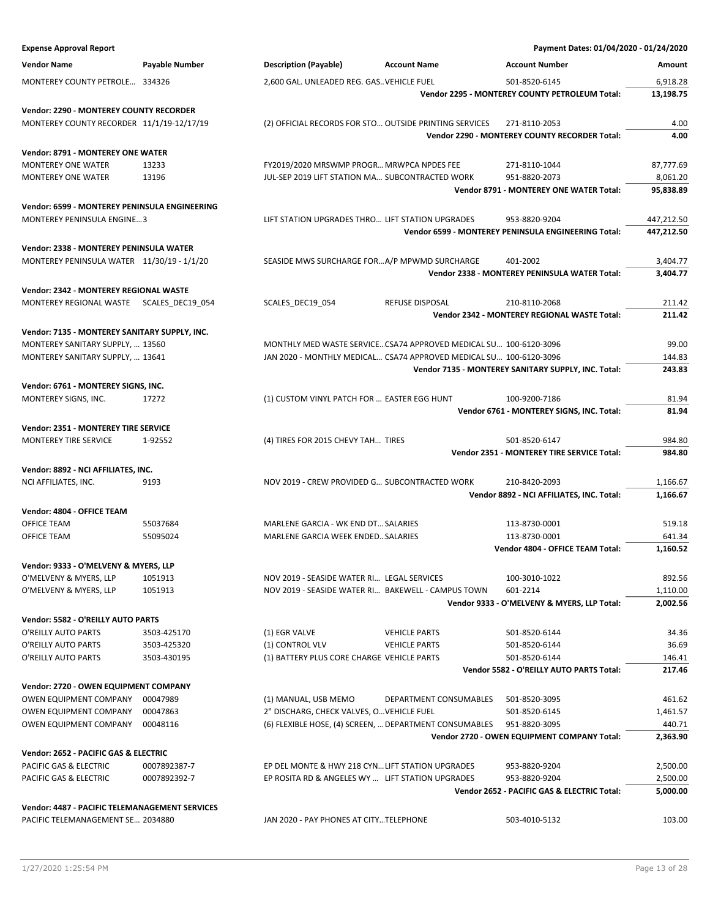**Expense Approval Report** — Payment Dates: 01/04/2020 - 01/24/2020

| Vendor Name | Payable Number | Description (Payable) | Account Name | Account Number | Amount |
|---|---|---|---|---|---|
| MONTEREY COUNTY PETROLE... | 334326 | 2,600 GAL. UNLEADED REG. GAS... | VEHICLE FUEL | 501-8520-6145 | 6,918.28 |
| | | | | **Vendor 2295 - MONTEREY COUNTY PETROLEUM Total:** | **13,198.75** |
| **Vendor: 2290 - MONTEREY COUNTY RECORDER** | | | | | |
| MONTEREY COUNTY RECORDER | 11/1/19-12/17/19 | (2) OFFICIAL RECORDS FOR STO... | OUTSIDE PRINTING SERVICES | 271-8110-2053 | 4.00 |
| | | | | **Vendor 2290 - MONTEREY COUNTY RECORDER Total:** | **4.00** |
| **Vendor: 8791 - MONTEREY ONE WATER** | | | | | |
| MONTEREY ONE WATER | 13233 | FY2019/2020 MRSWMP PROGR... | MRWPCA NPDES FEE | 271-8110-1044 | 87,777.69 |
| MONTEREY ONE WATER | 13196 | JUL-SEP 2019 LIFT STATION MA... | SUBCONTRACTED WORK | 951-8820-2073 | 8,061.20 |
| | | | | **Vendor 8791 - MONTEREY ONE WATER Total:** | **95,838.89** |
| **Vendor: 6599 - MONTEREY PENINSULA ENGINEERING** | | | | | |
| MONTEREY PENINSULA ENGINE... | 3 | LIFT STATION UPGRADES THRO... | LIFT STATION UPGRADES | 953-8820-9204 | 447,212.50 |
| | | | | **Vendor 6599 - MONTEREY PENINSULA ENGINEERING Total:** | **447,212.50** |
| **Vendor: 2338 - MONTEREY PENINSULA WATER** | | | | | |
| MONTEREY PENINSULA WATER | 11/30/19 - 1/1/20 | SEASIDE MWS SURCHARGE FOR... | A/P MPWMD SURCHARGE | 401-2002 | 3,404.77 |
| | | | | **Vendor 2338 - MONTEREY PENINSULA WATER Total:** | **3,404.77** |
| **Vendor: 2342 - MONTEREY REGIONAL WASTE** | | | | | |
| MONTEREY REGIONAL WASTE | SCALES_DEC19_054 | SCALES_DEC19_054 | REFUSE DISPOSAL | 210-8110-2068 | 211.42 |
| | | | | **Vendor 2342 - MONTEREY REGIONAL WASTE Total:** | **211.42** |
| **Vendor: 7135 - MONTEREY SANITARY SUPPLY, INC.** | | | | | |
| MONTEREY SANITARY SUPPLY, ... | 13560 | MONTHLY MED WASTE SERVICE... | CSA74 APPROVED MEDICAL SU... | 100-6120-3096 | 99.00 |
| MONTEREY SANITARY SUPPLY, ... | 13641 | JAN 2020 - MONTHLY MEDICAL... | CSA74 APPROVED MEDICAL SU... | 100-6120-3096 | 144.83 |
| | | | | **Vendor 7135 - MONTEREY SANITARY SUPPLY, INC. Total:** | **243.83** |
| **Vendor: 6761 - MONTEREY SIGNS, INC.** | | | | | |
| MONTEREY SIGNS, INC. | 17272 | (1) CUSTOM VINYL PATCH FOR ... | EASTER EGG HUNT | 100-9200-7186 | 81.94 |
| | | | | **Vendor 6761 - MONTEREY SIGNS, INC. Total:** | **81.94** |
| **Vendor: 2351 - MONTEREY TIRE SERVICE** | | | | | |
| MONTEREY TIRE SERVICE | 1-92552 | (4) TIRES FOR 2015 CHEVY TAH... | TIRES | 501-8520-6147 | 984.80 |
| | | | | **Vendor 2351 - MONTEREY TIRE SERVICE Total:** | **984.80** |
| **Vendor: 8892 - NCI AFFILIATES, INC.** | | | | | |
| NCI AFFILIATES, INC. | 9193 | NOV 2019 - CREW PROVIDED G... | SUBCONTRACTED WORK | 210-8420-2093 | 1,166.67 |
| | | | | **Vendor 8892 - NCI AFFILIATES, INC. Total:** | **1,166.67** |
| **Vendor: 4804 - OFFICE TEAM** | | | | | |
| OFFICE TEAM | 55037684 | MARLENE GARCIA - WK END DT... | SALARIES | 113-8730-0001 | 519.18 |
| OFFICE TEAM | 55095024 | MARLENE GARCIA WEEK ENDED... | SALARIES | 113-8730-0001 | 641.34 |
| | | | | **Vendor 4804 - OFFICE TEAM Total:** | **1,160.52** |
| **Vendor: 9333 - O'MELVENY & MYERS, LLP** | | | | | |
| O'MELVENY & MYERS, LLP | 1051913 | NOV 2019 - SEASIDE WATER RI... | LEGAL SERVICES | 100-3010-1022 | 892.56 |
| O'MELVENY & MYERS, LLP | 1051913 | NOV 2019 - SEASIDE WATER RI... | BAKEWELL - CAMPUS TOWN | 601-2214 | 1,110.00 |
| | | | | **Vendor 9333 - O'MELVENY & MYERS, LLP Total:** | **2,002.56** |
| **Vendor: 5582 - O'REILLY AUTO PARTS** | | | | | |
| O'REILLY AUTO PARTS | 3503-425170 | (1) EGR VALVE | VEHICLE PARTS | 501-8520-6144 | 34.36 |
| O'REILLY AUTO PARTS | 3503-425320 | (1) CONTROL VLV | VEHICLE PARTS | 501-8520-6144 | 36.69 |
| O'REILLY AUTO PARTS | 3503-430195 | (1) BATTERY PLUS CORE CHARGE | VEHICLE PARTS | 501-8520-6144 | 146.41 |
| | | | | **Vendor 5582 - O'REILLY AUTO PARTS Total:** | **217.46** |
| **Vendor: 2720 - OWEN EQUIPMENT COMPANY** | | | | | |
| OWEN EQUIPMENT COMPANY | 00047989 | (1) MANUAL, USB MEMO | DEPARTMENT CONSUMABLES | 501-8520-3095 | 461.62 |
| OWEN EQUIPMENT COMPANY | 00047863 | 2" DISCHARG, CHECK VALVES, O... | VEHICLE FUEL | 501-8520-6145 | 1,461.57 |
| OWEN EQUIPMENT COMPANY | 00048116 | (6) FLEXIBLE HOSE, (4) SCREEN, ... | DEPARTMENT CONSUMABLES | 951-8820-3095 | 440.71 |
| | | | | **Vendor 2720 - OWEN EQUIPMENT COMPANY Total:** | **2,363.90** |
| **Vendor: 2652 - PACIFIC GAS & ELECTRIC** | | | | | |
| PACIFIC GAS & ELECTRIC | 0007892387-7 | EP DEL MONTE & HWY 218 CYN... | LIFT STATION UPGRADES | 953-8820-9204 | 2,500.00 |
| PACIFIC GAS & ELECTRIC | 0007892392-7 | EP ROSITA RD & ANGELES WY ... | LIFT STATION UPGRADES | 953-8820-9204 | 2,500.00 |
| | | | | **Vendor 2652 - PACIFIC GAS & ELECTRIC Total:** | **5,000.00** |
| **Vendor: 4487 - PACIFIC TELEMANAGEMENT SERVICES** | | | | | |
| PACIFIC TELEMANAGEMENT SE... | 2034880 | JAN 2020 - PAY PHONES AT CITY... | TELEPHONE | 503-4010-5132 | 103.00 |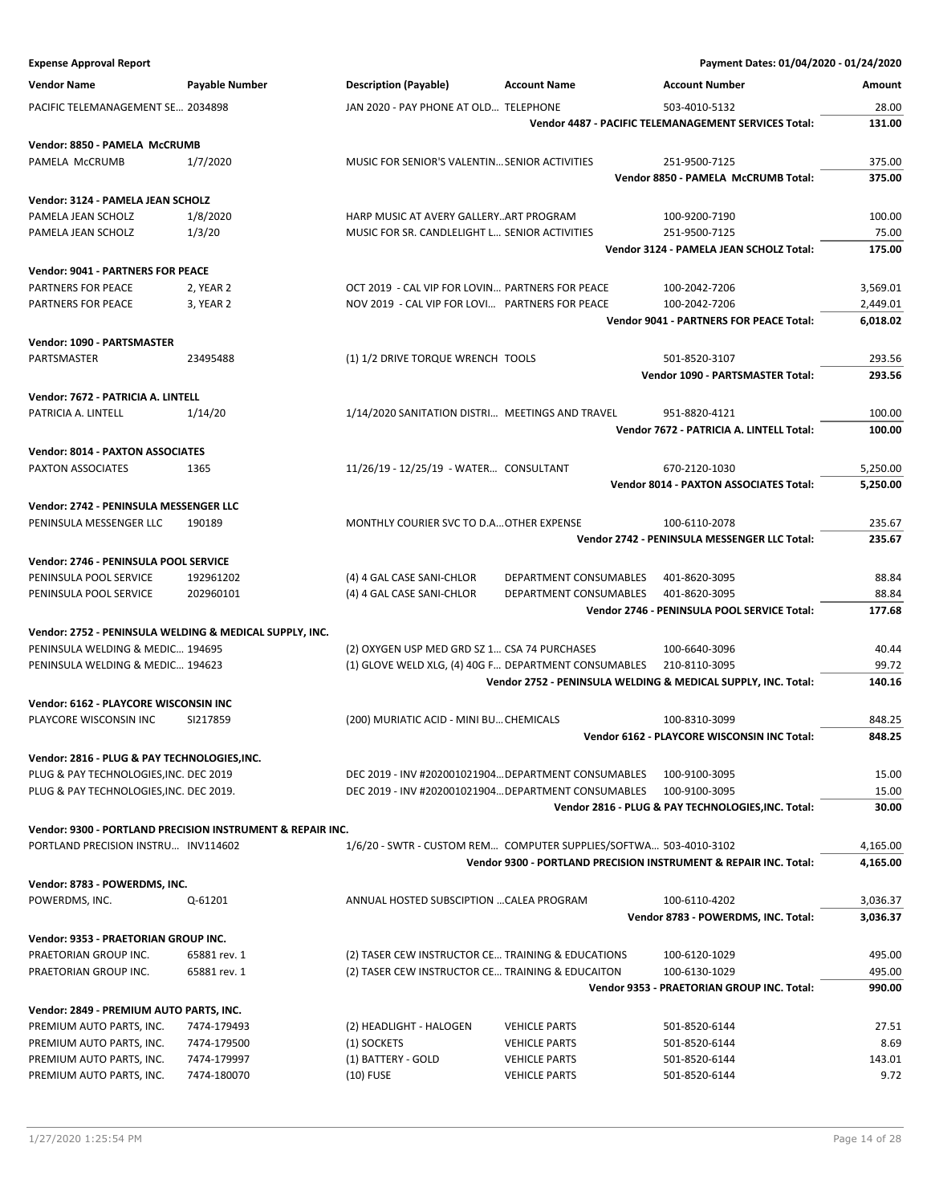**Expense Approval Report** — Payment Dates: 01/04/2020 - 01/24/2020

| Vendor Name | Payable Number | Description (Payable) | Account Name | Account Number | Amount |
|---|---|---|---|---|---|
| PACIFIC TELEMANAGEMENT SE... | 2034898 | JAN 2020 - PAY PHONE AT OLD... | TELEPHONE | 503-4010-5132 | 28.00 |
| | | | | **Vendor 4487 - PACIFIC TELEMANAGEMENT SERVICES Total:** | **131.00** |
| **Vendor: 8850 - PAMELA McCRUMB** | | | | | |
| PAMELA McCRUMB | 1/7/2020 | MUSIC FOR SENIOR'S VALENTIN... | SENIOR ACTIVITIES | 251-9500-7125 | 375.00 |
| | | | | **Vendor 8850 - PAMELA McCRUMB Total:** | **375.00** |
| **Vendor: 3124 - PAMELA JEAN SCHOLZ** | | | | | |
| PAMELA JEAN SCHOLZ | 1/8/2020 | HARP MUSIC AT AVERY GALLERY.. | ART PROGRAM | 100-9200-7190 | 100.00 |
| PAMELA JEAN SCHOLZ | 1/3/20 | MUSIC FOR SR. CANDLELIGHT L... | SENIOR ACTIVITIES | 251-9500-7125 | 75.00 |
| | | | | **Vendor 3124 - PAMELA JEAN SCHOLZ Total:** | **175.00** |
| **Vendor: 9041 - PARTNERS FOR PEACE** | | | | | |
| PARTNERS FOR PEACE | 2, YEAR 2 | OCT 2019 - CAL VIP FOR LOVIN... | PARTNERS FOR PEACE | 100-2042-7206 | 3,569.01 |
| PARTNERS FOR PEACE | 3, YEAR 2 | NOV 2019 - CAL VIP FOR LOVI... | PARTNERS FOR PEACE | 100-2042-7206 | 2,449.01 |
| | | | | **Vendor 9041 - PARTNERS FOR PEACE Total:** | **6,018.02** |
| **Vendor: 1090 - PARTSMASTER** | | | | | |
| PARTSMASTER | 23495488 | (1) 1/2 DRIVE TORQUE WRENCH | TOOLS | 501-8520-3107 | 293.56 |
| | | | | **Vendor 1090 - PARTSMASTER Total:** | **293.56** |
| **Vendor: 7672 - PATRICIA A. LINTELL** | | | | | |
| PATRICIA A. LINTELL | 1/14/20 | 1/14/2020 SANITATION DISTRI... | MEETINGS AND TRAVEL | 951-8820-4121 | 100.00 |
| | | | | **Vendor 7672 - PATRICIA A. LINTELL Total:** | **100.00** |
| **Vendor: 8014 - PAXTON ASSOCIATES** | | | | | |
| PAXTON ASSOCIATES | 1365 | 11/26/19 - 12/25/19 - WATER... | CONSULTANT | 670-2120-1030 | 5,250.00 |
| | | | | **Vendor 8014 - PAXTON ASSOCIATES Total:** | **5,250.00** |
| **Vendor: 2742 - PENINSULA MESSENGER LLC** | | | | | |
| PENINSULA MESSENGER LLC | 190189 | MONTHLY COURIER SVC TO D.A... | OTHER EXPENSE | 100-6110-2078 | 235.67 |
| | | | | **Vendor 2742 - PENINSULA MESSENGER LLC Total:** | **235.67** |
| **Vendor: 2746 - PENINSULA POOL SERVICE** | | | | | |
| PENINSULA POOL SERVICE | 192961202 | (4) 4 GAL CASE SANI-CHLOR | DEPARTMENT CONSUMABLES | 401-8620-3095 | 88.84 |
| PENINSULA POOL SERVICE | 202960101 | (4) 4 GAL CASE SANI-CHLOR | DEPARTMENT CONSUMABLES | 401-8620-3095 | 88.84 |
| | | | | **Vendor 2746 - PENINSULA POOL SERVICE Total:** | **177.68** |
| **Vendor: 2752 - PENINSULA WELDING & MEDICAL SUPPLY, INC.** | | | | | |
| PENINSULA WELDING & MEDIC... | 194695 | (2) OXYGEN USP MED GRD SZ 1... | CSA 74 PURCHASES | 100-6640-3096 | 40.44 |
| PENINSULA WELDING & MEDIC... | 194623 | (1) GLOVE WELD XLG, (4) 40G F... | DEPARTMENT CONSUMABLES | 210-8110-3095 | 99.72 |
| | | | | **Vendor 2752 - PENINSULA WELDING & MEDICAL SUPPLY, INC. Total:** | **140.16** |
| **Vendor: 6162 - PLAYCORE WISCONSIN INC** | | | | | |
| PLAYCORE WISCONSIN INC | SI217859 | (200) MURIATIC ACID - MINI BU... | CHEMICALS | 100-8310-3099 | 848.25 |
| | | | | **Vendor 6162 - PLAYCORE WISCONSIN INC Total:** | **848.25** |
| **Vendor: 2816 - PLUG & PAY TECHNOLOGIES,INC.** | | | | | |
| PLUG & PAY TECHNOLOGIES,INC. | DEC 2019 | DEC 2019 - INV #202001021904... | DEPARTMENT CONSUMABLES | 100-9100-3095 | 15.00 |
| PLUG & PAY TECHNOLOGIES,INC. | DEC 2019. | DEC 2019 - INV #202001021904... | DEPARTMENT CONSUMABLES | 100-9100-3095 | 15.00 |
| | | | | **Vendor 2816 - PLUG & PAY TECHNOLOGIES,INC. Total:** | **30.00** |
| **Vendor: 9300 - PORTLAND PRECISION INSTRUMENT & REPAIR INC.** | | | | | |
| PORTLAND PRECISION INSTRU... | INV114602 | 1/6/20 - SWTR - CUSTOM REM... | COMPUTER SUPPLIES/SOFTWA... | 503-4010-3102 | 4,165.00 |
| | | | | **Vendor 9300 - PORTLAND PRECISION INSTRUMENT & REPAIR INC. Total:** | **4,165.00** |
| **Vendor: 8783 - POWERDMS, INC.** | | | | | |
| POWERDMS, INC. | Q-61201 | ANNUAL HOSTED SUBSCIPTION ... | CALEA PROGRAM | 100-6110-4202 | 3,036.37 |
| | | | | **Vendor 8783 - POWERDMS, INC. Total:** | **3,036.37** |
| **Vendor: 9353 - PRAETORIAN GROUP INC.** | | | | | |
| PRAETORIAN GROUP INC. | 65881 rev. 1 | (2) TASER CEW INSTRUCTOR CE... | TRAINING & EDUCATIONS | 100-6120-1029 | 495.00 |
| PRAETORIAN GROUP INC. | 65881 rev. 1 | (2) TASER CEW INSTRUCTOR CE... | TRAINING & EDUCAITON | 100-6130-1029 | 495.00 |
| | | | | **Vendor 9353 - PRAETORIAN GROUP INC. Total:** | **990.00** |
| **Vendor: 2849 - PREMIUM AUTO PARTS, INC.** | | | | | |
| PREMIUM AUTO PARTS, INC. | 7474-179493 | (2) HEADLIGHT - HALOGEN | VEHICLE PARTS | 501-8520-6144 | 27.51 |
| PREMIUM AUTO PARTS, INC. | 7474-179500 | (1) SOCKETS | VEHICLE PARTS | 501-8520-6144 | 8.69 |
| PREMIUM AUTO PARTS, INC. | 7474-179997 | (1) BATTERY - GOLD | VEHICLE PARTS | 501-8520-6144 | 143.01 |
| PREMIUM AUTO PARTS, INC. | 7474-180070 | (10) FUSE | VEHICLE PARTS | 501-8520-6144 | 9.72 |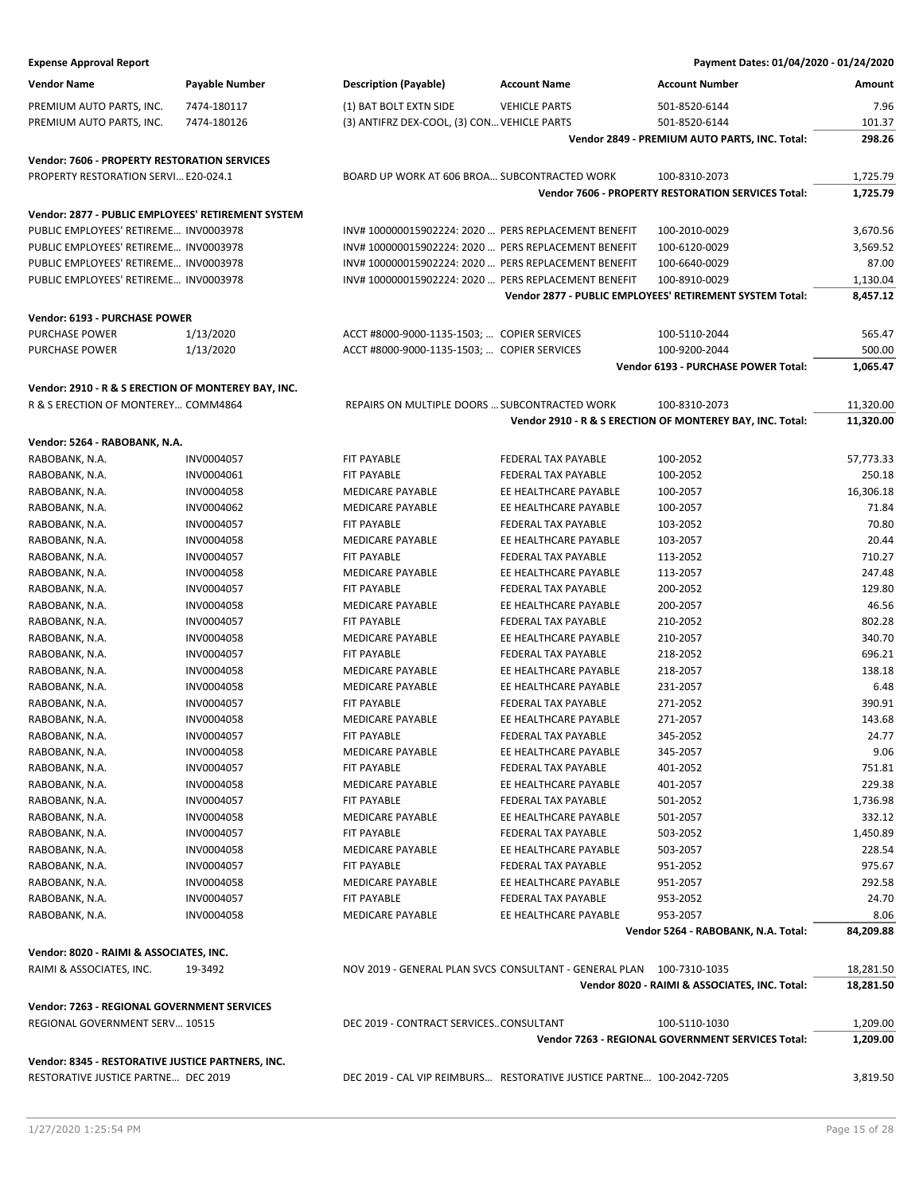**Expense Approval Report** — Payment Dates: 01/04/2020 - 01/24/2020

| Vendor Name | Payable Number | Description (Payable) | Account Name | Account Number | Amount |
|---|---|---|---|---|---|
| PREMIUM AUTO PARTS, INC. | 7474-180117 | (1) BAT BOLT EXTN SIDE | VEHICLE PARTS | 501-8520-6144 | 7.96 |
| PREMIUM AUTO PARTS, INC. | 7474-180126 | (3) ANTIFRZ DEX-COOL, (3) CON… | VEHICLE PARTS | 501-8520-6144 | 101.37 |
| | | | | **Vendor 2849 - PREMIUM AUTO PARTS, INC. Total:** | **298.26** |
| **Vendor: 7606 - PROPERTY RESTORATION SERVICES** | | | | | |
| PROPERTY RESTORATION SERVI… | E20-024.1 | BOARD UP WORK AT 606 BROA… | SUBCONTRACTED WORK | 100-8310-2073 | 1,725.79 |
| | | | | **Vendor 7606 - PROPERTY RESTORATION SERVICES Total:** | **1,725.79** |
| **Vendor: 2877 - PUBLIC EMPLOYEES' RETIREMENT SYSTEM** | | | | | |
| PUBLIC EMPLOYEES' RETIREME… | INV0003978 | INV# 100000015902224: 2020 … | PERS REPLACEMENT BENEFIT | 100-2010-0029 | 3,670.56 |
| PUBLIC EMPLOYEES' RETIREME… | INV0003978 | INV# 100000015902224: 2020 … | PERS REPLACEMENT BENEFIT | 100-6120-0029 | 3,569.52 |
| PUBLIC EMPLOYEES' RETIREME… | INV0003978 | INV# 100000015902224: 2020 … | PERS REPLACEMENT BENEFIT | 100-6640-0029 | 87.00 |
| PUBLIC EMPLOYEES' RETIREME… | INV0003978 | INV# 100000015902224: 2020 … | PERS REPLACEMENT BENEFIT | 100-8910-0029 | 1,130.04 |
| | | | | **Vendor 2877 - PUBLIC EMPLOYEES' RETIREMENT SYSTEM Total:** | **8,457.12** |
| **Vendor: 6193 - PURCHASE POWER** | | | | | |
| PURCHASE POWER | 1/13/2020 | ACCT #8000-9000-1135-1503; … | COPIER SERVICES | 100-5110-2044 | 565.47 |
| PURCHASE POWER | 1/13/2020 | ACCT #8000-9000-1135-1503; … | COPIER SERVICES | 100-9200-2044 | 500.00 |
| | | | | **Vendor 6193 - PURCHASE POWER Total:** | **1,065.47** |
| **Vendor: 2910 - R & S ERECTION OF MONTEREY BAY, INC.** | | | | | |
| R & S ERECTION OF MONTEREY… | COMM4864 | REPAIRS ON MULTIPLE DOORS … | SUBCONTRACTED WORK | 100-8310-2073 | 11,320.00 |
| | | | | **Vendor 2910 - R & S ERECTION OF MONTEREY BAY, INC. Total:** | **11,320.00** |
| **Vendor: 5264 - RABOBANK, N.A.** | | | | | |
| RABOBANK, N.A. | INV0004057 | FIT PAYABLE | FEDERAL TAX PAYABLE | 100-2052 | 57,773.33 |
| RABOBANK, N.A. | INV0004061 | FIT PAYABLE | FEDERAL TAX PAYABLE | 100-2052 | 250.18 |
| RABOBANK, N.A. | INV0004058 | MEDICARE PAYABLE | EE HEALTHCARE PAYABLE | 100-2057 | 16,306.18 |
| RABOBANK, N.A. | INV0004062 | MEDICARE PAYABLE | EE HEALTHCARE PAYABLE | 100-2057 | 71.84 |
| RABOBANK, N.A. | INV0004057 | FIT PAYABLE | FEDERAL TAX PAYABLE | 103-2052 | 70.80 |
| RABOBANK, N.A. | INV0004058 | MEDICARE PAYABLE | EE HEALTHCARE PAYABLE | 103-2057 | 20.44 |
| RABOBANK, N.A. | INV0004057 | FIT PAYABLE | FEDERAL TAX PAYABLE | 113-2052 | 710.27 |
| RABOBANK, N.A. | INV0004058 | MEDICARE PAYABLE | EE HEALTHCARE PAYABLE | 113-2057 | 247.48 |
| RABOBANK, N.A. | INV0004057 | FIT PAYABLE | FEDERAL TAX PAYABLE | 200-2052 | 129.80 |
| RABOBANK, N.A. | INV0004058 | MEDICARE PAYABLE | EE HEALTHCARE PAYABLE | 200-2057 | 46.56 |
| RABOBANK, N.A. | INV0004057 | FIT PAYABLE | FEDERAL TAX PAYABLE | 210-2052 | 802.28 |
| RABOBANK, N.A. | INV0004058 | MEDICARE PAYABLE | EE HEALTHCARE PAYABLE | 210-2057 | 340.70 |
| RABOBANK, N.A. | INV0004057 | FIT PAYABLE | FEDERAL TAX PAYABLE | 218-2052 | 696.21 |
| RABOBANK, N.A. | INV0004058 | MEDICARE PAYABLE | EE HEALTHCARE PAYABLE | 218-2057 | 138.18 |
| RABOBANK, N.A. | INV0004058 | MEDICARE PAYABLE | EE HEALTHCARE PAYABLE | 231-2057 | 6.48 |
| RABOBANK, N.A. | INV0004057 | FIT PAYABLE | FEDERAL TAX PAYABLE | 271-2052 | 390.91 |
| RABOBANK, N.A. | INV0004058 | MEDICARE PAYABLE | EE HEALTHCARE PAYABLE | 271-2057 | 143.68 |
| RABOBANK, N.A. | INV0004057 | FIT PAYABLE | FEDERAL TAX PAYABLE | 345-2052 | 24.77 |
| RABOBANK, N.A. | INV0004058 | MEDICARE PAYABLE | EE HEALTHCARE PAYABLE | 345-2057 | 9.06 |
| RABOBANK, N.A. | INV0004057 | FIT PAYABLE | FEDERAL TAX PAYABLE | 401-2052 | 751.81 |
| RABOBANK, N.A. | INV0004058 | MEDICARE PAYABLE | EE HEALTHCARE PAYABLE | 401-2057 | 229.38 |
| RABOBANK, N.A. | INV0004057 | FIT PAYABLE | FEDERAL TAX PAYABLE | 501-2052 | 1,736.98 |
| RABOBANK, N.A. | INV0004058 | MEDICARE PAYABLE | EE HEALTHCARE PAYABLE | 501-2057 | 332.12 |
| RABOBANK, N.A. | INV0004057 | FIT PAYABLE | FEDERAL TAX PAYABLE | 503-2052 | 1,450.89 |
| RABOBANK, N.A. | INV0004058 | MEDICARE PAYABLE | EE HEALTHCARE PAYABLE | 503-2057 | 228.54 |
| RABOBANK, N.A. | INV0004057 | FIT PAYABLE | FEDERAL TAX PAYABLE | 951-2052 | 975.67 |
| RABOBANK, N.A. | INV0004058 | MEDICARE PAYABLE | EE HEALTHCARE PAYABLE | 951-2057 | 292.58 |
| RABOBANK, N.A. | INV0004057 | FIT PAYABLE | FEDERAL TAX PAYABLE | 953-2052 | 24.70 |
| RABOBANK, N.A. | INV0004058 | MEDICARE PAYABLE | EE HEALTHCARE PAYABLE | 953-2057 | 8.06 |
| | | | | **Vendor 5264 - RABOBANK, N.A. Total:** | **84,209.88** |
| **Vendor: 8020 - RAIMI & ASSOCIATES, INC.** | | | | | |
| RAIMI & ASSOCIATES, INC. | 19-3492 | NOV 2019 - GENERAL PLAN SVCS | CONSULTANT - GENERAL PLAN | 100-7310-1035 | 18,281.50 |
| | | | | **Vendor 8020 - RAIMI & ASSOCIATES, INC. Total:** | **18,281.50** |
| **Vendor: 7263 - REGIONAL GOVERNMENT SERVICES** | | | | | |
| REGIONAL GOVERNMENT SERV… | 10515 | DEC 2019 - CONTRACT SERVICES.. | CONSULTANT | 100-5110-1030 | 1,209.00 |
| | | | | **Vendor 7263 - REGIONAL GOVERNMENT SERVICES Total:** | **1,209.00** |
| **Vendor: 8345 - RESTORATIVE JUSTICE PARTNERS, INC.** | | | | | |
| RESTORATIVE JUSTICE PARTNE… | DEC 2019 | DEC 2019 - CAL VIP REIMBURS… | RESTORATIVE JUSTICE PARTNE… | 100-2042-7205 | 3,819.50 |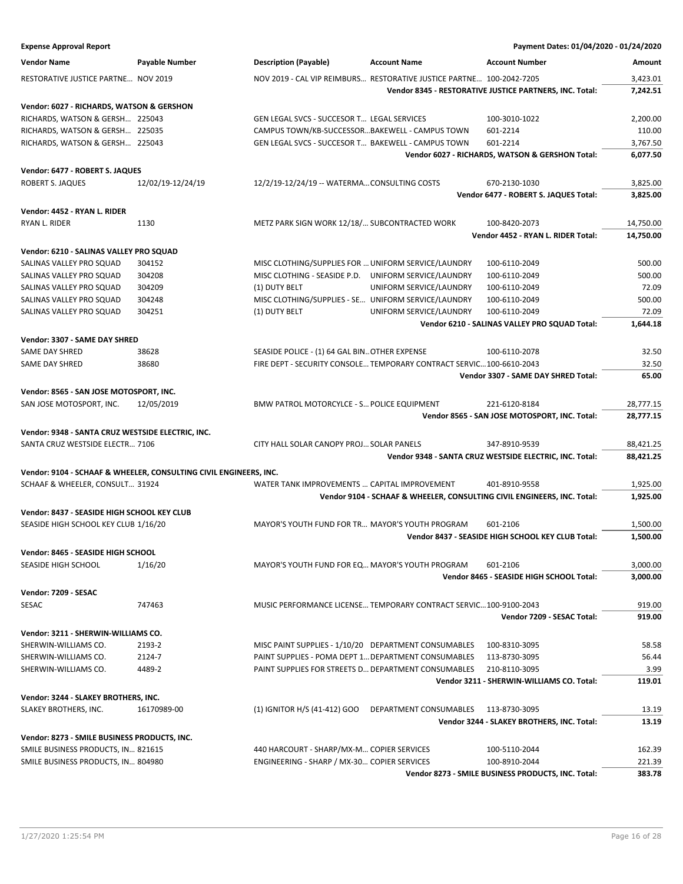**Expense Approval Report** — Payment Dates: 01/04/2020 - 01/24/2020

| Vendor Name | Payable Number | Description (Payable) | Account Name | Account Number | Amount |
|---|---|---|---|---|---|
| RESTORATIVE JUSTICE PARTNE... | NOV 2019 | NOV 2019 - CAL VIP REIMBURS... | RESTORATIVE JUSTICE PARTNE... | 100-2042-7205 | 3,423.01 |
| | | | | **Vendor 8345 - RESTORATIVE JUSTICE PARTNERS, INC. Total:** | **7,242.51** |
| **Vendor: 6027 - RICHARDS, WATSON & GERSHON** | | | | | |
| RICHARDS, WATSON & GERSH... | 225043 | GEN LEGAL SVCS - SUCCESOR T... | LEGAL SERVICES | 100-3010-1022 | 2,200.00 |
| RICHARDS, WATSON & GERSH... | 225035 | CAMPUS TOWN/KB-SUCCESSOR... | BAKEWELL - CAMPUS TOWN | 601-2214 | 110.00 |
| RICHARDS, WATSON & GERSH... | 225043 | GEN LEGAL SVCS - SUCCESOR T... | BAKEWELL - CAMPUS TOWN | 601-2214 | 3,767.50 |
| | | | | **Vendor 6027 - RICHARDS, WATSON & GERSHON Total:** | **6,077.50** |
| **Vendor: 6477 - ROBERT S. JAQUES** | | | | | |
| ROBERT S. JAQUES | 12/02/19-12/24/19 | 12/2/19-12/24/19 -- WATERMA... | CONSULTING COSTS | 670-2130-1030 | 3,825.00 |
| | | | | **Vendor 6477 - ROBERT S. JAQUES Total:** | **3,825.00** |
| **Vendor: 4452 - RYAN L. RIDER** | | | | | |
| RYAN L. RIDER | 1130 | METZ PARK SIGN WORK 12/18/... | SUBCONTRACTED WORK | 100-8420-2073 | 14,750.00 |
| | | | | **Vendor 4452 - RYAN L. RIDER Total:** | **14,750.00** |
| **Vendor: 6210 - SALINAS VALLEY PRO SQUAD** | | | | | |
| SALINAS VALLEY PRO SQUAD | 304152 | MISC CLOTHING/SUPPLIES FOR ... | UNIFORM SERVICE/LAUNDRY | 100-6110-2049 | 500.00 |
| SALINAS VALLEY PRO SQUAD | 304208 | MISC CLOTHING - SEASIDE P.D. | UNIFORM SERVICE/LAUNDRY | 100-6110-2049 | 500.00 |
| SALINAS VALLEY PRO SQUAD | 304209 | (1) DUTY BELT | UNIFORM SERVICE/LAUNDRY | 100-6110-2049 | 72.09 |
| SALINAS VALLEY PRO SQUAD | 304248 | MISC CLOTHING/SUPPLIES - SE... | UNIFORM SERVICE/LAUNDRY | 100-6110-2049 | 500.00 |
| SALINAS VALLEY PRO SQUAD | 304251 | (1) DUTY BELT | UNIFORM SERVICE/LAUNDRY | 100-6110-2049 | 72.09 |
| | | | | **Vendor 6210 - SALINAS VALLEY PRO SQUAD Total:** | **1,644.18** |
| **Vendor: 3307 - SAME DAY SHRED** | | | | | |
| SAME DAY SHRED | 38628 | SEASIDE POLICE - (1) 64 GAL BIN... | OTHER EXPENSE | 100-6110-2078 | 32.50 |
| SAME DAY SHRED | 38680 | FIRE DEPT - SECURITY CONSOLE... | TEMPORARY CONTRACT SERVIC... | 100-6610-2043 | 32.50 |
| | | | | **Vendor 3307 - SAME DAY SHRED Total:** | **65.00** |
| **Vendor: 8565 - SAN JOSE MOTOSPORT, INC.** | | | | | |
| SAN JOSE MOTOSPORT, INC. | 12/05/2019 | BMW PATROL MOTORCYLCE - S... | POLICE EQUIPMENT | 221-6120-8184 | 28,777.15 |
| | | | | **Vendor 8565 - SAN JOSE MOTOSPORT, INC. Total:** | **28,777.15** |
| **Vendor: 9348 - SANTA CRUZ WESTSIDE ELECTRIC, INC.** | | | | | |
| SANTA CRUZ WESTSIDE ELECTR... | 7106 | CITY HALL SOLAR CANOPY PROJ... | SOLAR PANELS | 347-8910-9539 | 88,421.25 |
| | | | | **Vendor 9348 - SANTA CRUZ WESTSIDE ELECTRIC, INC. Total:** | **88,421.25** |
| **Vendor: 9104 - SCHAAF & WHEELER, CONSULTING CIVIL ENGINEERS, INC.** | | | | | |
| SCHAAF & WHEELER, CONSULT... | 31924 | WATER TANK IMPROVEMENTS ... | CAPITAL IMPROVEMENT | 401-8910-9558 | 1,925.00 |
| | | | | **Vendor 9104 - SCHAAF & WHEELER, CONSULTING CIVIL ENGINEERS, INC. Total:** | **1,925.00** |
| **Vendor: 8437 - SEASIDE HIGH SCHOOL KEY CLUB** | | | | | |
| SEASIDE HIGH SCHOOL KEY CLUB | 1/16/20 | MAYOR'S YOUTH FUND FOR TR... | MAYOR'S YOUTH PROGRAM | 601-2106 | 1,500.00 |
| | | | | **Vendor 8437 - SEASIDE HIGH SCHOOL KEY CLUB Total:** | **1,500.00** |
| **Vendor: 8465 - SEASIDE HIGH SCHOOL** | | | | | |
| SEASIDE HIGH SCHOOL | 1/16/20 | MAYOR'S YOUTH FUND FOR EQ... | MAYOR'S YOUTH PROGRAM | 601-2106 | 3,000.00 |
| | | | | **Vendor 8465 - SEASIDE HIGH SCHOOL Total:** | **3,000.00** |
| **Vendor: 7209 - SESAC** | | | | | |
| SESAC | 747463 | MUSIC PERFORMANCE LICENSE... | TEMPORARY CONTRACT SERVIC... | 100-9100-2043 | 919.00 |
| | | | | **Vendor 7209 - SESAC Total:** | **919.00** |
| **Vendor: 3211 - SHERWIN-WILLIAMS CO.** | | | | | |
| SHERWIN-WILLIAMS CO. | 2193-2 | MISC PAINT SUPPLIES - 1/10/20 | DEPARTMENT CONSUMABLES | 100-8310-3095 | 58.58 |
| SHERWIN-WILLIAMS CO. | 2124-7 | PAINT SUPPLIES - POMA DEPT 1... | DEPARTMENT CONSUMABLES | 113-8730-3095 | 56.44 |
| SHERWIN-WILLIAMS CO. | 4489-2 | PAINT SUPPLIES FOR STREETS D... | DEPARTMENT CONSUMABLES | 210-8110-3095 | 3.99 |
| | | | | **Vendor 3211 - SHERWIN-WILLIAMS CO. Total:** | **119.01** |
| **Vendor: 3244 - SLAKEY BROTHERS, INC.** | | | | | |
| SLAKEY BROTHERS, INC. | 16170989-00 | (1) IGNITOR H/S (41-412) GOO | DEPARTMENT CONSUMABLES | 113-8730-3095 | 13.19 |
| | | | | **Vendor 3244 - SLAKEY BROTHERS, INC. Total:** | **13.19** |
| **Vendor: 8273 - SMILE BUSINESS PRODUCTS, INC.** | | | | | |
| SMILE BUSINESS PRODUCTS, IN... | 821615 | 440 HARCOURT - SHARP/MX-M... | COPIER SERVICES | 100-5110-2044 | 162.39 |
| SMILE BUSINESS PRODUCTS, IN... | 804980 | ENGINEERING - SHARP / MX-30... | COPIER SERVICES | 100-8910-2044 | 221.39 |
| | | | | **Vendor 8273 - SMILE BUSINESS PRODUCTS, INC. Total:** | **383.78** |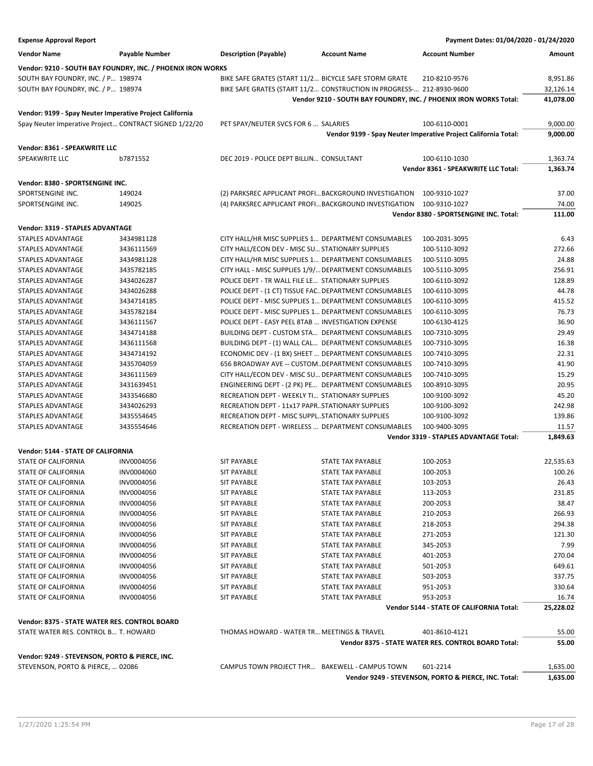**Expense Approval Report** — Payment Dates: 01/04/2020 - 01/24/2020

| Vendor Name | Payable Number | Description (Payable) | Account Name | Account Number | Amount |
|---|---|---|---|---|---|
| **Vendor: 9210 - SOUTH BAY FOUNDRY, INC. / PHOENIX IRON WORKS** | | | | | |
| SOUTH BAY FOUNDRY, INC. / P... | 198974 | BIKE SAFE GRATES (START 11/2... | BICYCLE SAFE STORM GRATE | 210-8210-9576 | 8,951.86 |
| SOUTH BAY FOUNDRY, INC. / P... | 198974 | BIKE SAFE GRATES (START 11/2... | CONSTRUCTION IN PROGRESS-... | 212-8930-9600 | 32,126.14 |
| | | | | **Vendor 9210 - SOUTH BAY FOUNDRY, INC. / PHOENIX IRON WORKS Total:** | **41,078.00** |
| **Vendor: 9199 - Spay Neuter Imperative Project California** | | | | | |
| Spay Neuter Imperative Project... | CONTRACT SIGNED 1/22/20 | PET SPAY/NEUTER SVCS FOR 6 ... | SALARIES | 100-6110-0001 | 9,000.00 |
| | | | | **Vendor 9199 - Spay Neuter Imperative Project California Total:** | **9,000.00** |
| **Vendor: 8361 - SPEAKWRITE LLC** | | | | | |
| SPEAKWRITE LLC | b7871552 | DEC 2019 - POLICE DEPT BILLIN... | CONSULTANT | 100-6110-1030 | 1,363.74 |
| | | | | **Vendor 8361 - SPEAKWRITE LLC Total:** | **1,363.74** |
| **Vendor: 8380 - SPORTSENGINE INC.** | | | | | |
| SPORTSENGINE INC. | 149024 | (2) PARKSREC APPLICANT PROFI... | BACKGROUND INVESTIGATION | 100-9310-1027 | 37.00 |
| SPORTSENGINE INC. | 149025 | (4) PARKSREC APPLICANT PROFI... | BACKGROUND INVESTIGATION | 100-9310-1027 | 74.00 |
| | | | | **Vendor 8380 - SPORTSENGINE INC. Total:** | **111.00** |
| **Vendor: 3319 - STAPLES ADVANTAGE** | | | | | |
| STAPLES ADVANTAGE | 3434981128 | CITY HALL/HR MISC SUPPLIES 1... | DEPARTMENT CONSUMABLES | 100-2031-3095 | 6.43 |
| STAPLES ADVANTAGE | 3436111569 | CITY HALL/ECON DEV - MISC SU... | STATIONARY SUPPLIES | 100-5110-3092 | 272.66 |
| STAPLES ADVANTAGE | 3434981128 | CITY HALL/HR MISC SUPPLIES 1... | DEPARTMENT CONSUMABLES | 100-5110-3095 | 24.88 |
| STAPLES ADVANTAGE | 3435782185 | CITY HALL - MISC SUPPLIES 1/9/... | DEPARTMENT CONSUMABLES | 100-5110-3095 | 256.91 |
| STAPLES ADVANTAGE | 3434026287 | POLICE DEPT - TR WALL FILE LE... | STATIONARY SUPPLIES | 100-6110-3092 | 128.89 |
| STAPLES ADVANTAGE | 3434026288 | POLICE DEPT - (1 CT) TISSUE FAC... | DEPARTMENT CONSUMABLES | 100-6110-3095 | 44.78 |
| STAPLES ADVANTAGE | 3434714185 | POLICE DEPT - MISC SUPPLIES 1... | DEPARTMENT CONSUMABLES | 100-6110-3095 | 415.52 |
| STAPLES ADVANTAGE | 3435782184 | POLICE DEPT - MISC SUPPLIES 1... | DEPARTMENT CONSUMABLES | 100-6110-3095 | 76.73 |
| STAPLES ADVANTAGE | 3436111567 | POLICE DEPT - EASY PEEL 8TAB ... | INVESTIGATION EXPENSE | 100-6130-4125 | 36.90 |
| STAPLES ADVANTAGE | 3434714188 | BUILDING DEPT - CUSTOM STA... | DEPARTMENT CONSUMABLES | 100-7310-3095 | 29.49 |
| STAPLES ADVANTAGE | 3436111568 | BUILDING DEPT - (1) WALL CAL... | DEPARTMENT CONSUMABLES | 100-7310-3095 | 16.38 |
| STAPLES ADVANTAGE | 3434714192 | ECONOMIC DEV - (1 BX) SHEET ... | DEPARTMENT CONSUMABLES | 100-7410-3095 | 22.31 |
| STAPLES ADVANTAGE | 3435704059 | 656 BROADWAY AVE -- CUSTOM... | DEPARTMENT CONSUMABLES | 100-7410-3095 | 41.90 |
| STAPLES ADVANTAGE | 3436111569 | CITY HALL/ECON DEV - MISC SU... | DEPARTMENT CONSUMABLES | 100-7410-3095 | 15.29 |
| STAPLES ADVANTAGE | 3431639451 | ENGINEERING DEPT - (2 PK) PE... | DEPARTMENT CONSUMABLES | 100-8910-3095 | 20.95 |
| STAPLES ADVANTAGE | 3433546680 | RECREATION DEPT - WEEKLY TI... | STATIONARY SUPPLIES | 100-9100-3092 | 45.20 |
| STAPLES ADVANTAGE | 3434026293 | RECREATION DEPT - 11x17 PAPR... | STATIONARY SUPPLIES | 100-9100-3092 | 242.98 |
| STAPLES ADVANTAGE | 3435554645 | RECREATION DEPT - MISC SUPPL... | STATIONARY SUPPLIES | 100-9100-3092 | 139.86 |
| STAPLES ADVANTAGE | 3435554646 | RECREATION DEPT - WIRELESS ... | DEPARTMENT CONSUMABLES | 100-9400-3095 | 11.57 |
| | | | | **Vendor 3319 - STAPLES ADVANTAGE Total:** | **1,849.63** |
| **Vendor: 5144 - STATE OF CALIFORNIA** | | | | | |
| STATE OF CALIFORNIA | INV0004056 | SIT PAYABLE | STATE TAX PAYABLE | 100-2053 | 22,535.63 |
| STATE OF CALIFORNIA | INV0004060 | SIT PAYABLE | STATE TAX PAYABLE | 100-2053 | 100.26 |
| STATE OF CALIFORNIA | INV0004056 | SIT PAYABLE | STATE TAX PAYABLE | 103-2053 | 26.43 |
| STATE OF CALIFORNIA | INV0004056 | SIT PAYABLE | STATE TAX PAYABLE | 113-2053 | 231.85 |
| STATE OF CALIFORNIA | INV0004056 | SIT PAYABLE | STATE TAX PAYABLE | 200-2053 | 38.47 |
| STATE OF CALIFORNIA | INV0004056 | SIT PAYABLE | STATE TAX PAYABLE | 210-2053 | 266.93 |
| STATE OF CALIFORNIA | INV0004056 | SIT PAYABLE | STATE TAX PAYABLE | 218-2053 | 294.38 |
| STATE OF CALIFORNIA | INV0004056 | SIT PAYABLE | STATE TAX PAYABLE | 271-2053 | 121.30 |
| STATE OF CALIFORNIA | INV0004056 | SIT PAYABLE | STATE TAX PAYABLE | 345-2053 | 7.99 |
| STATE OF CALIFORNIA | INV0004056 | SIT PAYABLE | STATE TAX PAYABLE | 401-2053 | 270.04 |
| STATE OF CALIFORNIA | INV0004056 | SIT PAYABLE | STATE TAX PAYABLE | 501-2053 | 649.61 |
| STATE OF CALIFORNIA | INV0004056 | SIT PAYABLE | STATE TAX PAYABLE | 503-2053 | 337.75 |
| STATE OF CALIFORNIA | INV0004056 | SIT PAYABLE | STATE TAX PAYABLE | 951-2053 | 330.64 |
| STATE OF CALIFORNIA | INV0004056 | SIT PAYABLE | STATE TAX PAYABLE | 953-2053 | 16.74 |
| | | | | **Vendor 5144 - STATE OF CALIFORNIA Total:** | **25,228.02** |
| **Vendor: 8375 - STATE WATER RES. CONTROL BOARD** | | | | | |
| STATE WATER RES. CONTROL B... | T. HOWARD | THOMAS HOWARD - WATER TR... | MEETINGS & TRAVEL | 401-8610-4121 | 55.00 |
| | | | | **Vendor 8375 - STATE WATER RES. CONTROL BOARD Total:** | **55.00** |
| **Vendor: 9249 - STEVENSON, PORTO & PIERCE, INC.** | | | | | |
| STEVENSON, PORTO & PIERCE, ... | 02086 | CAMPUS TOWN PROJECT THR... | BAKEWELL - CAMPUS TOWN | 601-2214 | 1,635.00 |
| | | | | **Vendor 9249 - STEVENSON, PORTO & PIERCE, INC. Total:** | **1,635.00** |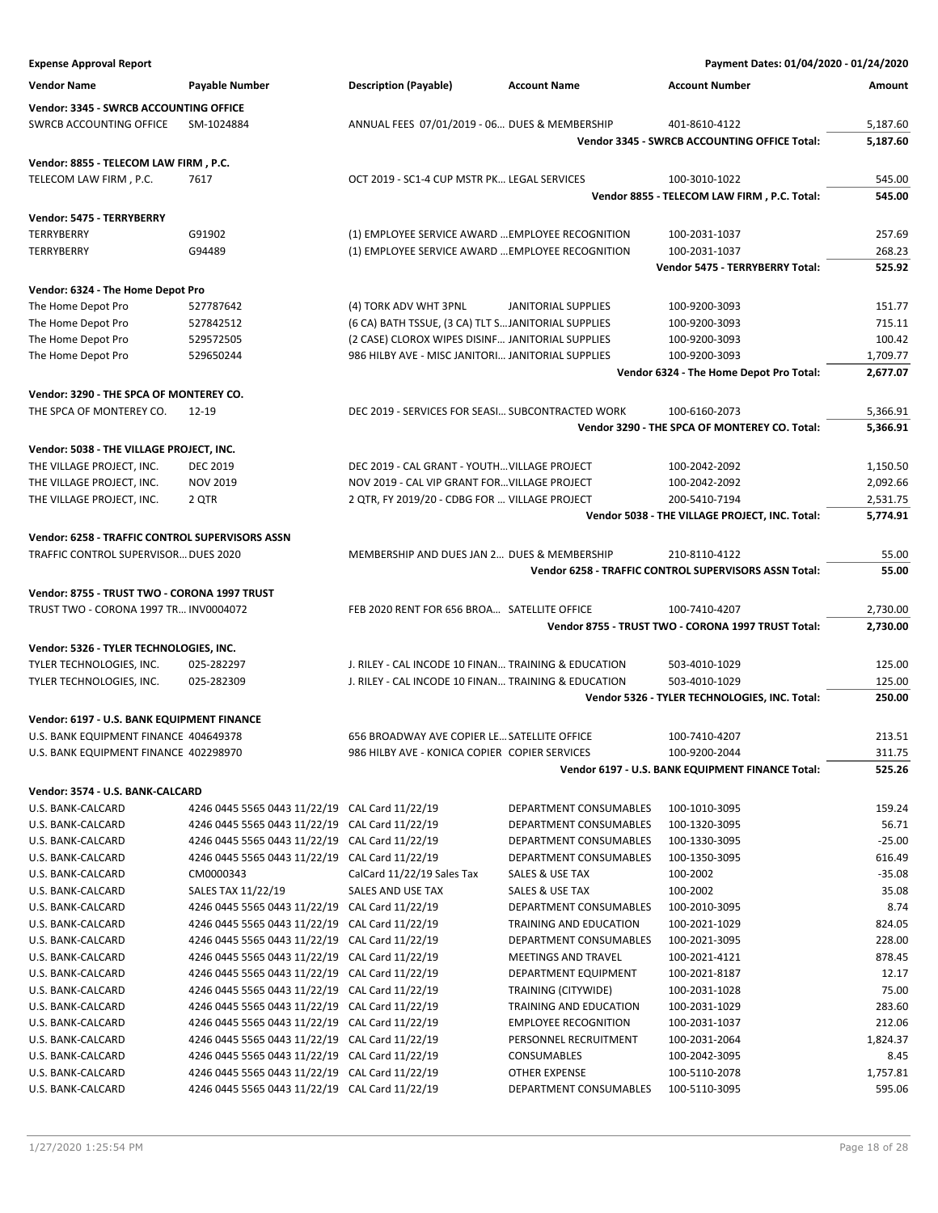**Expense Approval Report** — Payment Dates: 01/04/2020 - 01/24/2020

| Vendor Name | Payable Number | Description (Payable) | Account Name | Account Number | Amount |
|---|---|---|---|---|---|
| **Vendor: 3345 - SWRCB ACCOUNTING OFFICE** | | | | | |
| SWRCB ACCOUNTING OFFICE | SM-1024884 | ANNUAL FEES 07/01/2019 - 06... | DUES & MEMBERSHIP | 401-8610-4122 | 5,187.60 |
| | | | | **Vendor 3345 - SWRCB ACCOUNTING OFFICE Total:** | **5,187.60** |
| **Vendor: 8855 - TELECOM LAW FIRM , P.C.** | | | | | |
| TELECOM LAW FIRM , P.C. | 7617 | OCT 2019 - SC1-4 CUP MSTR PK... | LEGAL SERVICES | 100-3010-1022 | 545.00 |
| | | | | **Vendor 8855 - TELECOM LAW FIRM , P.C. Total:** | **545.00** |
| **Vendor: 5475 - TERRYBERRY** | | | | | |
| TERRYBERRY | G91902 | (1) EMPLOYEE SERVICE AWARD ... | EMPLOYEE RECOGNITION | 100-2031-1037 | 257.69 |
| TERRYBERRY | G94489 | (1) EMPLOYEE SERVICE AWARD ... | EMPLOYEE RECOGNITION | 100-2031-1037 | 268.23 |
| | | | | **Vendor 5475 - TERRYBERRY Total:** | **525.92** |
| **Vendor: 6324 - The Home Depot Pro** | | | | | |
| The Home Depot Pro | 527787642 | (4) TORK ADV WHT 3PNL | JANITORIAL SUPPLIES | 100-9200-3093 | 151.77 |
| The Home Depot Pro | 527842512 | (6 CA) BATH TSSUE, (3 CA) TLT S... | JANITORIAL SUPPLIES | 100-9200-3093 | 715.11 |
| The Home Depot Pro | 529572505 | (2 CASE) CLOROX WIPES DISINF... | JANITORIAL SUPPLIES | 100-9200-3093 | 100.42 |
| The Home Depot Pro | 529650244 | 986 HILBY AVE - MISC JANITORI... | JANITORIAL SUPPLIES | 100-9200-3093 | 1,709.77 |
| | | | | **Vendor 6324 - The Home Depot Pro Total:** | **2,677.07** |
| **Vendor: 3290 - THE SPCA OF MONTEREY CO.** | | | | | |
| THE SPCA OF MONTEREY CO. | 12-19 | DEC 2019 - SERVICES FOR SEASI... | SUBCONTRACTED WORK | 100-6160-2073 | 5,366.91 |
| | | | | **Vendor 3290 - THE SPCA OF MONTEREY CO. Total:** | **5,366.91** |
| **Vendor: 5038 - THE VILLAGE PROJECT, INC.** | | | | | |
| THE VILLAGE PROJECT, INC. | DEC 2019 | DEC 2019 - CAL GRANT - YOUTH... | VILLAGE PROJECT | 100-2042-2092 | 1,150.50 |
| THE VILLAGE PROJECT, INC. | NOV 2019 | NOV 2019 - CAL VIP GRANT FOR... | VILLAGE PROJECT | 100-2042-2092 | 2,092.66 |
| THE VILLAGE PROJECT, INC. | 2 QTR | 2 QTR, FY 2019/20 - CDBG FOR ... | VILLAGE PROJECT | 200-5410-7194 | 2,531.75 |
| | | | | **Vendor 5038 - THE VILLAGE PROJECT, INC. Total:** | **5,774.91** |
| **Vendor: 6258 - TRAFFIC CONTROL SUPERVISORS ASSN** | | | | | |
| TRAFFIC CONTROL SUPERVISOR... | DUES 2020 | MEMBERSHIP AND DUES JAN 2... | DUES & MEMBERSHIP | 210-8110-4122 | 55.00 |
| | | | | **Vendor 6258 - TRAFFIC CONTROL SUPERVISORS ASSN Total:** | **55.00** |
| **Vendor: 8755 - TRUST TWO - CORONA 1997 TRUST** | | | | | |
| TRUST TWO - CORONA 1997 TR... | INV0004072 | FEB 2020 RENT FOR 656 BROA... | SATELLITE OFFICE | 100-7410-4207 | 2,730.00 |
| | | | | **Vendor 8755 - TRUST TWO - CORONA 1997 TRUST Total:** | **2,730.00** |
| **Vendor: 5326 - TYLER TECHNOLOGIES, INC.** | | | | | |
| TYLER TECHNOLOGIES, INC. | 025-282297 | J. RILEY - CAL INCODE 10 FINAN... | TRAINING & EDUCATION | 503-4010-1029 | 125.00 |
| TYLER TECHNOLOGIES, INC. | 025-282309 | J. RILEY - CAL INCODE 10 FINAN... | TRAINING & EDUCATION | 503-4010-1029 | 125.00 |
| | | | | **Vendor 5326 - TYLER TECHNOLOGIES, INC. Total:** | **250.00** |
| **Vendor: 6197 - U.S. BANK EQUIPMENT FINANCE** | | | | | |
| U.S. BANK EQUIPMENT FINANCE | 404649378 | 656 BROADWAY AVE COPIER LE... | SATELLITE OFFICE | 100-7410-4207 | 213.51 |
| U.S. BANK EQUIPMENT FINANCE | 402298970 | 986 HILBY AVE - KONICA COPIER | COPIER SERVICES | 100-9200-2044 | 311.75 |
| | | | | **Vendor 6197 - U.S. BANK EQUIPMENT FINANCE Total:** | **525.26** |
| **Vendor: 3574 - U.S. BANK-CALCARD** | | | | | |
| U.S. BANK-CALCARD | 4246 0445 5565 0443 11/22/19 | CAL Card 11/22/19 | DEPARTMENT CONSUMABLES | 100-1010-3095 | 159.24 |
| U.S. BANK-CALCARD | 4246 0445 5565 0443 11/22/19 | CAL Card 11/22/19 | DEPARTMENT CONSUMABLES | 100-1320-3095 | 56.71 |
| U.S. BANK-CALCARD | 4246 0445 5565 0443 11/22/19 | CAL Card 11/22/19 | DEPARTMENT CONSUMABLES | 100-1330-3095 | -25.00 |
| U.S. BANK-CALCARD | 4246 0445 5565 0443 11/22/19 | CAL Card 11/22/19 | DEPARTMENT CONSUMABLES | 100-1350-3095 | 616.49 |
| U.S. BANK-CALCARD | CM0000343 | CalCard 11/22/19 Sales Tax | SALES & USE TAX | 100-2002 | -35.08 |
| U.S. BANK-CALCARD | SALES TAX 11/22/19 | SALES AND USE TAX | SALES & USE TAX | 100-2002 | 35.08 |
| U.S. BANK-CALCARD | 4246 0445 5565 0443 11/22/19 | CAL Card 11/22/19 | DEPARTMENT CONSUMABLES | 100-2010-3095 | 8.74 |
| U.S. BANK-CALCARD | 4246 0445 5565 0443 11/22/19 | CAL Card 11/22/19 | TRAINING AND EDUCATION | 100-2021-1029 | 824.05 |
| U.S. BANK-CALCARD | 4246 0445 5565 0443 11/22/19 | CAL Card 11/22/19 | DEPARTMENT CONSUMABLES | 100-2021-3095 | 228.00 |
| U.S. BANK-CALCARD | 4246 0445 5565 0443 11/22/19 | CAL Card 11/22/19 | MEETINGS AND TRAVEL | 100-2021-4121 | 878.45 |
| U.S. BANK-CALCARD | 4246 0445 5565 0443 11/22/19 | CAL Card 11/22/19 | DEPARTMENT EQUIPMENT | 100-2021-8187 | 12.17 |
| U.S. BANK-CALCARD | 4246 0445 5565 0443 11/22/19 | CAL Card 11/22/19 | TRAINING (CITYWIDE) | 100-2031-1028 | 75.00 |
| U.S. BANK-CALCARD | 4246 0445 5565 0443 11/22/19 | CAL Card 11/22/19 | TRAINING AND EDUCATION | 100-2031-1029 | 283.60 |
| U.S. BANK-CALCARD | 4246 0445 5565 0443 11/22/19 | CAL Card 11/22/19 | EMPLOYEE RECOGNITION | 100-2031-1037 | 212.06 |
| U.S. BANK-CALCARD | 4246 0445 5565 0443 11/22/19 | CAL Card 11/22/19 | PERSONNEL RECRUITMENT | 100-2031-2064 | 1,824.37 |
| U.S. BANK-CALCARD | 4246 0445 5565 0443 11/22/19 | CAL Card 11/22/19 | CONSUMABLES | 100-2042-3095 | 8.45 |
| U.S. BANK-CALCARD | 4246 0445 5565 0443 11/22/19 | CAL Card 11/22/19 | OTHER EXPENSE | 100-5110-2078 | 1,757.81 |
| U.S. BANK-CALCARD | 4246 0445 5565 0443 11/22/19 | CAL Card 11/22/19 | DEPARTMENT CONSUMABLES | 100-5110-3095 | 595.06 |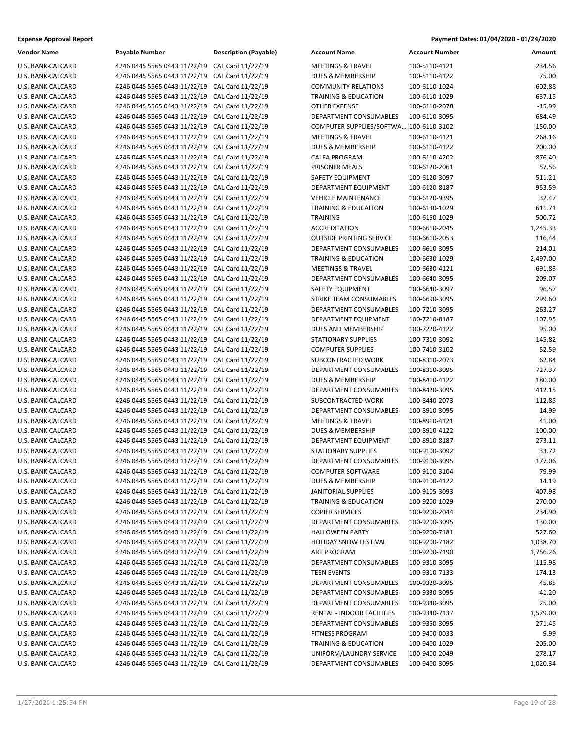**Expense Approval Report** **Payment Dates: 01/04/2020 - 01/24/2020**

| Vendor Name | Payable Number | Description (Payable) | Account Name | Account Number | Amount |
|---|---|---|---|---|---|
| U.S. BANK-CALCARD | 4246 0445 5565 0443 11/22/19 | CAL Card 11/22/19 | MEETINGS & TRAVEL | 100-5110-4121 | 234.56 |
| U.S. BANK-CALCARD | 4246 0445 5565 0443 11/22/19 | CAL Card 11/22/19 | DUES & MEMBERSHIP | 100-5110-4122 | 75.00 |
| U.S. BANK-CALCARD | 4246 0445 5565 0443 11/22/19 | CAL Card 11/22/19 | COMMUNITY RELATIONS | 100-6110-1024 | 602.88 |
| U.S. BANK-CALCARD | 4246 0445 5565 0443 11/22/19 | CAL Card 11/22/19 | TRAINING & EDUCATION | 100-6110-1029 | 637.15 |
| U.S. BANK-CALCARD | 4246 0445 5565 0443 11/22/19 | CAL Card 11/22/19 | OTHER EXPENSE | 100-6110-2078 | -15.99 |
| U.S. BANK-CALCARD | 4246 0445 5565 0443 11/22/19 | CAL Card 11/22/19 | DEPARTMENT CONSUMABLES | 100-6110-3095 | 684.49 |
| U.S. BANK-CALCARD | 4246 0445 5565 0443 11/22/19 | CAL Card 11/22/19 | COMPUTER SUPPLIES/SOFTWA... | 100-6110-3102 | 150.00 |
| U.S. BANK-CALCARD | 4246 0445 5565 0443 11/22/19 | CAL Card 11/22/19 | MEETINGS & TRAVEL | 100-6110-4121 | 268.16 |
| U.S. BANK-CALCARD | 4246 0445 5565 0443 11/22/19 | CAL Card 11/22/19 | DUES & MEMBERSHIP | 100-6110-4122 | 200.00 |
| U.S. BANK-CALCARD | 4246 0445 5565 0443 11/22/19 | CAL Card 11/22/19 | CALEA PROGRAM | 100-6110-4202 | 876.40 |
| U.S. BANK-CALCARD | 4246 0445 5565 0443 11/22/19 | CAL Card 11/22/19 | PRISONER MEALS | 100-6120-2061 | 57.56 |
| U.S. BANK-CALCARD | 4246 0445 5565 0443 11/22/19 | CAL Card 11/22/19 | SAFETY EQUIPMENT | 100-6120-3097 | 511.21 |
| U.S. BANK-CALCARD | 4246 0445 5565 0443 11/22/19 | CAL Card 11/22/19 | DEPARTMENT EQUIPMENT | 100-6120-8187 | 953.59 |
| U.S. BANK-CALCARD | 4246 0445 5565 0443 11/22/19 | CAL Card 11/22/19 | VEHICLE MAINTENANCE | 100-6120-9395 | 32.47 |
| U.S. BANK-CALCARD | 4246 0445 5565 0443 11/22/19 | CAL Card 11/22/19 | TRAINING & EDUCAITON | 100-6130-1029 | 611.71 |
| U.S. BANK-CALCARD | 4246 0445 5565 0443 11/22/19 | CAL Card 11/22/19 | TRAINING | 100-6150-1029 | 500.72 |
| U.S. BANK-CALCARD | 4246 0445 5565 0443 11/22/19 | CAL Card 11/22/19 | ACCREDITATION | 100-6610-2045 | 1,245.33 |
| U.S. BANK-CALCARD | 4246 0445 5565 0443 11/22/19 | CAL Card 11/22/19 | OUTSIDE PRINTING SERVICE | 100-6610-2053 | 116.44 |
| U.S. BANK-CALCARD | 4246 0445 5565 0443 11/22/19 | CAL Card 11/22/19 | DEPARTMENT CONSUMABLES | 100-6610-3095 | 214.01 |
| U.S. BANK-CALCARD | 4246 0445 5565 0443 11/22/19 | CAL Card 11/22/19 | TRAINING & EDUCATION | 100-6630-1029 | 2,497.00 |
| U.S. BANK-CALCARD | 4246 0445 5565 0443 11/22/19 | CAL Card 11/22/19 | MEETINGS & TRAVEL | 100-6630-4121 | 691.83 |
| U.S. BANK-CALCARD | 4246 0445 5565 0443 11/22/19 | CAL Card 11/22/19 | DEPARTMENT CONSUMABLES | 100-6640-3095 | 209.07 |
| U.S. BANK-CALCARD | 4246 0445 5565 0443 11/22/19 | CAL Card 11/22/19 | SAFETY EQUIPMENT | 100-6640-3097 | 96.57 |
| U.S. BANK-CALCARD | 4246 0445 5565 0443 11/22/19 | CAL Card 11/22/19 | STRIKE TEAM CONSUMABLES | 100-6690-3095 | 299.60 |
| U.S. BANK-CALCARD | 4246 0445 5565 0443 11/22/19 | CAL Card 11/22/19 | DEPARTMENT CONSUMABLES | 100-7210-3095 | 263.27 |
| U.S. BANK-CALCARD | 4246 0445 5565 0443 11/22/19 | CAL Card 11/22/19 | DEPARTMENT EQUIPMENT | 100-7210-8187 | 107.95 |
| U.S. BANK-CALCARD | 4246 0445 5565 0443 11/22/19 | CAL Card 11/22/19 | DUES AND MEMBERSHIP | 100-7220-4122 | 95.00 |
| U.S. BANK-CALCARD | 4246 0445 5565 0443 11/22/19 | CAL Card 11/22/19 | STATIONARY SUPPLIES | 100-7310-3092 | 145.82 |
| U.S. BANK-CALCARD | 4246 0445 5565 0443 11/22/19 | CAL Card 11/22/19 | COMPUTER SUPPLIES | 100-7410-3102 | 52.59 |
| U.S. BANK-CALCARD | 4246 0445 5565 0443 11/22/19 | CAL Card 11/22/19 | SUBCONTRACTED WORK | 100-8310-2073 | 62.84 |
| U.S. BANK-CALCARD | 4246 0445 5565 0443 11/22/19 | CAL Card 11/22/19 | DEPARTMENT CONSUMABLES | 100-8310-3095 | 727.37 |
| U.S. BANK-CALCARD | 4246 0445 5565 0443 11/22/19 | CAL Card 11/22/19 | DUES & MEMBERSHIP | 100-8410-4122 | 180.00 |
| U.S. BANK-CALCARD | 4246 0445 5565 0443 11/22/19 | CAL Card 11/22/19 | DEPARTMENT CONSUMABLES | 100-8420-3095 | 412.15 |
| U.S. BANK-CALCARD | 4246 0445 5565 0443 11/22/19 | CAL Card 11/22/19 | SUBCONTRACTED WORK | 100-8440-2073 | 112.85 |
| U.S. BANK-CALCARD | 4246 0445 5565 0443 11/22/19 | CAL Card 11/22/19 | DEPARTMENT CONSUMABLES | 100-8910-3095 | 14.99 |
| U.S. BANK-CALCARD | 4246 0445 5565 0443 11/22/19 | CAL Card 11/22/19 | MEETINGS & TRAVEL | 100-8910-4121 | 41.00 |
| U.S. BANK-CALCARD | 4246 0445 5565 0443 11/22/19 | CAL Card 11/22/19 | DUES & MEMBERSHIP | 100-8910-4122 | 100.00 |
| U.S. BANK-CALCARD | 4246 0445 5565 0443 11/22/19 | CAL Card 11/22/19 | DEPARTMENT EQUIPMENT | 100-8910-8187 | 273.11 |
| U.S. BANK-CALCARD | 4246 0445 5565 0443 11/22/19 | CAL Card 11/22/19 | STATIONARY SUPPLIES | 100-9100-3092 | 33.72 |
| U.S. BANK-CALCARD | 4246 0445 5565 0443 11/22/19 | CAL Card 11/22/19 | DEPARTMENT CONSUMABLES | 100-9100-3095 | 177.06 |
| U.S. BANK-CALCARD | 4246 0445 5565 0443 11/22/19 | CAL Card 11/22/19 | COMPUTER SOFTWARE | 100-9100-3104 | 79.99 |
| U.S. BANK-CALCARD | 4246 0445 5565 0443 11/22/19 | CAL Card 11/22/19 | DUES & MEMBERSHIP | 100-9100-4122 | 14.19 |
| U.S. BANK-CALCARD | 4246 0445 5565 0443 11/22/19 | CAL Card 11/22/19 | JANITORIAL SUPPLIES | 100-9105-3093 | 407.98 |
| U.S. BANK-CALCARD | 4246 0445 5565 0443 11/22/19 | CAL Card 11/22/19 | TRAINING & EDUCATION | 100-9200-1029 | 270.00 |
| U.S. BANK-CALCARD | 4246 0445 5565 0443 11/22/19 | CAL Card 11/22/19 | COPIER SERVICES | 100-9200-2044 | 234.90 |
| U.S. BANK-CALCARD | 4246 0445 5565 0443 11/22/19 | CAL Card 11/22/19 | DEPARTMENT CONSUMABLES | 100-9200-3095 | 130.00 |
| U.S. BANK-CALCARD | 4246 0445 5565 0443 11/22/19 | CAL Card 11/22/19 | HALLOWEEN PARTY | 100-9200-7181 | 527.60 |
| U.S. BANK-CALCARD | 4246 0445 5565 0443 11/22/19 | CAL Card 11/22/19 | HOLIDAY SNOW FESTIVAL | 100-9200-7182 | 1,038.70 |
| U.S. BANK-CALCARD | 4246 0445 5565 0443 11/22/19 | CAL Card 11/22/19 | ART PROGRAM | 100-9200-7190 | 1,756.26 |
| U.S. BANK-CALCARD | 4246 0445 5565 0443 11/22/19 | CAL Card 11/22/19 | DEPARTMENT CONSUMABLES | 100-9310-3095 | 115.98 |
| U.S. BANK-CALCARD | 4246 0445 5565 0443 11/22/19 | CAL Card 11/22/19 | TEEN EVENTS | 100-9310-7133 | 174.13 |
| U.S. BANK-CALCARD | 4246 0445 5565 0443 11/22/19 | CAL Card 11/22/19 | DEPARTMENT CONSUMABLES | 100-9320-3095 | 45.85 |
| U.S. BANK-CALCARD | 4246 0445 5565 0443 11/22/19 | CAL Card 11/22/19 | DEPARTMENT CONSUMABLES | 100-9330-3095 | 41.20 |
| U.S. BANK-CALCARD | 4246 0445 5565 0443 11/22/19 | CAL Card 11/22/19 | DEPARTMENT CONSUMABLES | 100-9340-3095 | 25.00 |
| U.S. BANK-CALCARD | 4246 0445 5565 0443 11/22/19 | CAL Card 11/22/19 | RENTAL - INDOOR FACILITIES | 100-9340-7137 | 1,579.00 |
| U.S. BANK-CALCARD | 4246 0445 5565 0443 11/22/19 | CAL Card 11/22/19 | DEPARTMENT CONSUMABLES | 100-9350-3095 | 271.45 |
| U.S. BANK-CALCARD | 4246 0445 5565 0443 11/22/19 | CAL Card 11/22/19 | FITNESS PROGRAM | 100-9400-0033 | 9.99 |
| U.S. BANK-CALCARD | 4246 0445 5565 0443 11/22/19 | CAL Card 11/22/19 | TRAINING & EDUCATION | 100-9400-1029 | 205.00 |
| U.S. BANK-CALCARD | 4246 0445 5565 0443 11/22/19 | CAL Card 11/22/19 | UNIFORM/LAUNDRY SERVICE | 100-9400-2049 | 278.17 |
| U.S. BANK-CALCARD | 4246 0445 5565 0443 11/22/19 | CAL Card 11/22/19 | DEPARTMENT CONSUMABLES | 100-9400-3095 | 1,020.34 |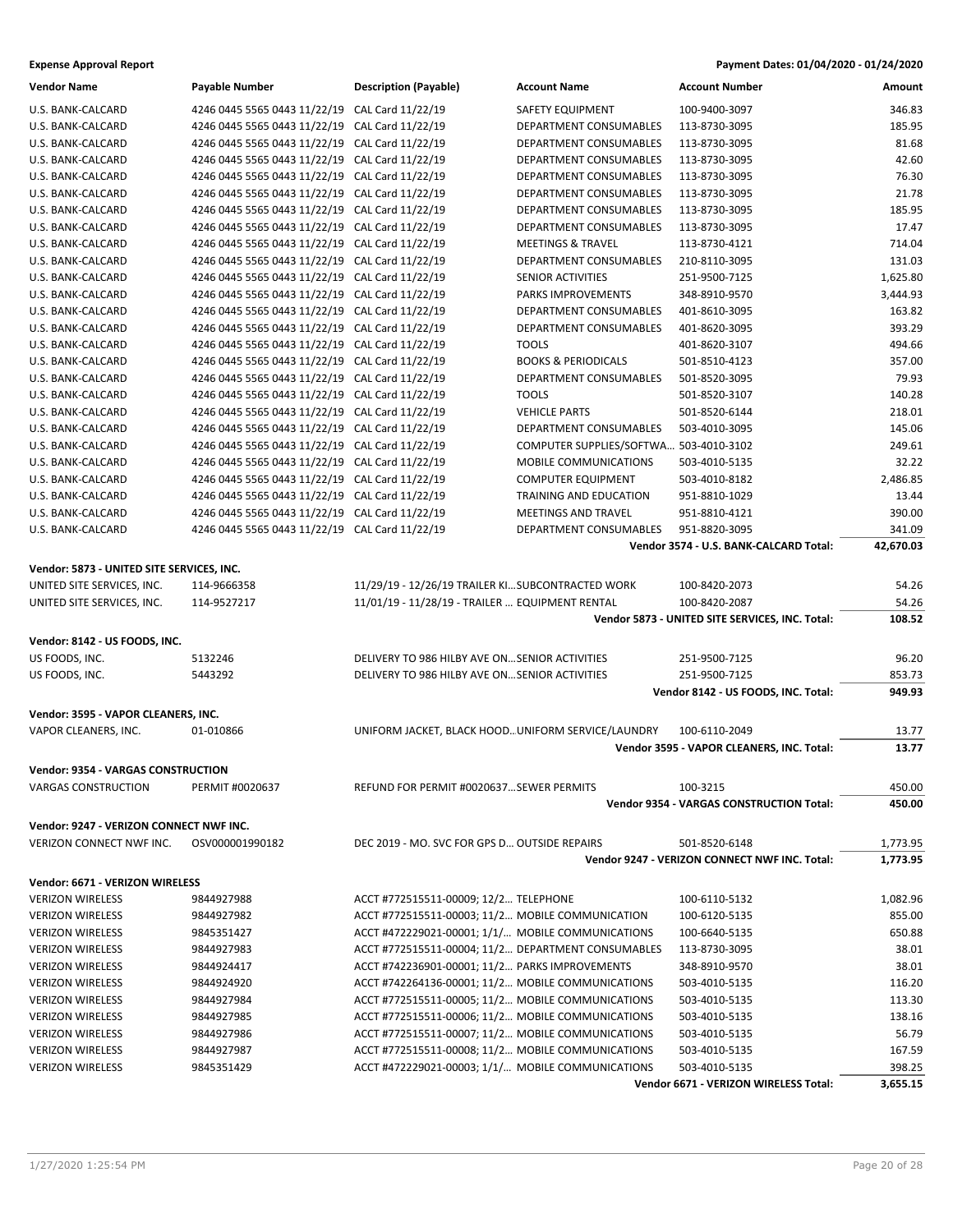**Expense Approval Report** — Payment Dates: 01/04/2020 - 01/24/2020

| Vendor Name | Payable Number | Description (Payable) | Account Name | Account Number | Amount |
|---|---|---|---|---|---|
| U.S. BANK-CALCARD | 4246 0445 5565 0443 11/22/19 | CAL Card 11/22/19 | SAFETY EQUIPMENT | 100-9400-3097 | 346.83 |
| U.S. BANK-CALCARD | 4246 0445 5565 0443 11/22/19 | CAL Card 11/22/19 | DEPARTMENT CONSUMABLES | 113-8730-3095 | 185.95 |
| U.S. BANK-CALCARD | 4246 0445 5565 0443 11/22/19 | CAL Card 11/22/19 | DEPARTMENT CONSUMABLES | 113-8730-3095 | 81.68 |
| U.S. BANK-CALCARD | 4246 0445 5565 0443 11/22/19 | CAL Card 11/22/19 | DEPARTMENT CONSUMABLES | 113-8730-3095 | 42.60 |
| U.S. BANK-CALCARD | 4246 0445 5565 0443 11/22/19 | CAL Card 11/22/19 | DEPARTMENT CONSUMABLES | 113-8730-3095 | 76.30 |
| U.S. BANK-CALCARD | 4246 0445 5565 0443 11/22/19 | CAL Card 11/22/19 | DEPARTMENT CONSUMABLES | 113-8730-3095 | 21.78 |
| U.S. BANK-CALCARD | 4246 0445 5565 0443 11/22/19 | CAL Card 11/22/19 | DEPARTMENT CONSUMABLES | 113-8730-3095 | 185.95 |
| U.S. BANK-CALCARD | 4246 0445 5565 0443 11/22/19 | CAL Card 11/22/19 | DEPARTMENT CONSUMABLES | 113-8730-3095 | 17.47 |
| U.S. BANK-CALCARD | 4246 0445 5565 0443 11/22/19 | CAL Card 11/22/19 | MEETINGS & TRAVEL | 113-8730-4121 | 714.04 |
| U.S. BANK-CALCARD | 4246 0445 5565 0443 11/22/19 | CAL Card 11/22/19 | DEPARTMENT CONSUMABLES | 210-8110-3095 | 131.03 |
| U.S. BANK-CALCARD | 4246 0445 5565 0443 11/22/19 | CAL Card 11/22/19 | SENIOR ACTIVITIES | 251-9500-7125 | 1,625.80 |
| U.S. BANK-CALCARD | 4246 0445 5565 0443 11/22/19 | CAL Card 11/22/19 | PARKS IMPROVEMENTS | 348-8910-9570 | 3,444.93 |
| U.S. BANK-CALCARD | 4246 0445 5565 0443 11/22/19 | CAL Card 11/22/19 | DEPARTMENT CONSUMABLES | 401-8610-3095 | 163.82 |
| U.S. BANK-CALCARD | 4246 0445 5565 0443 11/22/19 | CAL Card 11/22/19 | DEPARTMENT CONSUMABLES | 401-8620-3095 | 393.29 |
| U.S. BANK-CALCARD | 4246 0445 5565 0443 11/22/19 | CAL Card 11/22/19 | TOOLS | 401-8620-3107 | 494.66 |
| U.S. BANK-CALCARD | 4246 0445 5565 0443 11/22/19 | CAL Card 11/22/19 | BOOKS & PERIODICALS | 501-8510-4123 | 357.00 |
| U.S. BANK-CALCARD | 4246 0445 5565 0443 11/22/19 | CAL Card 11/22/19 | DEPARTMENT CONSUMABLES | 501-8520-3095 | 79.93 |
| U.S. BANK-CALCARD | 4246 0445 5565 0443 11/22/19 | CAL Card 11/22/19 | TOOLS | 501-8520-3107 | 140.28 |
| U.S. BANK-CALCARD | 4246 0445 5565 0443 11/22/19 | CAL Card 11/22/19 | VEHICLE PARTS | 501-8520-6144 | 218.01 |
| U.S. BANK-CALCARD | 4246 0445 5565 0443 11/22/19 | CAL Card 11/22/19 | DEPARTMENT CONSUMABLES | 503-4010-3095 | 145.06 |
| U.S. BANK-CALCARD | 4246 0445 5565 0443 11/22/19 | CAL Card 11/22/19 | COMPUTER SUPPLIES/SOFTWA... | 503-4010-3102 | 249.61 |
| U.S. BANK-CALCARD | 4246 0445 5565 0443 11/22/19 | CAL Card 11/22/19 | MOBILE COMMUNICATIONS | 503-4010-5135 | 32.22 |
| U.S. BANK-CALCARD | 4246 0445 5565 0443 11/22/19 | CAL Card 11/22/19 | COMPUTER EQUIPMENT | 503-4010-8182 | 2,486.85 |
| U.S. BANK-CALCARD | 4246 0445 5565 0443 11/22/19 | CAL Card 11/22/19 | TRAINING AND EDUCATION | 951-8810-1029 | 13.44 |
| U.S. BANK-CALCARD | 4246 0445 5565 0443 11/22/19 | CAL Card 11/22/19 | MEETINGS AND TRAVEL | 951-8810-4121 | 390.00 |
| U.S. BANK-CALCARD | 4246 0445 5565 0443 11/22/19 | CAL Card 11/22/19 | DEPARTMENT CONSUMABLES | 951-8820-3095 | 341.09 |
| | | | | **Vendor 3574 - U.S. BANK-CALCARD Total:** | **42,670.03** |

**Vendor: 5873 - UNITED SITE SERVICES, INC.**

| Vendor Name | Payable Number | Description (Payable) | Account Name | Account Number | Amount |
|---|---|---|---|---|---|
| UNITED SITE SERVICES, INC. | 114-9666358 | 11/29/19 - 12/26/19 TRAILER KI... | SUBCONTRACTED WORK | 100-8420-2073 | 54.26 |
| UNITED SITE SERVICES, INC. | 114-9527217 | 11/01/19 - 11/28/19 - TRAILER ... | EQUIPMENT RENTAL | 100-8420-2087 | 54.26 |
| | | | | **Vendor 5873 - UNITED SITE SERVICES, INC. Total:** | **108.52** |

**Vendor: 8142 - US FOODS, INC.**

| Vendor Name | Payable Number | Description (Payable) | Account Name | Account Number | Amount |
|---|---|---|---|---|---|
| US FOODS, INC. | 5132246 | DELIVERY TO 986 HILBY AVE ON... | SENIOR ACTIVITIES | 251-9500-7125 | 96.20 |
| US FOODS, INC. | 5443292 | DELIVERY TO 986 HILBY AVE ON... | SENIOR ACTIVITIES | 251-9500-7125 | 853.73 |
| | | | | **Vendor 8142 - US FOODS, INC. Total:** | **949.93** |

**Vendor: 3595 - VAPOR CLEANERS, INC.**

| Vendor Name | Payable Number | Description (Payable) | Account Name | Account Number | Amount |
|---|---|---|---|---|---|
| VAPOR CLEANERS, INC. | 01-010866 | UNIFORM JACKET, BLACK HOOD... | UNIFORM SERVICE/LAUNDRY | 100-6110-2049 | 13.77 |
| | | | | **Vendor 3595 - VAPOR CLEANERS, INC. Total:** | **13.77** |

**Vendor: 9354 - VARGAS CONSTRUCTION**

| Vendor Name | Payable Number | Description (Payable) | Account Name | Account Number | Amount |
|---|---|---|---|---|---|
| VARGAS CONSTRUCTION | PERMIT #0020637 | REFUND FOR PERMIT #0020637... | SEWER PERMITS | 100-3215 | 450.00 |
| | | | | **Vendor 9354 - VARGAS CONSTRUCTION Total:** | **450.00** |

**Vendor: 9247 - VERIZON CONNECT NWF INC.**

| Vendor Name | Payable Number | Description (Payable) | Account Name | Account Number | Amount |
|---|---|---|---|---|---|
| VERIZON CONNECT NWF INC. | OSV000001990182 | DEC 2019 - MO. SVC FOR GPS D... | OUTSIDE REPAIRS | 501-8520-6148 | 1,773.95 |
| | | | | **Vendor 9247 - VERIZON CONNECT NWF INC. Total:** | **1,773.95** |

**Vendor: 6671 - VERIZON WIRELESS**

| Vendor Name | Payable Number | Description (Payable) | Account Name | Account Number | Amount |
|---|---|---|---|---|---|
| VERIZON WIRELESS | 9844927988 | ACCT #772515511-00009; 12/2... | TELEPHONE | 100-6110-5132 | 1,082.96 |
| VERIZON WIRELESS | 9844927982 | ACCT #772515511-00003; 11/2... | MOBILE COMMUNICATION | 100-6120-5135 | 855.00 |
| VERIZON WIRELESS | 9845351427 | ACCT #472229021-00001; 1/1/... | MOBILE COMMUNICATIONS | 100-6640-5135 | 650.88 |
| VERIZON WIRELESS | 9844927983 | ACCT #772515511-00004; 11/2... | DEPARTMENT CONSUMABLES | 113-8730-3095 | 38.01 |
| VERIZON WIRELESS | 9844924417 | ACCT #742236901-00001; 11/2... | PARKS IMPROVEMENTS | 348-8910-9570 | 38.01 |
| VERIZON WIRELESS | 9844924920 | ACCT #742264136-00001; 11/2... | MOBILE COMMUNICATIONS | 503-4010-5135 | 116.20 |
| VERIZON WIRELESS | 9844927984 | ACCT #772515511-00005; 11/2... | MOBILE COMMUNICATIONS | 503-4010-5135 | 113.30 |
| VERIZON WIRELESS | 9844927985 | ACCT #772515511-00006; 11/2... | MOBILE COMMUNICATIONS | 503-4010-5135 | 138.16 |
| VERIZON WIRELESS | 9844927986 | ACCT #772515511-00007; 11/2... | MOBILE COMMUNICATIONS | 503-4010-5135 | 56.79 |
| VERIZON WIRELESS | 9844927987 | ACCT #772515511-00008; 11/2... | MOBILE COMMUNICATIONS | 503-4010-5135 | 167.59 |
| VERIZON WIRELESS | 9845351429 | ACCT #472229021-00003; 1/1/... | MOBILE COMMUNICATIONS | 503-4010-5135 | 398.25 |
| | | | | **Vendor 6671 - VERIZON WIRELESS Total:** | **3,655.15** |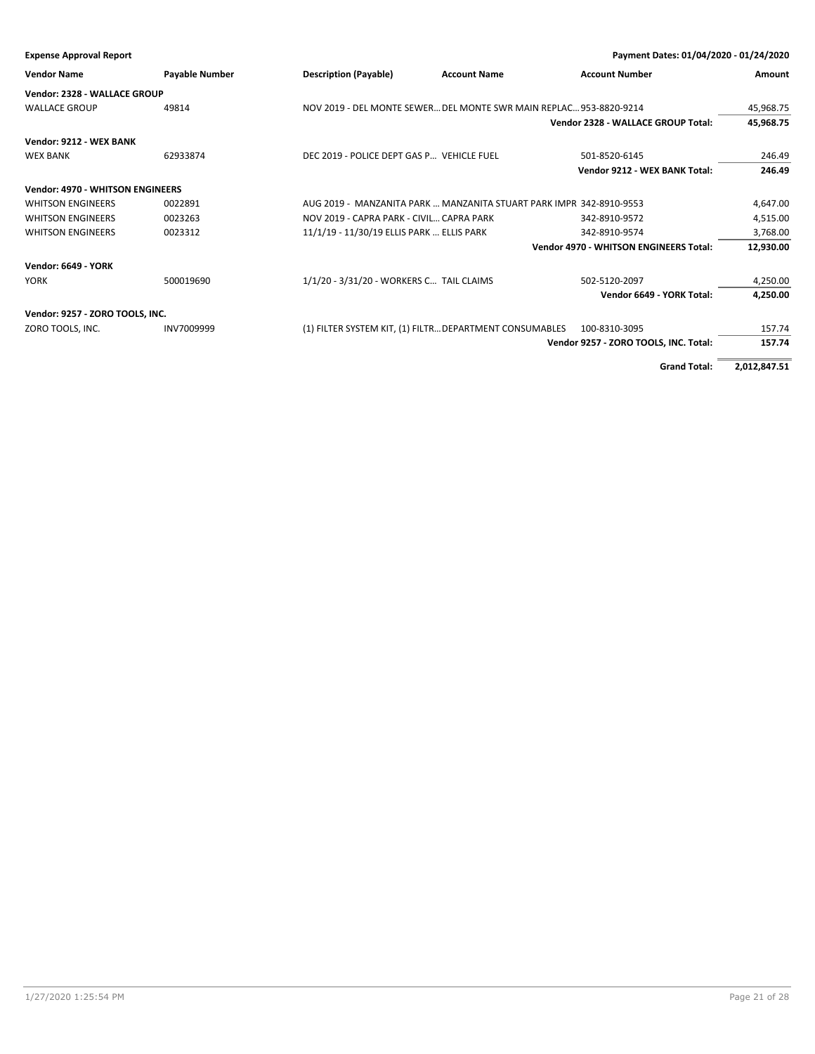**Expense Approval Report** — Payment Dates: 01/04/2020 - 01/24/2020

| Vendor Name | Payable Number | Description (Payable) | Account Name | Account Number | Amount |
|---|---|---|---|---|---|
| **Vendor: 2328 - WALLACE GROUP** | | | | | |
| WALLACE GROUP | 49814 | NOV 2019 - DEL MONTE SEWER… | DEL MONTE SWR MAIN REPLAC… | 953-8820-9214 | 45,968.75 |
| | | | | **Vendor 2328 - WALLACE GROUP Total:** | **45,968.75** |
| **Vendor: 9212 - WEX BANK** | | | | | |
| WEX BANK | 62933874 | DEC 2019 - POLICE DEPT GAS P… | VEHICLE FUEL | 501-8520-6145 | 246.49 |
| | | | | **Vendor 9212 - WEX BANK Total:** | **246.49** |
| **Vendor: 4970 - WHITSON ENGINEERS** | | | | | |
| WHITSON ENGINEERS | 0022891 | AUG 2019 - MANZANITA PARK … | MANZANITA STUART PARK IMPR | 342-8910-9553 | 4,647.00 |
| WHITSON ENGINEERS | 0023263 | NOV 2019 - CAPRA PARK - CIVIL… | CAPRA PARK | 342-8910-9572 | 4,515.00 |
| WHITSON ENGINEERS | 0023312 | 11/1/19 - 11/30/19 ELLIS PARK … | ELLIS PARK | 342-8910-9574 | 3,768.00 |
| | | | | **Vendor 4970 - WHITSON ENGINEERS Total:** | **12,930.00** |
| **Vendor: 6649 - YORK** | | | | | |
| YORK | 500019690 | 1/1/20 - 3/31/20 - WORKERS C… | TAIL CLAIMS | 502-5120-2097 | 4,250.00 |
| | | | | **Vendor 6649 - YORK Total:** | **4,250.00** |
| **Vendor: 9257 - ZORO TOOLS, INC.** | | | | | |
| ZORO TOOLS, INC. | INV7009999 | (1) FILTER SYSTEM KIT, (1) FILTR… | DEPARTMENT CONSUMABLES | 100-8310-3095 | 157.74 |
| | | | | **Vendor 9257 - ZORO TOOLS, INC. Total:** | **157.74** |
| | | | | **Grand Total:** | **2,012,847.51** |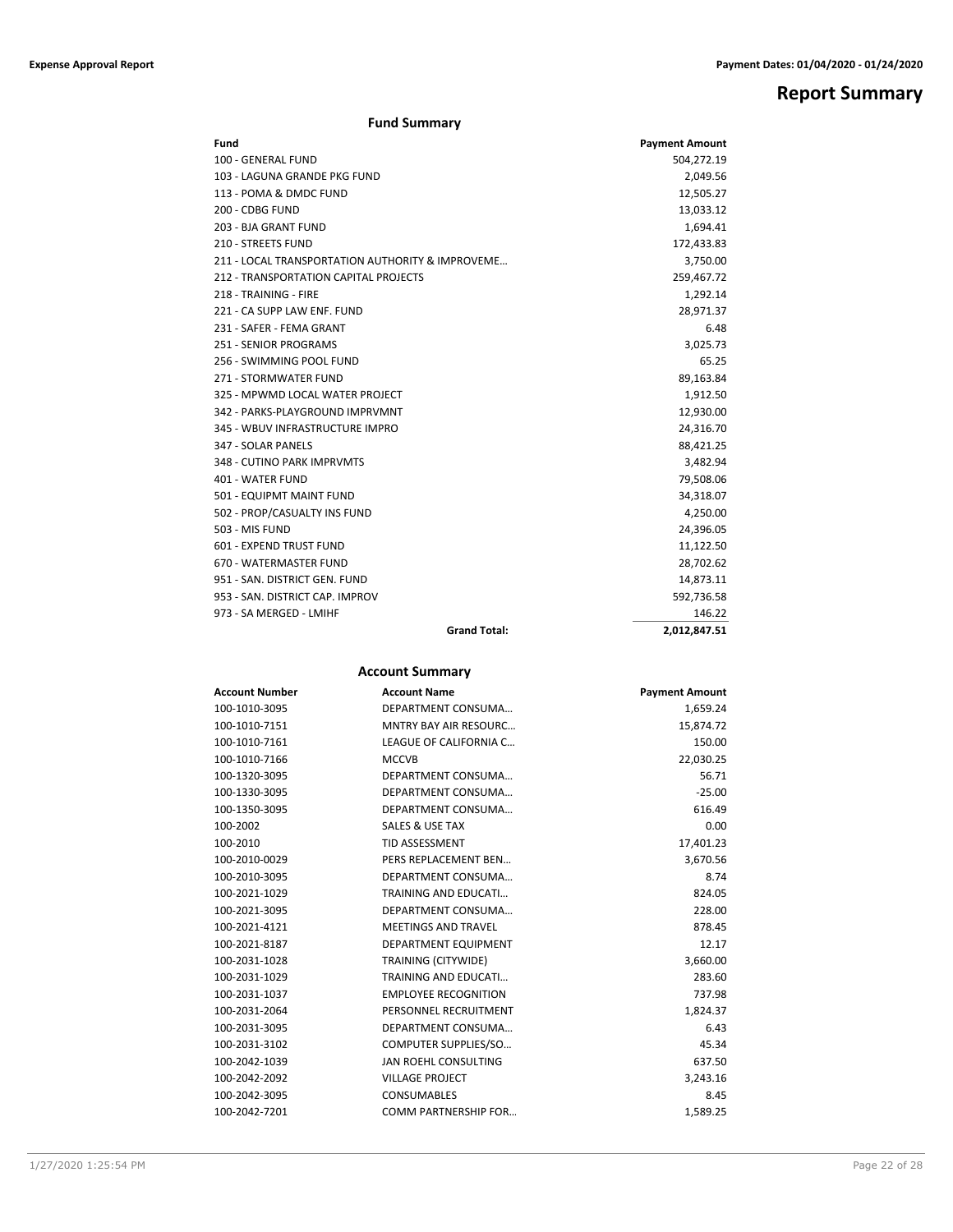# Report Summary

## Fund Summary

| Fund | Payment Amount |
|---|---|
| 100 - GENERAL FUND | 504,272.19 |
| 103 - LAGUNA GRANDE PKG FUND | 2,049.56 |
| 113 - POMA & DMDC FUND | 12,505.27 |
| 200 - CDBG FUND | 13,033.12 |
| 203 - BJA GRANT FUND | 1,694.41 |
| 210 - STREETS FUND | 172,433.83 |
| 211 - LOCAL TRANSPORTATION AUTHORITY & IMPROVEME… | 3,750.00 |
| 212 - TRANSPORTATION CAPITAL PROJECTS | 259,467.72 |
| 218 - TRAINING - FIRE | 1,292.14 |
| 221 - CA SUPP LAW ENF. FUND | 28,971.37 |
| 231 - SAFER - FEMA GRANT | 6.48 |
| 251 - SENIOR PROGRAMS | 3,025.73 |
| 256 - SWIMMING POOL FUND | 65.25 |
| 271 - STORMWATER FUND | 89,163.84 |
| 325 - MPWMD LOCAL WATER PROJECT | 1,912.50 |
| 342 - PARKS-PLAYGROUND IMPRVMNT | 12,930.00 |
| 345 - WBUV INFRASTRUCTURE IMPRO | 24,316.70 |
| 347 - SOLAR PANELS | 88,421.25 |
| 348 - CUTINO PARK IMPRVMTS | 3,482.94 |
| 401 - WATER FUND | 79,508.06 |
| 501 - EQUIPMT MAINT FUND | 34,318.07 |
| 502 - PROP/CASUALTY INS FUND | 4,250.00 |
| 503 - MIS FUND | 24,396.05 |
| 601 - EXPEND TRUST FUND | 11,122.50 |
| 670 - WATERMASTER FUND | 28,702.62 |
| 951 - SAN. DISTRICT GEN. FUND | 14,873.11 |
| 953 - SAN. DISTRICT CAP. IMPROV | 592,736.58 |
| 973 - SA MERGED - LMIHF | 146.22 |
| **Grand Total:** | **2,012,847.51** |

## Account Summary

| Account Number | Account Name | Payment Amount |
|---|---|---|
| 100-1010-3095 | DEPARTMENT CONSUMA… | 1,659.24 |
| 100-1010-7151 | MNTRY BAY AIR RESOURC… | 15,874.72 |
| 100-1010-7161 | LEAGUE OF CALIFORNIA C… | 150.00 |
| 100-1010-7166 | MCCVB | 22,030.25 |
| 100-1320-3095 | DEPARTMENT CONSUMA… | 56.71 |
| 100-1330-3095 | DEPARTMENT CONSUMA… | -25.00 |
| 100-1350-3095 | DEPARTMENT CONSUMA… | 616.49 |
| 100-2002 | SALES & USE TAX | 0.00 |
| 100-2010 | TID ASSESSMENT | 17,401.23 |
| 100-2010-0029 | PERS REPLACEMENT BEN… | 3,670.56 |
| 100-2010-3095 | DEPARTMENT CONSUMA… | 8.74 |
| 100-2021-1029 | TRAINING AND EDUCATI… | 824.05 |
| 100-2021-3095 | DEPARTMENT CONSUMA… | 228.00 |
| 100-2021-4121 | MEETINGS AND TRAVEL | 878.45 |
| 100-2021-8187 | DEPARTMENT EQUIPMENT | 12.17 |
| 100-2031-1028 | TRAINING (CITYWIDE) | 3,660.00 |
| 100-2031-1029 | TRAINING AND EDUCATI… | 283.60 |
| 100-2031-1037 | EMPLOYEE RECOGNITION | 737.98 |
| 100-2031-2064 | PERSONNEL RECRUITMENT | 1,824.37 |
| 100-2031-3095 | DEPARTMENT CONSUMA… | 6.43 |
| 100-2031-3102 | COMPUTER SUPPLIES/SO… | 45.34 |
| 100-2042-1039 | JAN ROEHL CONSULTING | 637.50 |
| 100-2042-2092 | VILLAGE PROJECT | 3,243.16 |
| 100-2042-3095 | CONSUMABLES | 8.45 |
| 100-2042-7201 | COMM PARTNERSHIP FOR… | 1,589.25 |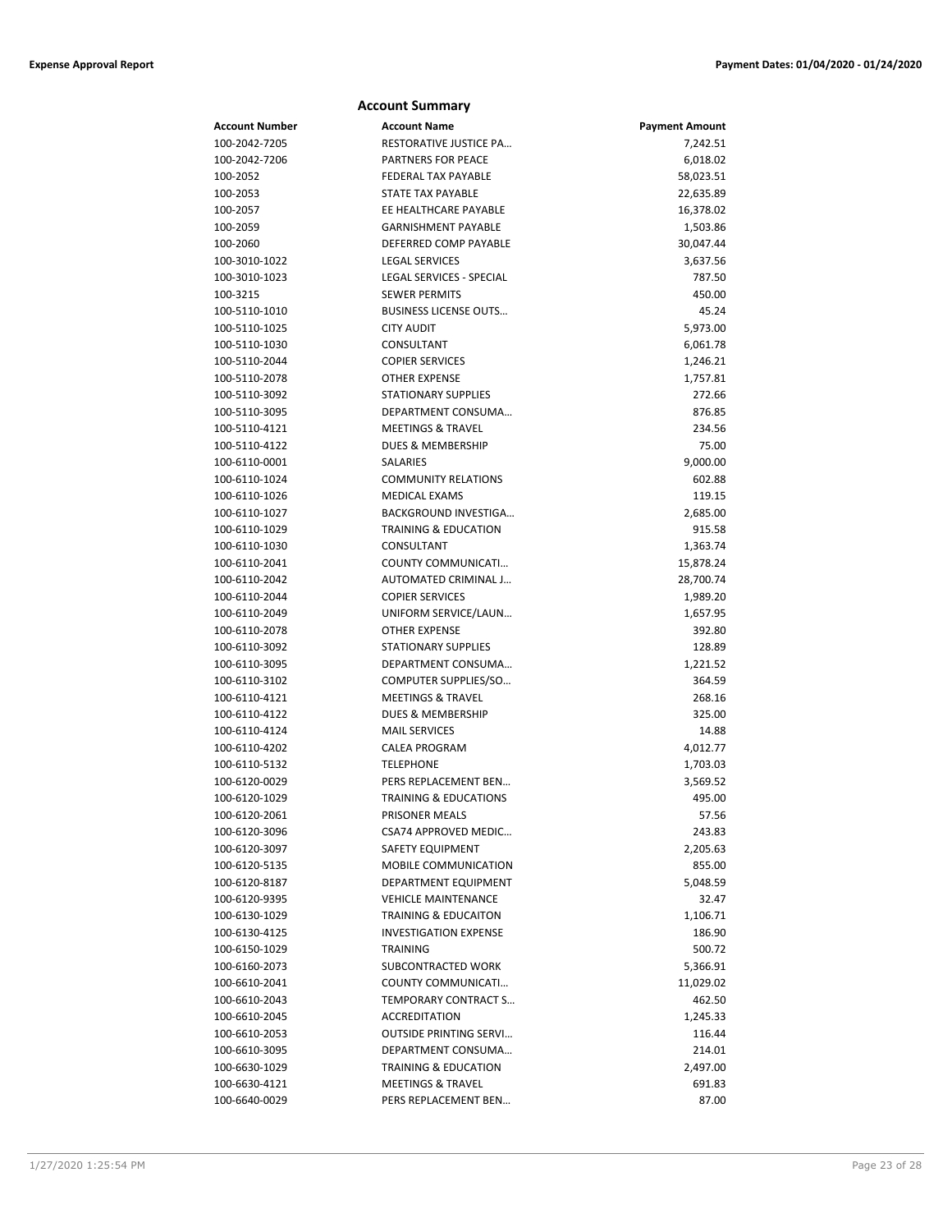## Account Summary

| Account Number | Account Name | Payment Amount |
|---|---|---|
| 100-2042-7205 | RESTORATIVE JUSTICE PA… | 7,242.51 |
| 100-2042-7206 | PARTNERS FOR PEACE | 6,018.02 |
| 100-2052 | FEDERAL TAX PAYABLE | 58,023.51 |
| 100-2053 | STATE TAX PAYABLE | 22,635.89 |
| 100-2057 | EE HEALTHCARE PAYABLE | 16,378.02 |
| 100-2059 | GARNISHMENT PAYABLE | 1,503.86 |
| 100-2060 | DEFERRED COMP PAYABLE | 30,047.44 |
| 100-3010-1022 | LEGAL SERVICES | 3,637.56 |
| 100-3010-1023 | LEGAL SERVICES - SPECIAL | 787.50 |
| 100-3215 | SEWER PERMITS | 450.00 |
| 100-5110-1010 | BUSINESS LICENSE OUTS… | 45.24 |
| 100-5110-1025 | CITY AUDIT | 5,973.00 |
| 100-5110-1030 | CONSULTANT | 6,061.78 |
| 100-5110-2044 | COPIER SERVICES | 1,246.21 |
| 100-5110-2078 | OTHER EXPENSE | 1,757.81 |
| 100-5110-3092 | STATIONARY SUPPLIES | 272.66 |
| 100-5110-3095 | DEPARTMENT CONSUMA… | 876.85 |
| 100-5110-4121 | MEETINGS & TRAVEL | 234.56 |
| 100-5110-4122 | DUES & MEMBERSHIP | 75.00 |
| 100-6110-0001 | SALARIES | 9,000.00 |
| 100-6110-1024 | COMMUNITY RELATIONS | 602.88 |
| 100-6110-1026 | MEDICAL EXAMS | 119.15 |
| 100-6110-1027 | BACKGROUND INVESTIGA… | 2,685.00 |
| 100-6110-1029 | TRAINING & EDUCATION | 915.58 |
| 100-6110-1030 | CONSULTANT | 1,363.74 |
| 100-6110-2041 | COUNTY COMMUNICATI… | 15,878.24 |
| 100-6110-2042 | AUTOMATED CRIMINAL J… | 28,700.74 |
| 100-6110-2044 | COPIER SERVICES | 1,989.20 |
| 100-6110-2049 | UNIFORM SERVICE/LAUN… | 1,657.95 |
| 100-6110-2078 | OTHER EXPENSE | 392.80 |
| 100-6110-3092 | STATIONARY SUPPLIES | 128.89 |
| 100-6110-3095 | DEPARTMENT CONSUMA… | 1,221.52 |
| 100-6110-3102 | COMPUTER SUPPLIES/SO… | 364.59 |
| 100-6110-4121 | MEETINGS & TRAVEL | 268.16 |
| 100-6110-4122 | DUES & MEMBERSHIP | 325.00 |
| 100-6110-4124 | MAIL SERVICES | 14.88 |
| 100-6110-4202 | CALEA PROGRAM | 4,012.77 |
| 100-6110-5132 | TELEPHONE | 1,703.03 |
| 100-6120-0029 | PERS REPLACEMENT BEN… | 3,569.52 |
| 100-6120-1029 | TRAINING & EDUCATIONS | 495.00 |
| 100-6120-2061 | PRISONER MEALS | 57.56 |
| 100-6120-3096 | CSA74 APPROVED MEDIC… | 243.83 |
| 100-6120-3097 | SAFETY EQUIPMENT | 2,205.63 |
| 100-6120-5135 | MOBILE COMMUNICATION | 855.00 |
| 100-6120-8187 | DEPARTMENT EQUIPMENT | 5,048.59 |
| 100-6120-9395 | VEHICLE MAINTENANCE | 32.47 |
| 100-6130-1029 | TRAINING & EDUCAITON | 1,106.71 |
| 100-6130-4125 | INVESTIGATION EXPENSE | 186.90 |
| 100-6150-1029 | TRAINING | 500.72 |
| 100-6160-2073 | SUBCONTRACTED WORK | 5,366.91 |
| 100-6610-2041 | COUNTY COMMUNICATI… | 11,029.02 |
| 100-6610-2043 | TEMPORARY CONTRACT S… | 462.50 |
| 100-6610-2045 | ACCREDITATION | 1,245.33 |
| 100-6610-2053 | OUTSIDE PRINTING SERVI… | 116.44 |
| 100-6610-3095 | DEPARTMENT CONSUMA… | 214.01 |
| 100-6630-1029 | TRAINING & EDUCATION | 2,497.00 |
| 100-6630-4121 | MEETINGS & TRAVEL | 691.83 |
| 100-6640-0029 | PERS REPLACEMENT BEN… | 87.00 |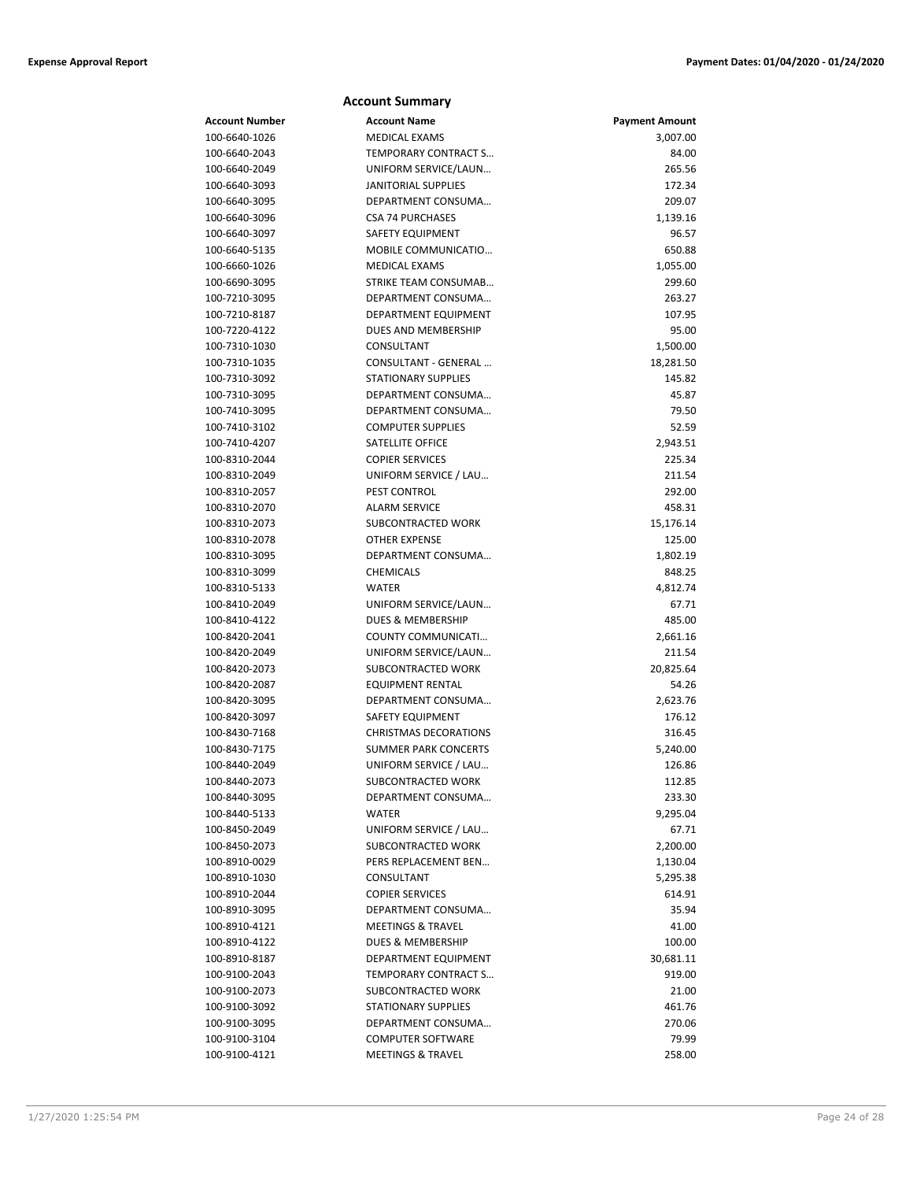## Account Summary

| Account Number | Account Name | Payment Amount |
|---|---|---|
| 100-6640-1026 | MEDICAL EXAMS | 3,007.00 |
| 100-6640-2043 | TEMPORARY CONTRACT S… | 84.00 |
| 100-6640-2049 | UNIFORM SERVICE/LAUN… | 265.56 |
| 100-6640-3093 | JANITORIAL SUPPLIES | 172.34 |
| 100-6640-3095 | DEPARTMENT CONSUMA… | 209.07 |
| 100-6640-3096 | CSA 74 PURCHASES | 1,139.16 |
| 100-6640-3097 | SAFETY EQUIPMENT | 96.57 |
| 100-6640-5135 | MOBILE COMMUNICATIO… | 650.88 |
| 100-6660-1026 | MEDICAL EXAMS | 1,055.00 |
| 100-6690-3095 | STRIKE TEAM CONSUMAB… | 299.60 |
| 100-7210-3095 | DEPARTMENT CONSUMA… | 263.27 |
| 100-7210-8187 | DEPARTMENT EQUIPMENT | 107.95 |
| 100-7220-4122 | DUES AND MEMBERSHIP | 95.00 |
| 100-7310-1030 | CONSULTANT | 1,500.00 |
| 100-7310-1035 | CONSULTANT - GENERAL … | 18,281.50 |
| 100-7310-3092 | STATIONARY SUPPLIES | 145.82 |
| 100-7310-3095 | DEPARTMENT CONSUMA… | 45.87 |
| 100-7410-3095 | DEPARTMENT CONSUMA… | 79.50 |
| 100-7410-3102 | COMPUTER SUPPLIES | 52.59 |
| 100-7410-4207 | SATELLITE OFFICE | 2,943.51 |
| 100-8310-2044 | COPIER SERVICES | 225.34 |
| 100-8310-2049 | UNIFORM SERVICE / LAU… | 211.54 |
| 100-8310-2057 | PEST CONTROL | 292.00 |
| 100-8310-2070 | ALARM SERVICE | 458.31 |
| 100-8310-2073 | SUBCONTRACTED WORK | 15,176.14 |
| 100-8310-2078 | OTHER EXPENSE | 125.00 |
| 100-8310-3095 | DEPARTMENT CONSUMA… | 1,802.19 |
| 100-8310-3099 | CHEMICALS | 848.25 |
| 100-8310-5133 | WATER | 4,812.74 |
| 100-8410-2049 | UNIFORM SERVICE/LAUN… | 67.71 |
| 100-8410-4122 | DUES & MEMBERSHIP | 485.00 |
| 100-8420-2041 | COUNTY COMMUNICATI… | 2,661.16 |
| 100-8420-2049 | UNIFORM SERVICE/LAUN… | 211.54 |
| 100-8420-2073 | SUBCONTRACTED WORK | 20,825.64 |
| 100-8420-2087 | EQUIPMENT RENTAL | 54.26 |
| 100-8420-3095 | DEPARTMENT CONSUMA… | 2,623.76 |
| 100-8420-3097 | SAFETY EQUIPMENT | 176.12 |
| 100-8430-7168 | CHRISTMAS DECORATIONS | 316.45 |
| 100-8430-7175 | SUMMER PARK CONCERTS | 5,240.00 |
| 100-8440-2049 | UNIFORM SERVICE / LAU… | 126.86 |
| 100-8440-2073 | SUBCONTRACTED WORK | 112.85 |
| 100-8440-3095 | DEPARTMENT CONSUMA… | 233.30 |
| 100-8440-5133 | WATER | 9,295.04 |
| 100-8450-2049 | UNIFORM SERVICE / LAU… | 67.71 |
| 100-8450-2073 | SUBCONTRACTED WORK | 2,200.00 |
| 100-8910-0029 | PERS REPLACEMENT BEN… | 1,130.04 |
| 100-8910-1030 | CONSULTANT | 5,295.38 |
| 100-8910-2044 | COPIER SERVICES | 614.91 |
| 100-8910-3095 | DEPARTMENT CONSUMA… | 35.94 |
| 100-8910-4121 | MEETINGS & TRAVEL | 41.00 |
| 100-8910-4122 | DUES & MEMBERSHIP | 100.00 |
| 100-8910-8187 | DEPARTMENT EQUIPMENT | 30,681.11 |
| 100-9100-2043 | TEMPORARY CONTRACT S… | 919.00 |
| 100-9100-2073 | SUBCONTRACTED WORK | 21.00 |
| 100-9100-3092 | STATIONARY SUPPLIES | 461.76 |
| 100-9100-3095 | DEPARTMENT CONSUMA… | 270.06 |
| 100-9100-3104 | COMPUTER SOFTWARE | 79.99 |
| 100-9100-4121 | MEETINGS & TRAVEL | 258.00 |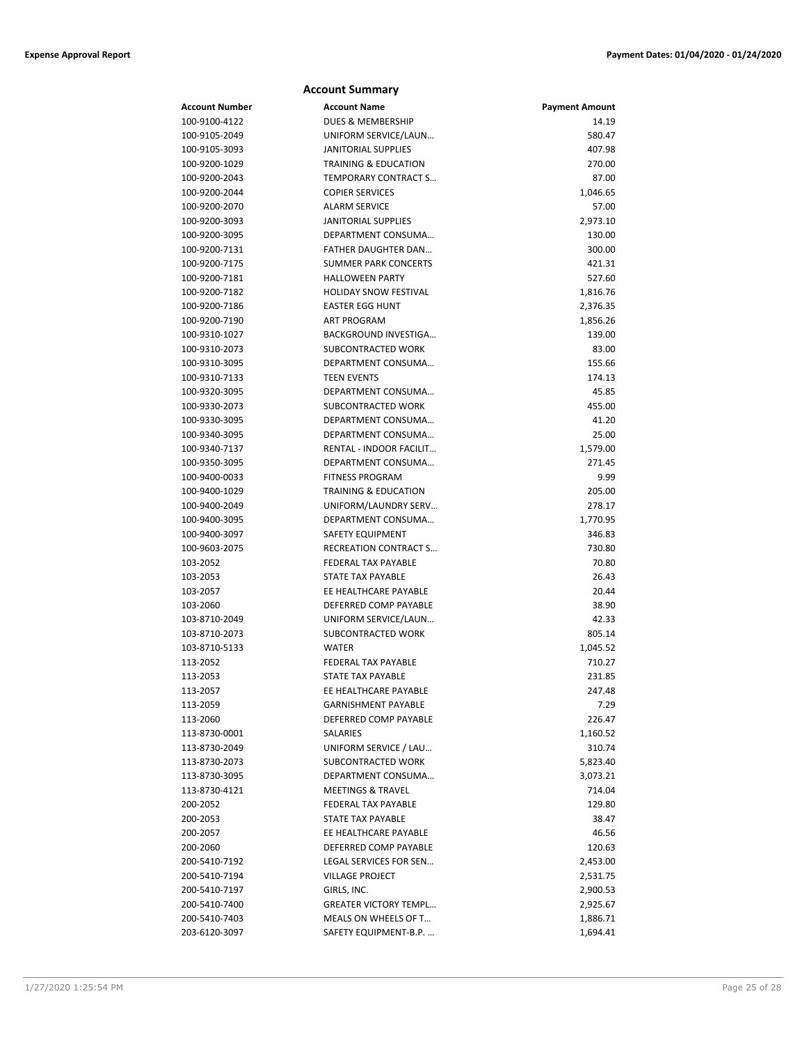## Account Summary

| Account Number | Account Name | Payment Amount |
|---|---|---|
| 100-9100-4122 | DUES & MEMBERSHIP | 14.19 |
| 100-9105-2049 | UNIFORM SERVICE/LAUN… | 580.47 |
| 100-9105-3093 | JANITORIAL SUPPLIES | 407.98 |
| 100-9200-1029 | TRAINING & EDUCATION | 270.00 |
| 100-9200-2043 | TEMPORARY CONTRACT S… | 87.00 |
| 100-9200-2044 | COPIER SERVICES | 1,046.65 |
| 100-9200-2070 | ALARM SERVICE | 57.00 |
| 100-9200-3093 | JANITORIAL SUPPLIES | 2,973.10 |
| 100-9200-3095 | DEPARTMENT CONSUMA… | 130.00 |
| 100-9200-7131 | FATHER DAUGHTER DAN… | 300.00 |
| 100-9200-7175 | SUMMER PARK CONCERTS | 421.31 |
| 100-9200-7181 | HALLOWEEN PARTY | 527.60 |
| 100-9200-7182 | HOLIDAY SNOW FESTIVAL | 1,816.76 |
| 100-9200-7186 | EASTER EGG HUNT | 2,376.35 |
| 100-9200-7190 | ART PROGRAM | 1,856.26 |
| 100-9310-1027 | BACKGROUND INVESTIGA… | 139.00 |
| 100-9310-2073 | SUBCONTRACTED WORK | 83.00 |
| 100-9310-3095 | DEPARTMENT CONSUMA… | 155.66 |
| 100-9310-7133 | TEEN EVENTS | 174.13 |
| 100-9320-3095 | DEPARTMENT CONSUMA… | 45.85 |
| 100-9330-2073 | SUBCONTRACTED WORK | 455.00 |
| 100-9330-3095 | DEPARTMENT CONSUMA… | 41.20 |
| 100-9340-3095 | DEPARTMENT CONSUMA… | 25.00 |
| 100-9340-7137 | RENTAL - INDOOR FACILIT… | 1,579.00 |
| 100-9350-3095 | DEPARTMENT CONSUMA… | 271.45 |
| 100-9400-0033 | FITNESS PROGRAM | 9.99 |
| 100-9400-1029 | TRAINING & EDUCATION | 205.00 |
| 100-9400-2049 | UNIFORM/LAUNDRY SERV… | 278.17 |
| 100-9400-3095 | DEPARTMENT CONSUMA… | 1,770.95 |
| 100-9400-3097 | SAFETY EQUIPMENT | 346.83 |
| 100-9603-2075 | RECREATION CONTRACT S… | 730.80 |
| 103-2052 | FEDERAL TAX PAYABLE | 70.80 |
| 103-2053 | STATE TAX PAYABLE | 26.43 |
| 103-2057 | EE HEALTHCARE PAYABLE | 20.44 |
| 103-2060 | DEFERRED COMP PAYABLE | 38.90 |
| 103-8710-2049 | UNIFORM SERVICE/LAUN… | 42.33 |
| 103-8710-2073 | SUBCONTRACTED WORK | 805.14 |
| 103-8710-5133 | WATER | 1,045.52 |
| 113-2052 | FEDERAL TAX PAYABLE | 710.27 |
| 113-2053 | STATE TAX PAYABLE | 231.85 |
| 113-2057 | EE HEALTHCARE PAYABLE | 247.48 |
| 113-2059 | GARNISHMENT PAYABLE | 7.29 |
| 113-2060 | DEFERRED COMP PAYABLE | 226.47 |
| 113-8730-0001 | SALARIES | 1,160.52 |
| 113-8730-2049 | UNIFORM SERVICE / LAU… | 310.74 |
| 113-8730-2073 | SUBCONTRACTED WORK | 5,823.40 |
| 113-8730-3095 | DEPARTMENT CONSUMA… | 3,073.21 |
| 113-8730-4121 | MEETINGS & TRAVEL | 714.04 |
| 200-2052 | FEDERAL TAX PAYABLE | 129.80 |
| 200-2053 | STATE TAX PAYABLE | 38.47 |
| 200-2057 | EE HEALTHCARE PAYABLE | 46.56 |
| 200-2060 | DEFERRED COMP PAYABLE | 120.63 |
| 200-5410-7192 | LEGAL SERVICES FOR SEN… | 2,453.00 |
| 200-5410-7194 | VILLAGE PROJECT | 2,531.75 |
| 200-5410-7197 | GIRLS, INC. | 2,900.53 |
| 200-5410-7400 | GREATER VICTORY TEMPL… | 2,925.67 |
| 200-5410-7403 | MEALS ON WHEELS OF T… | 1,886.71 |
| 203-6120-3097 | SAFETY EQUIPMENT-B.P. … | 1,694.41 |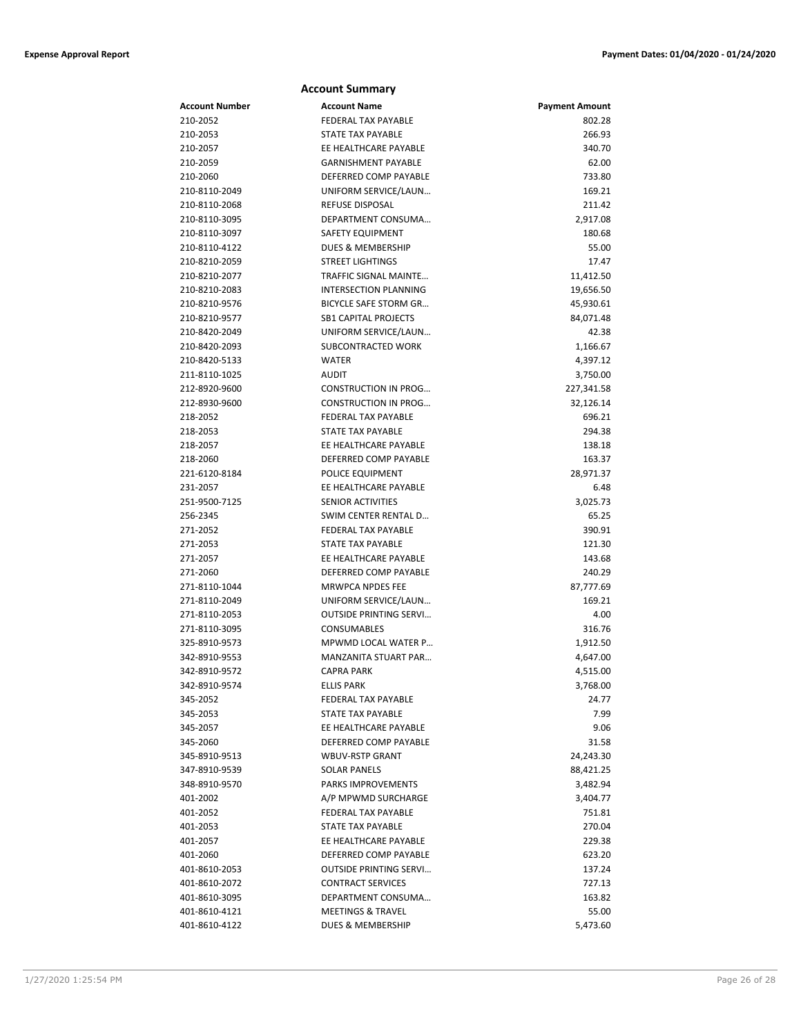## Account Summary

| Account Number | Account Name | Payment Amount |
|---|---|---|
| 210-2052 | FEDERAL TAX PAYABLE | 802.28 |
| 210-2053 | STATE TAX PAYABLE | 266.93 |
| 210-2057 | EE HEALTHCARE PAYABLE | 340.70 |
| 210-2059 | GARNISHMENT PAYABLE | 62.00 |
| 210-2060 | DEFERRED COMP PAYABLE | 733.80 |
| 210-8110-2049 | UNIFORM SERVICE/LAUN… | 169.21 |
| 210-8110-2068 | REFUSE DISPOSAL | 211.42 |
| 210-8110-3095 | DEPARTMENT CONSUMA… | 2,917.08 |
| 210-8110-3097 | SAFETY EQUIPMENT | 180.68 |
| 210-8110-4122 | DUES & MEMBERSHIP | 55.00 |
| 210-8210-2059 | STREET LIGHTINGS | 17.47 |
| 210-8210-2077 | TRAFFIC SIGNAL MAINTE… | 11,412.50 |
| 210-8210-2083 | INTERSECTION PLANNING | 19,656.50 |
| 210-8210-9576 | BICYCLE SAFE STORM GR… | 45,930.61 |
| 210-8210-9577 | SB1 CAPITAL PROJECTS | 84,071.48 |
| 210-8420-2049 | UNIFORM SERVICE/LAUN… | 42.38 |
| 210-8420-2093 | SUBCONTRACTED WORK | 1,166.67 |
| 210-8420-5133 | WATER | 4,397.12 |
| 211-8110-1025 | AUDIT | 3,750.00 |
| 212-8920-9600 | CONSTRUCTION IN PROG… | 227,341.58 |
| 212-8930-9600 | CONSTRUCTION IN PROG… | 32,126.14 |
| 218-2052 | FEDERAL TAX PAYABLE | 696.21 |
| 218-2053 | STATE TAX PAYABLE | 294.38 |
| 218-2057 | EE HEALTHCARE PAYABLE | 138.18 |
| 218-2060 | DEFERRED COMP PAYABLE | 163.37 |
| 221-6120-8184 | POLICE EQUIPMENT | 28,971.37 |
| 231-2057 | EE HEALTHCARE PAYABLE | 6.48 |
| 251-9500-7125 | SENIOR ACTIVITIES | 3,025.73 |
| 256-2345 | SWIM CENTER RENTAL D… | 65.25 |
| 271-2052 | FEDERAL TAX PAYABLE | 390.91 |
| 271-2053 | STATE TAX PAYABLE | 121.30 |
| 271-2057 | EE HEALTHCARE PAYABLE | 143.68 |
| 271-2060 | DEFERRED COMP PAYABLE | 240.29 |
| 271-8110-1044 | MRWPCA NPDES FEE | 87,777.69 |
| 271-8110-2049 | UNIFORM SERVICE/LAUN… | 169.21 |
| 271-8110-2053 | OUTSIDE PRINTING SERVI… | 4.00 |
| 271-8110-3095 | CONSUMABLES | 316.76 |
| 325-8910-9573 | MPWMD LOCAL WATER P… | 1,912.50 |
| 342-8910-9553 | MANZANITA STUART PAR… | 4,647.00 |
| 342-8910-9572 | CAPRA PARK | 4,515.00 |
| 342-8910-9574 | ELLIS PARK | 3,768.00 |
| 345-2052 | FEDERAL TAX PAYABLE | 24.77 |
| 345-2053 | STATE TAX PAYABLE | 7.99 |
| 345-2057 | EE HEALTHCARE PAYABLE | 9.06 |
| 345-2060 | DEFERRED COMP PAYABLE | 31.58 |
| 345-8910-9513 | WBUV-RSTP GRANT | 24,243.30 |
| 347-8910-9539 | SOLAR PANELS | 88,421.25 |
| 348-8910-9570 | PARKS IMPROVEMENTS | 3,482.94 |
| 401-2002 | A/P MPWMD SURCHARGE | 3,404.77 |
| 401-2052 | FEDERAL TAX PAYABLE | 751.81 |
| 401-2053 | STATE TAX PAYABLE | 270.04 |
| 401-2057 | EE HEALTHCARE PAYABLE | 229.38 |
| 401-2060 | DEFERRED COMP PAYABLE | 623.20 |
| 401-8610-2053 | OUTSIDE PRINTING SERVI… | 137.24 |
| 401-8610-2072 | CONTRACT SERVICES | 727.13 |
| 401-8610-3095 | DEPARTMENT CONSUMA… | 163.82 |
| 401-8610-4121 | MEETINGS & TRAVEL | 55.00 |
| 401-8610-4122 | DUES & MEMBERSHIP | 5,473.60 |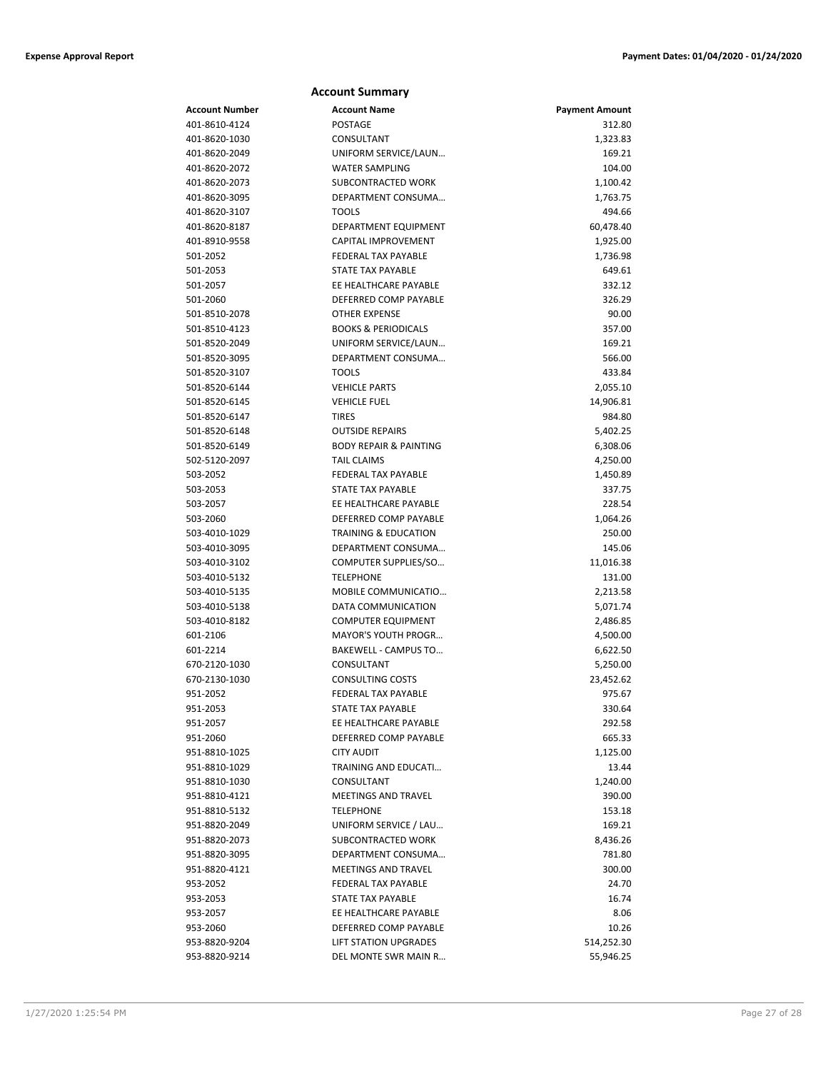## Account Summary

| Account Number | Account Name | Payment Amount |
|---|---|---|
| 401-8610-4124 | POSTAGE | 312.80 |
| 401-8620-1030 | CONSULTANT | 1,323.83 |
| 401-8620-2049 | UNIFORM SERVICE/LAUN… | 169.21 |
| 401-8620-2072 | WATER SAMPLING | 104.00 |
| 401-8620-2073 | SUBCONTRACTED WORK | 1,100.42 |
| 401-8620-3095 | DEPARTMENT CONSUMA… | 1,763.75 |
| 401-8620-3107 | TOOLS | 494.66 |
| 401-8620-8187 | DEPARTMENT EQUIPMENT | 60,478.40 |
| 401-8910-9558 | CAPITAL IMPROVEMENT | 1,925.00 |
| 501-2052 | FEDERAL TAX PAYABLE | 1,736.98 |
| 501-2053 | STATE TAX PAYABLE | 649.61 |
| 501-2057 | EE HEALTHCARE PAYABLE | 332.12 |
| 501-2060 | DEFERRED COMP PAYABLE | 326.29 |
| 501-8510-2078 | OTHER EXPENSE | 90.00 |
| 501-8510-4123 | BOOKS & PERIODICALS | 357.00 |
| 501-8520-2049 | UNIFORM SERVICE/LAUN… | 169.21 |
| 501-8520-3095 | DEPARTMENT CONSUMA… | 566.00 |
| 501-8520-3107 | TOOLS | 433.84 |
| 501-8520-6144 | VEHICLE PARTS | 2,055.10 |
| 501-8520-6145 | VEHICLE FUEL | 14,906.81 |
| 501-8520-6147 | TIRES | 984.80 |
| 501-8520-6148 | OUTSIDE REPAIRS | 5,402.25 |
| 501-8520-6149 | BODY REPAIR & PAINTING | 6,308.06 |
| 502-5120-2097 | TAIL CLAIMS | 4,250.00 |
| 503-2052 | FEDERAL TAX PAYABLE | 1,450.89 |
| 503-2053 | STATE TAX PAYABLE | 337.75 |
| 503-2057 | EE HEALTHCARE PAYABLE | 228.54 |
| 503-2060 | DEFERRED COMP PAYABLE | 1,064.26 |
| 503-4010-1029 | TRAINING & EDUCATION | 250.00 |
| 503-4010-3095 | DEPARTMENT CONSUMA… | 145.06 |
| 503-4010-3102 | COMPUTER SUPPLIES/SO… | 11,016.38 |
| 503-4010-5132 | TELEPHONE | 131.00 |
| 503-4010-5135 | MOBILE COMMUNICATIO… | 2,213.58 |
| 503-4010-5138 | DATA COMMUNICATION | 5,071.74 |
| 503-4010-8182 | COMPUTER EQUIPMENT | 2,486.85 |
| 601-2106 | MAYOR'S YOUTH PROGR… | 4,500.00 |
| 601-2214 | BAKEWELL - CAMPUS TO… | 6,622.50 |
| 670-2120-1030 | CONSULTANT | 5,250.00 |
| 670-2130-1030 | CONSULTING COSTS | 23,452.62 |
| 951-2052 | FEDERAL TAX PAYABLE | 975.67 |
| 951-2053 | STATE TAX PAYABLE | 330.64 |
| 951-2057 | EE HEALTHCARE PAYABLE | 292.58 |
| 951-2060 | DEFERRED COMP PAYABLE | 665.33 |
| 951-8810-1025 | CITY AUDIT | 1,125.00 |
| 951-8810-1029 | TRAINING AND EDUCATI… | 13.44 |
| 951-8810-1030 | CONSULTANT | 1,240.00 |
| 951-8810-4121 | MEETINGS AND TRAVEL | 390.00 |
| 951-8810-5132 | TELEPHONE | 153.18 |
| 951-8820-2049 | UNIFORM SERVICE / LAU… | 169.21 |
| 951-8820-2073 | SUBCONTRACTED WORK | 8,436.26 |
| 951-8820-3095 | DEPARTMENT CONSUMA… | 781.80 |
| 951-8820-4121 | MEETINGS AND TRAVEL | 300.00 |
| 953-2052 | FEDERAL TAX PAYABLE | 24.70 |
| 953-2053 | STATE TAX PAYABLE | 16.74 |
| 953-2057 | EE HEALTHCARE PAYABLE | 8.06 |
| 953-2060 | DEFERRED COMP PAYABLE | 10.26 |
| 953-8820-9204 | LIFT STATION UPGRADES | 514,252.30 |
| 953-8820-9214 | DEL MONTE SWR MAIN R… | 55,946.25 |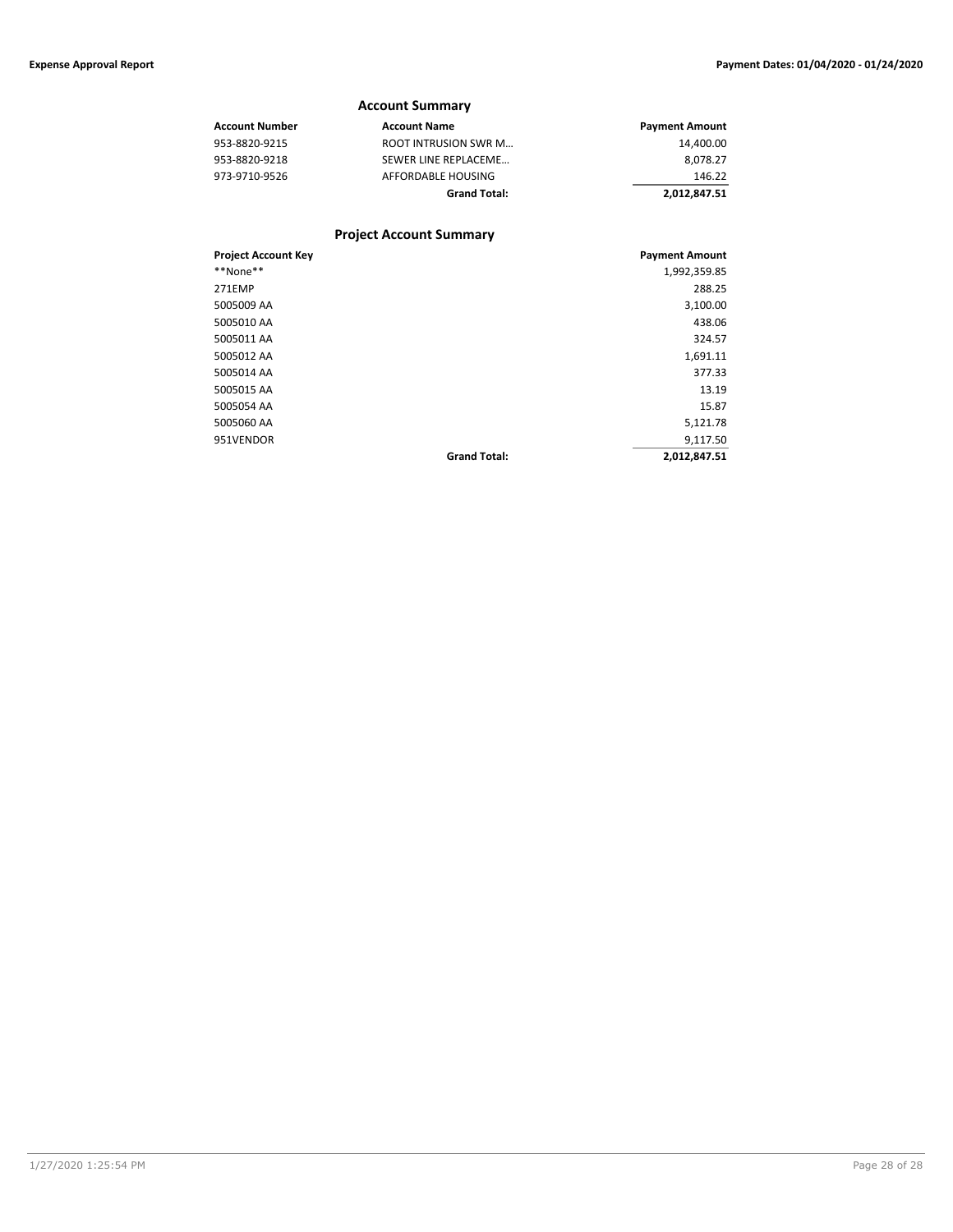## Account Summary

| Account Number | Account Name | Payment Amount |
|---|---|---|
| 953-8820-9215 | ROOT INTRUSION SWR M… | 14,400.00 |
| 953-8820-9218 | SEWER LINE REPLACEME… | 8,078.27 |
| 973-9710-9526 | AFFORDABLE HOUSING | 146.22 |
| | **Grand Total:** | **2,012,847.51** |

## Project Account Summary

| Project Account Key | | Payment Amount |
|---|---|---|
| **None** | | 1,992,359.85 |
| 271EMP | | 288.25 |
| 5005009 AA | | 3,100.00 |
| 5005010 AA | | 438.06 |
| 5005011 AA | | 324.57 |
| 5005012 AA | | 1,691.11 |
| 5005014 AA | | 377.33 |
| 5005015 AA | | 13.19 |
| 5005054 AA | | 15.87 |
| 5005060 AA | | 5,121.78 |
| 951VENDOR | | 9,117.50 |
| | **Grand Total:** | **2,012,847.51** |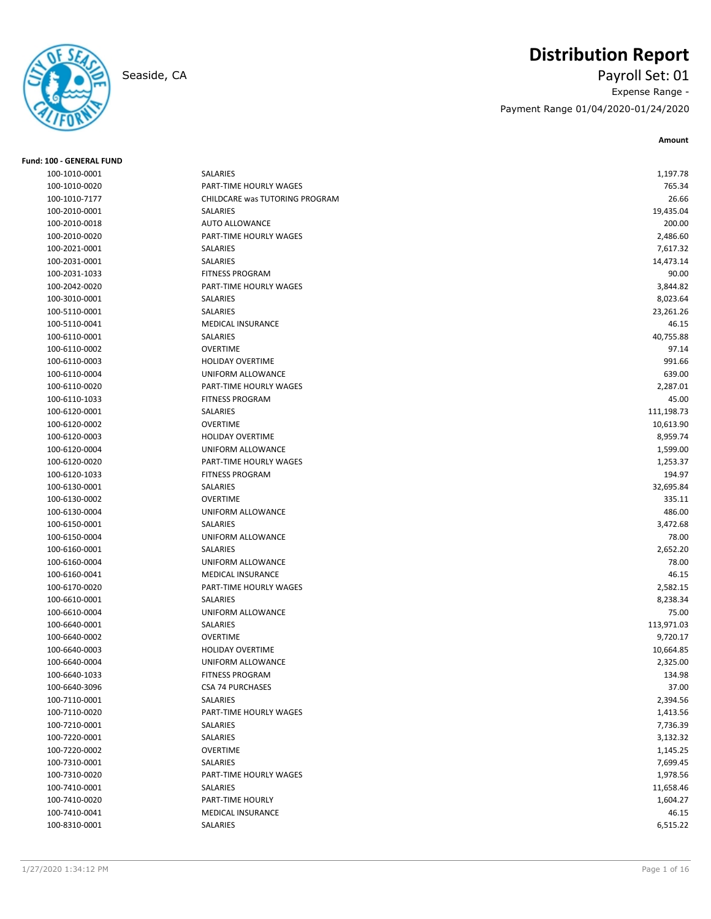# Distribution Report

Seaside, CA

Payroll Set: 01

Expense Range -

Payment Range 01/04/2020-01/24/2020

**Fund: 100 - GENERAL FUND**

| Account | Description | Amount |
|---|---|---|
| 100-1010-0001 | SALARIES | 1,197.78 |
| 100-1010-0020 | PART-TIME HOURLY WAGES | 765.34 |
| 100-1010-7177 | CHILDCARE was TUTORING PROGRAM | 26.66 |
| 100-2010-0001 | SALARIES | 19,435.04 |
| 100-2010-0018 | AUTO ALLOWANCE | 200.00 |
| 100-2010-0020 | PART-TIME HOURLY WAGES | 2,486.60 |
| 100-2021-0001 | SALARIES | 7,617.32 |
| 100-2031-0001 | SALARIES | 14,473.14 |
| 100-2031-1033 | FITNESS PROGRAM | 90.00 |
| 100-2042-0020 | PART-TIME HOURLY WAGES | 3,844.82 |
| 100-3010-0001 | SALARIES | 8,023.64 |
| 100-5110-0001 | SALARIES | 23,261.26 |
| 100-5110-0041 | MEDICAL INSURANCE | 46.15 |
| 100-6110-0001 | SALARIES | 40,755.88 |
| 100-6110-0002 | OVERTIME | 97.14 |
| 100-6110-0003 | HOLIDAY OVERTIME | 991.66 |
| 100-6110-0004 | UNIFORM ALLOWANCE | 639.00 |
| 100-6110-0020 | PART-TIME HOURLY WAGES | 2,287.01 |
| 100-6110-1033 | FITNESS PROGRAM | 45.00 |
| 100-6120-0001 | SALARIES | 111,198.73 |
| 100-6120-0002 | OVERTIME | 10,613.90 |
| 100-6120-0003 | HOLIDAY OVERTIME | 8,959.74 |
| 100-6120-0004 | UNIFORM ALLOWANCE | 1,599.00 |
| 100-6120-0020 | PART-TIME HOURLY WAGES | 1,253.37 |
| 100-6120-1033 | FITNESS PROGRAM | 194.97 |
| 100-6130-0001 | SALARIES | 32,695.84 |
| 100-6130-0002 | OVERTIME | 335.11 |
| 100-6130-0004 | UNIFORM ALLOWANCE | 486.00 |
| 100-6150-0001 | SALARIES | 3,472.68 |
| 100-6150-0004 | UNIFORM ALLOWANCE | 78.00 |
| 100-6160-0001 | SALARIES | 2,652.20 |
| 100-6160-0004 | UNIFORM ALLOWANCE | 78.00 |
| 100-6160-0041 | MEDICAL INSURANCE | 46.15 |
| 100-6170-0020 | PART-TIME HOURLY WAGES | 2,582.15 |
| 100-6610-0001 | SALARIES | 8,238.34 |
| 100-6610-0004 | UNIFORM ALLOWANCE | 75.00 |
| 100-6640-0001 | SALARIES | 113,971.03 |
| 100-6640-0002 | OVERTIME | 9,720.17 |
| 100-6640-0003 | HOLIDAY OVERTIME | 10,664.85 |
| 100-6640-0004 | UNIFORM ALLOWANCE | 2,325.00 |
| 100-6640-1033 | FITNESS PROGRAM | 134.98 |
| 100-6640-3096 | CSA 74 PURCHASES | 37.00 |
| 100-7110-0001 | SALARIES | 2,394.56 |
| 100-7110-0020 | PART-TIME HOURLY WAGES | 1,413.56 |
| 100-7210-0001 | SALARIES | 7,736.39 |
| 100-7220-0001 | SALARIES | 3,132.32 |
| 100-7220-0002 | OVERTIME | 1,145.25 |
| 100-7310-0001 | SALARIES | 7,699.45 |
| 100-7310-0020 | PART-TIME HOURLY WAGES | 1,978.56 |
| 100-7410-0001 | SALARIES | 11,658.46 |
| 100-7410-0020 | PART-TIME HOURLY | 1,604.27 |
| 100-7410-0041 | MEDICAL INSURANCE | 46.15 |
| 100-8310-0001 | SALARIES | 6,515.22 |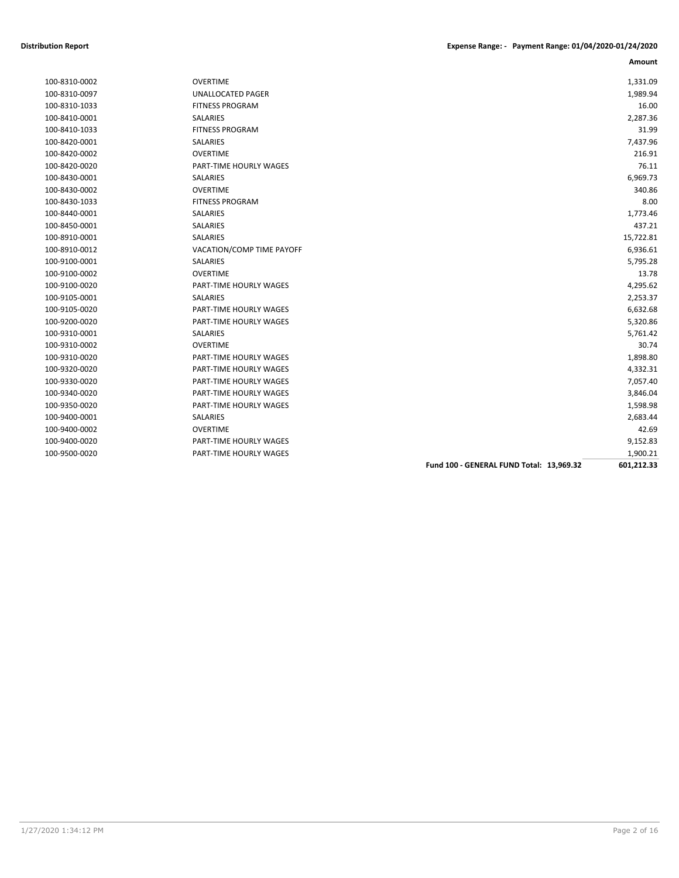**Distribution Report** | **Expense Range: - Payment Range: 01/04/2020-01/24/2020**

| | | | **Amount** |
|---|---|---|---|
| 100-8310-0002 | OVERTIME | | 1,331.09 |
| 100-8310-0097 | UNALLOCATED PAGER | | 1,989.94 |
| 100-8310-1033 | FITNESS PROGRAM | | 16.00 |
| 100-8410-0001 | SALARIES | | 2,287.36 |
| 100-8410-1033 | FITNESS PROGRAM | | 31.99 |
| 100-8420-0001 | SALARIES | | 7,437.96 |
| 100-8420-0002 | OVERTIME | | 216.91 |
| 100-8420-0020 | PART-TIME HOURLY WAGES | | 76.11 |
| 100-8430-0001 | SALARIES | | 6,969.73 |
| 100-8430-0002 | OVERTIME | | 340.86 |
| 100-8430-1033 | FITNESS PROGRAM | | 8.00 |
| 100-8440-0001 | SALARIES | | 1,773.46 |
| 100-8450-0001 | SALARIES | | 437.21 |
| 100-8910-0001 | SALARIES | | 15,722.81 |
| 100-8910-0012 | VACATION/COMP TIME PAYOFF | | 6,936.61 |
| 100-9100-0001 | SALARIES | | 5,795.28 |
| 100-9100-0002 | OVERTIME | | 13.78 |
| 100-9100-0020 | PART-TIME HOURLY WAGES | | 4,295.62 |
| 100-9105-0001 | SALARIES | | 2,253.37 |
| 100-9105-0020 | PART-TIME HOURLY WAGES | | 6,632.68 |
| 100-9200-0020 | PART-TIME HOURLY WAGES | | 5,320.86 |
| 100-9310-0001 | SALARIES | | 5,761.42 |
| 100-9310-0002 | OVERTIME | | 30.74 |
| 100-9310-0020 | PART-TIME HOURLY WAGES | | 1,898.80 |
| 100-9320-0020 | PART-TIME HOURLY WAGES | | 4,332.31 |
| 100-9330-0020 | PART-TIME HOURLY WAGES | | 7,057.40 |
| 100-9340-0020 | PART-TIME HOURLY WAGES | | 3,846.04 |
| 100-9350-0020 | PART-TIME HOURLY WAGES | | 1,598.98 |
| 100-9400-0001 | SALARIES | | 2,683.44 |
| 100-9400-0002 | OVERTIME | | 42.69 |
| 100-9400-0020 | PART-TIME HOURLY WAGES | | 9,152.83 |
| 100-9500-0020 | PART-TIME HOURLY WAGES | | 1,900.21 |
| | | **Fund 100 - GENERAL FUND Total: 13,969.32** | **601,212.33** |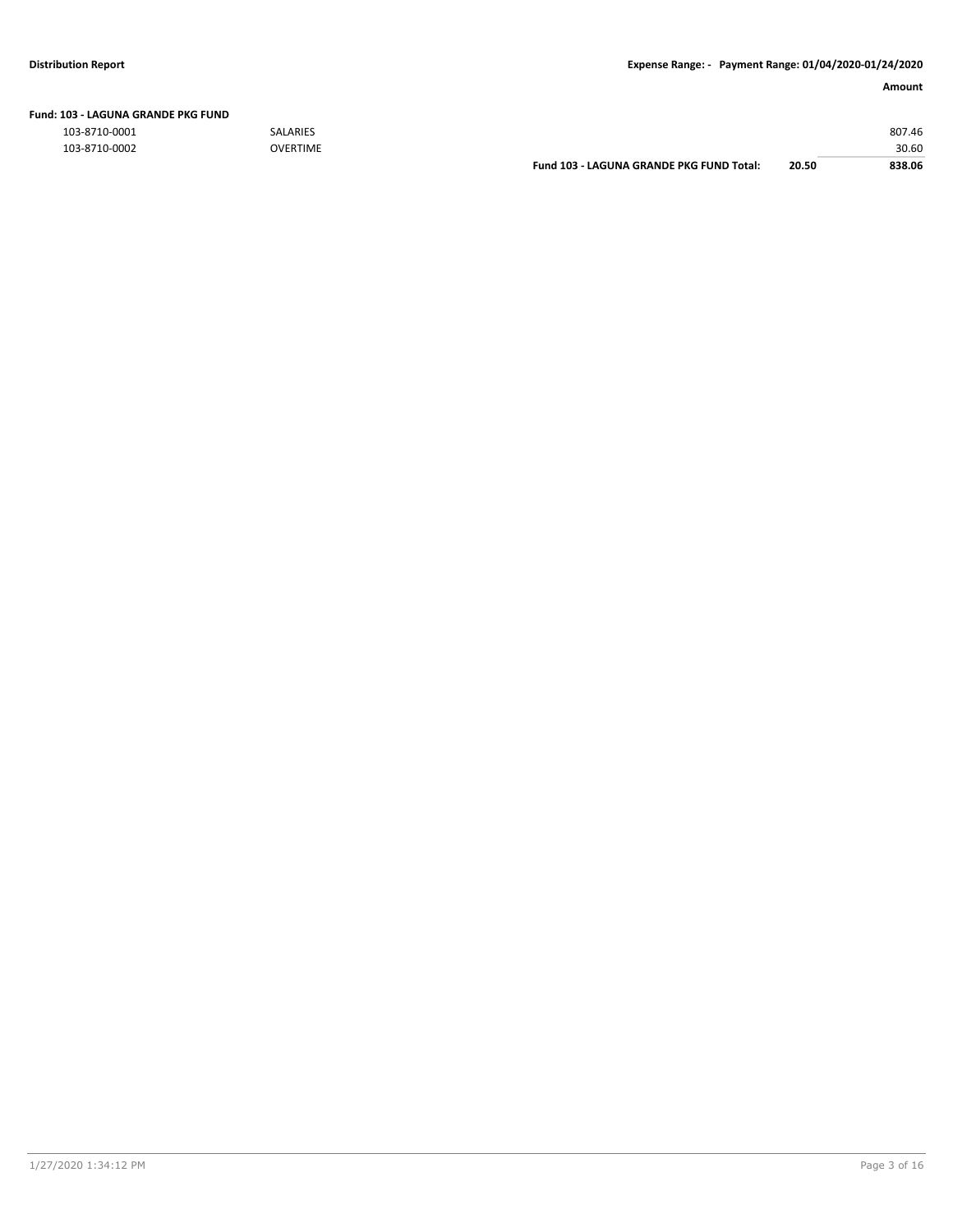**Fund: 103 - LAGUNA GRANDE PKG FUND**

| Account | Description | | | Amount |
|---|---|---|---|---|
| 103-8710-0001 | SALARIES | | | 807.46 |
| 103-8710-0002 | OVERTIME | | | 30.60 |
| | | **Fund 103 - LAGUNA GRANDE PKG FUND Total:** | **20.50** | **838.06** |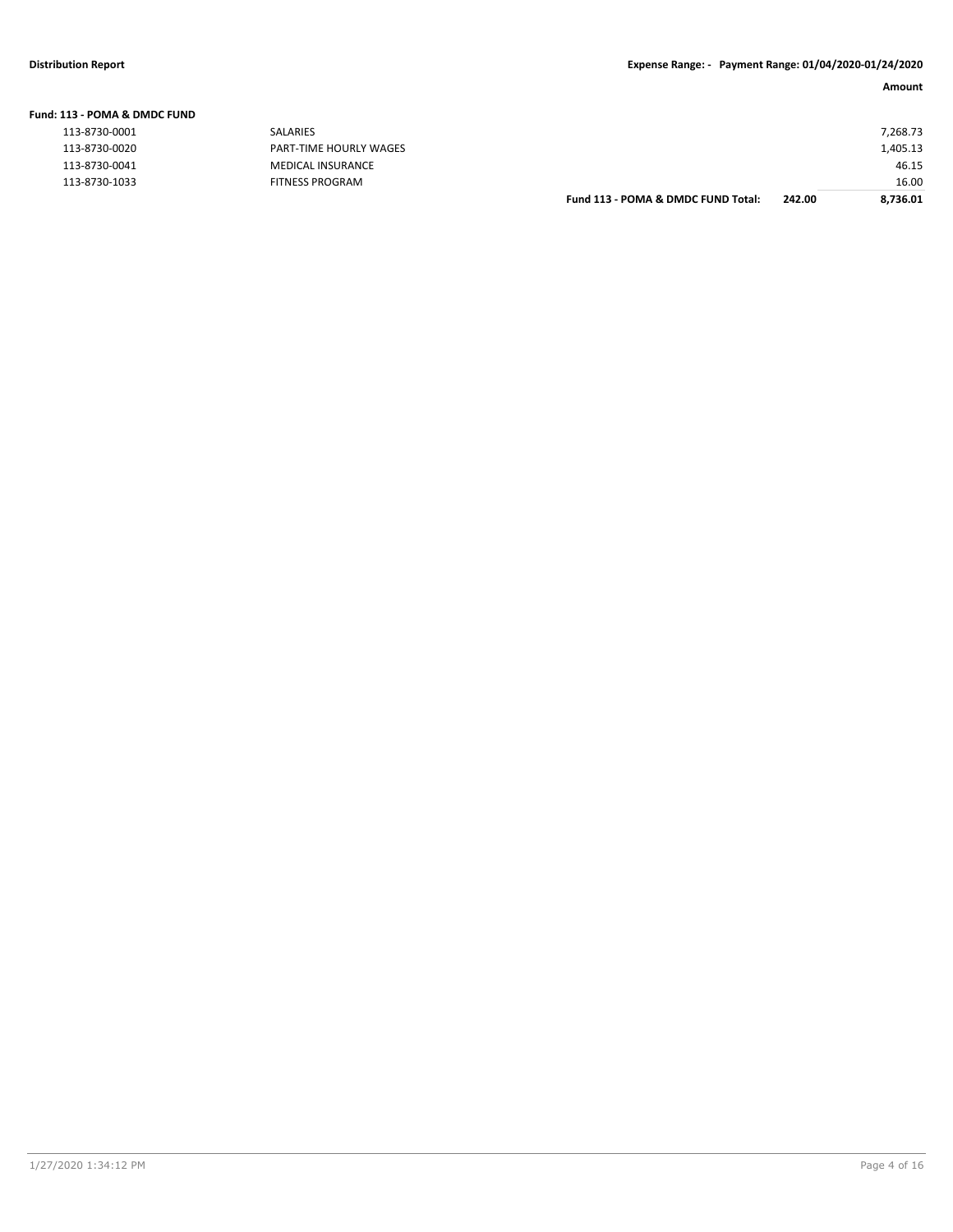**Distribution Report** | **Expense Range: - Payment Range: 01/04/2020-01/24/2020**

| | | | | Amount |
|---|---|---|---|---|
| **Fund: 113 - POMA & DMDC FUND** | | | | |
| 113-8730-0001 | SALARIES | | | 7,268.73 |
| 113-8730-0020 | PART-TIME HOURLY WAGES | | | 1,405.13 |
| 113-8730-0041 | MEDICAL INSURANCE | | | 46.15 |
| 113-8730-1033 | FITNESS PROGRAM | | | 16.00 |
| | | **Fund 113 - POMA & DMDC FUND Total:** | **242.00** | **8,736.01** |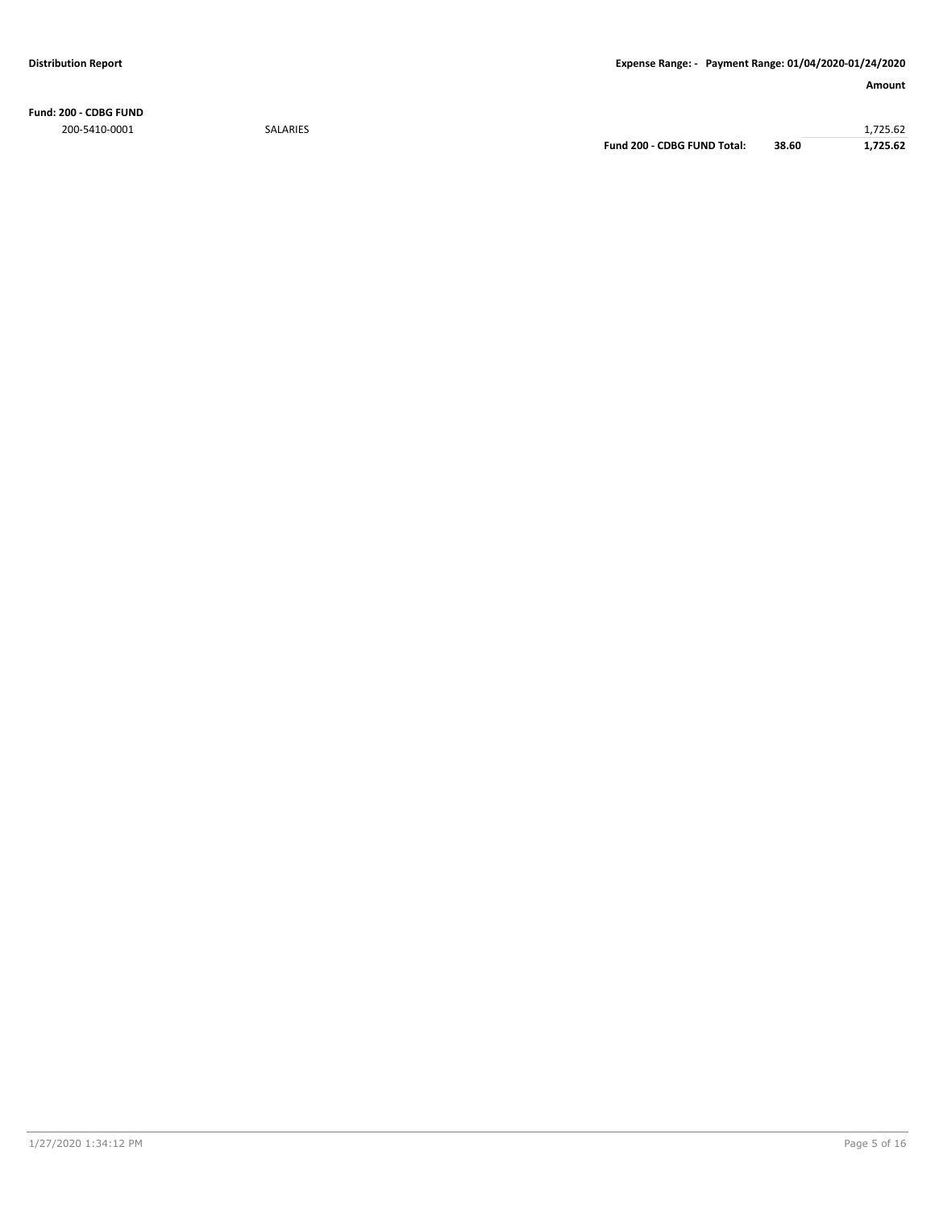**Distribution Report** | **Expense Range: - Payment Range: 01/04/2020-01/24/2020**

| | | | | **Amount** |
|---|---|---|---|---|
| **Fund: 200 - CDBG FUND** | | | | |
| 200-5410-0001 | SALARIES | | | 1,725.62 |
| | | **Fund 200 - CDBG FUND Total:** | **38.60** | **1,725.62** |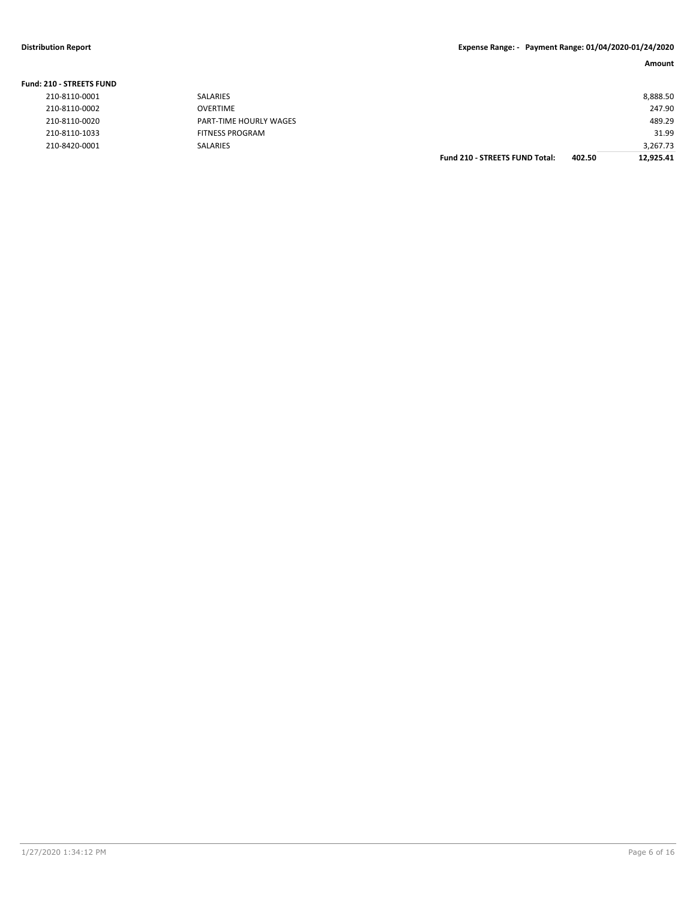**Fund: 210 - STREETS FUND**

| | | | | Amount |
|---|---|---|---|---|
| 210-8110-0001 | SALARIES | | | 8,888.50 |
| 210-8110-0002 | OVERTIME | | | 247.90 |
| 210-8110-0020 | PART-TIME HOURLY WAGES | | | 489.29 |
| 210-8110-1033 | FITNESS PROGRAM | | | 31.99 |
| 210-8420-0001 | SALARIES | | | 3,267.73 |
| | | **Fund 210 - STREETS FUND Total:** | **402.50** | **12,925.41** |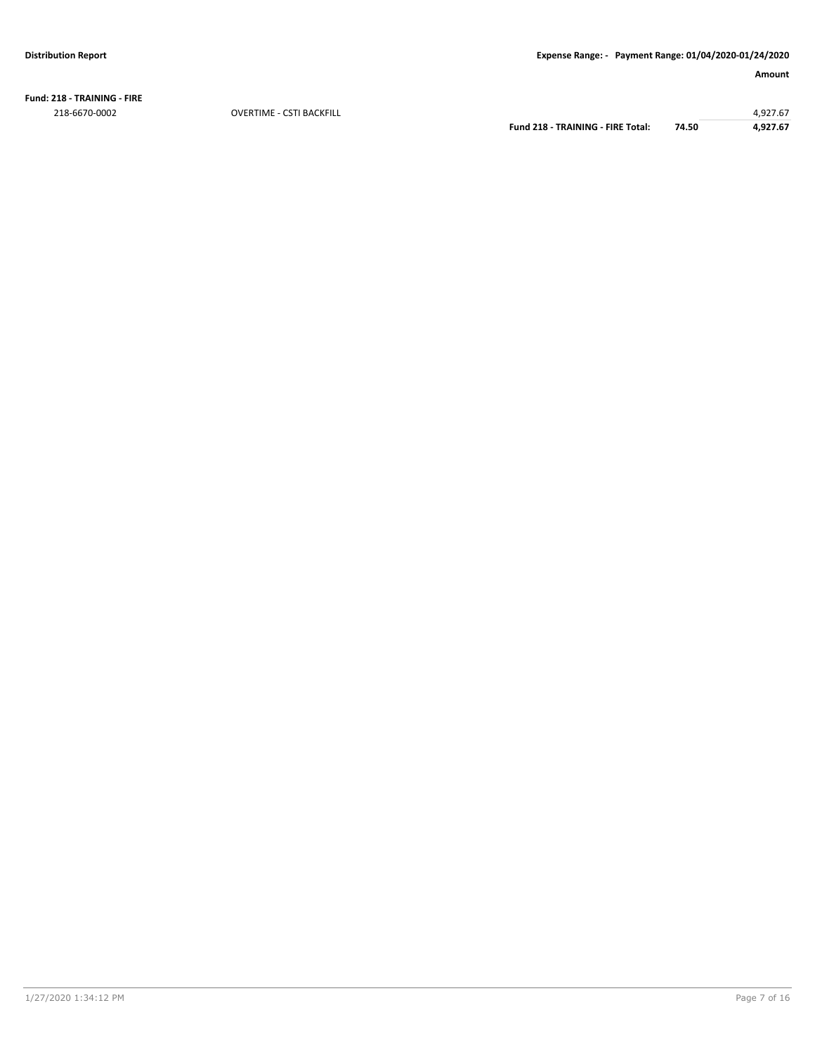| | | | Amount |
|---|---|---|---|
| **Fund: 218 - TRAINING - FIRE** | | | |
| 218-6670-0002 | OVERTIME - CSTI BACKFILL | | 4,927.67 |
| | **Fund 218 - TRAINING - FIRE Total:** | **74.50** | **4,927.67** |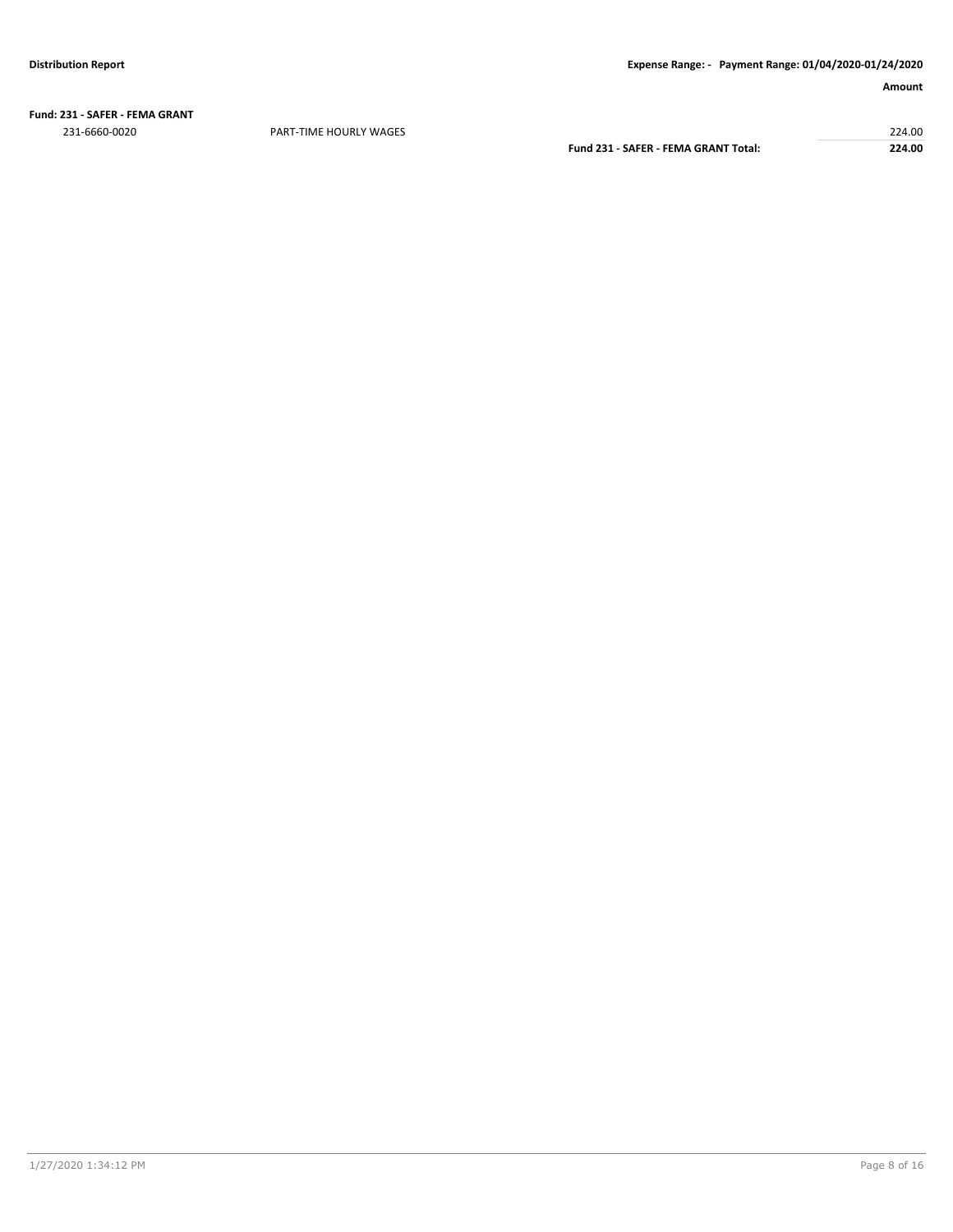**Distribution Report** | **Expense Range: - Payment Range: 01/04/2020-01/24/2020**

| | | **Amount** |
|---|---|---|
| **Fund: 231 - SAFER - FEMA GRANT** | | |
| 231-6660-0020 | PART-TIME HOURLY WAGES | 224.00 |
| | **Fund 231 - SAFER - FEMA GRANT Total:** | **224.00** |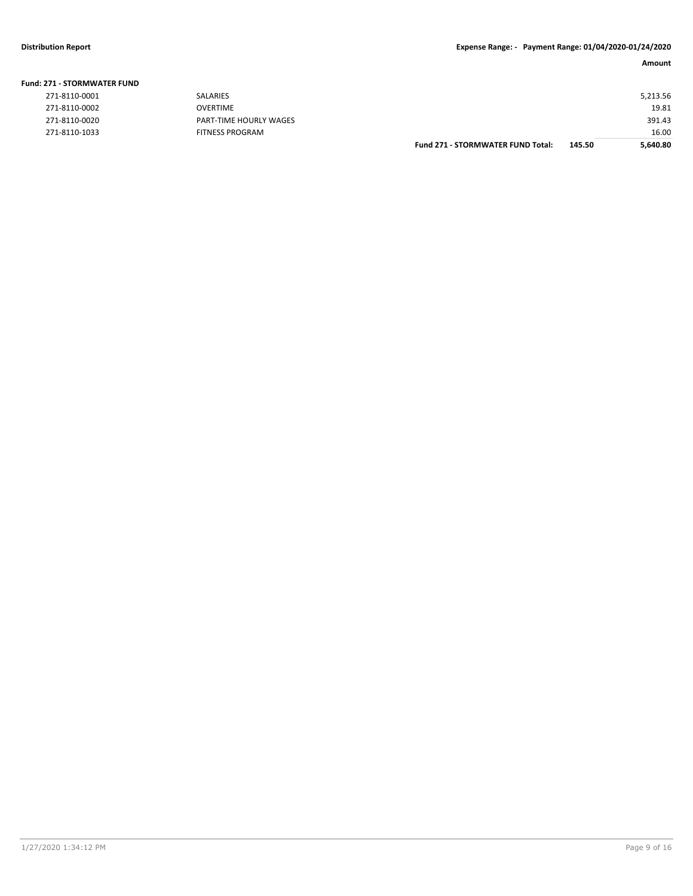**Distribution Report** **Expense Range: - Payment Range: 01/04/2020-01/24/2020**

**Fund: 271 - STORMWATER FUND**

| | | | | Amount |
|---|---|---|---|---|
| 271-8110-0001 | SALARIES | | | 5,213.56 |
| 271-8110-0002 | OVERTIME | | | 19.81 |
| 271-8110-0020 | PART-TIME HOURLY WAGES | | | 391.43 |
| 271-8110-1033 | FITNESS PROGRAM | | | 16.00 |
| | | **Fund 271 - STORMWATER FUND Total:** | **145.50** | **5,640.80** |

1/27/2020 1:34:12 PM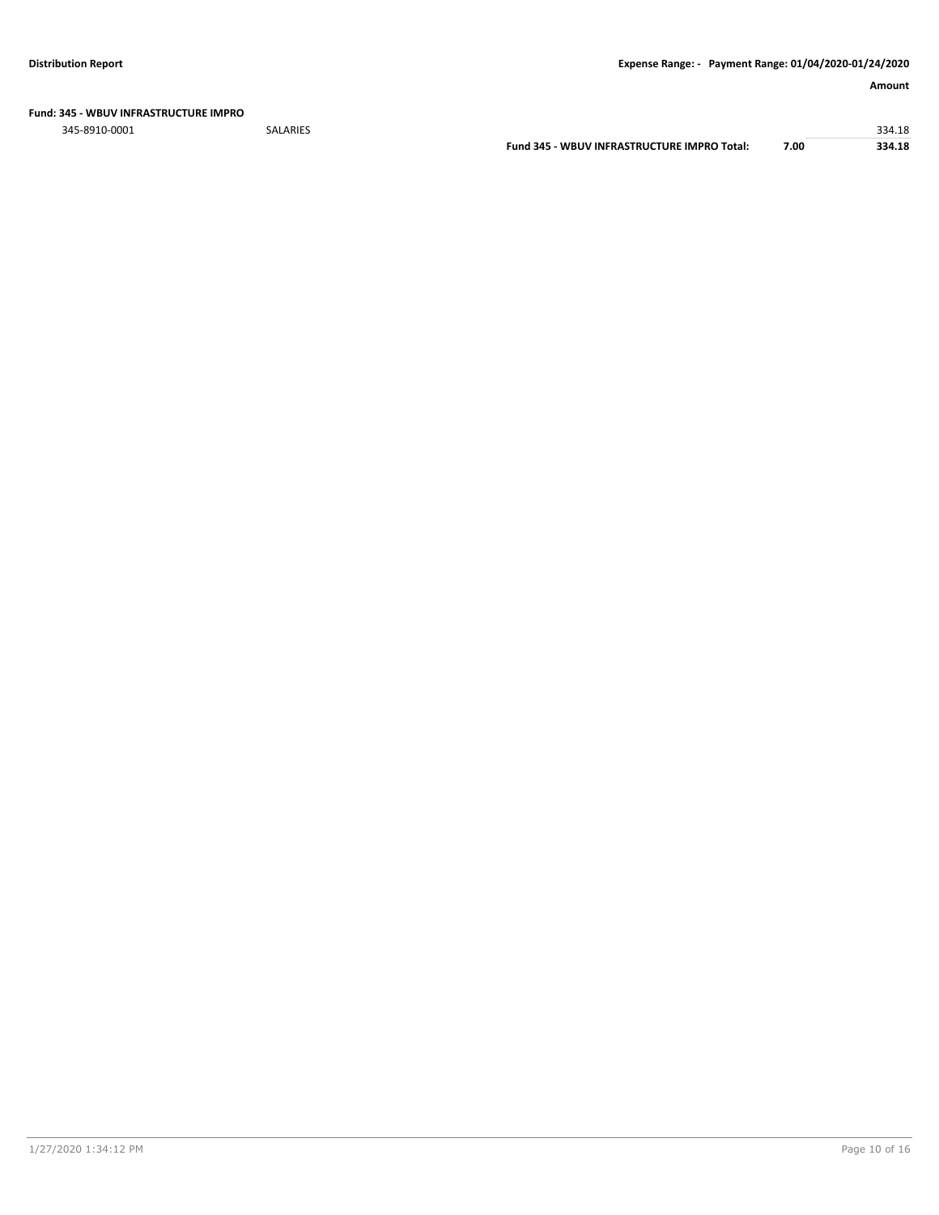**Fund: 345 - WBUV INFRASTRUCTURE IMPRO**

| | | | | Amount |
|---|---|---|---|---|
| 345-8910-0001 | SALARIES | | | 334.18 |
| | | **Fund 345 - WBUV INFRASTRUCTURE IMPRO Total:** | **7.00** | **334.18** |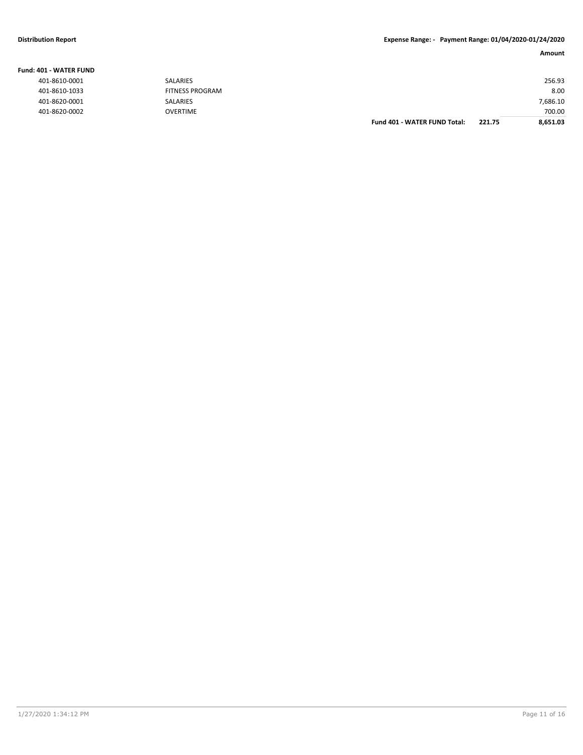**Fund: 401 - WATER FUND**

| Account | Description | | | Amount |
|---|---|---|---|---|
| 401-8610-0001 | SALARIES | | | 256.93 |
| 401-8610-1033 | FITNESS PROGRAM | | | 8.00 |
| 401-8620-0001 | SALARIES | | | 7,686.10 |
| 401-8620-0002 | OVERTIME | | | 700.00 |
| | | **Fund 401 - WATER FUND Total:** | **221.75** | **8,651.03** |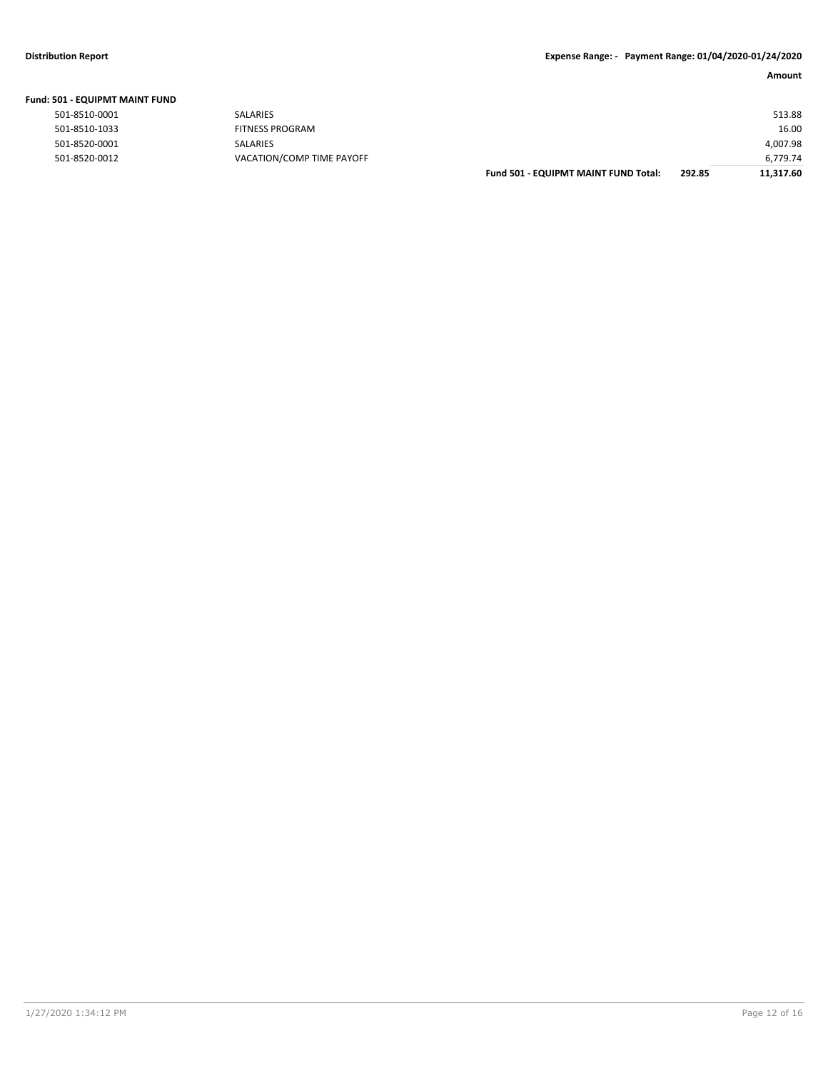**Distribution Report** — Expense Range: - Payment Range: 01/04/2020-01/24/2020

**Fund: 501 - EQUIPMT MAINT FUND**

| Account | Description | | | Amount |
|---|---|---|---|---|
| 501-8510-0001 | SALARIES | | | 513.88 |
| 501-8510-1033 | FITNESS PROGRAM | | | 16.00 |
| 501-8520-0001 | SALARIES | | | 4,007.98 |
| 501-8520-0012 | VACATION/COMP TIME PAYOFF | | | 6,779.74 |
| | | **Fund 501 - EQUIPMT MAINT FUND Total:** | **292.85** | **11,317.60** |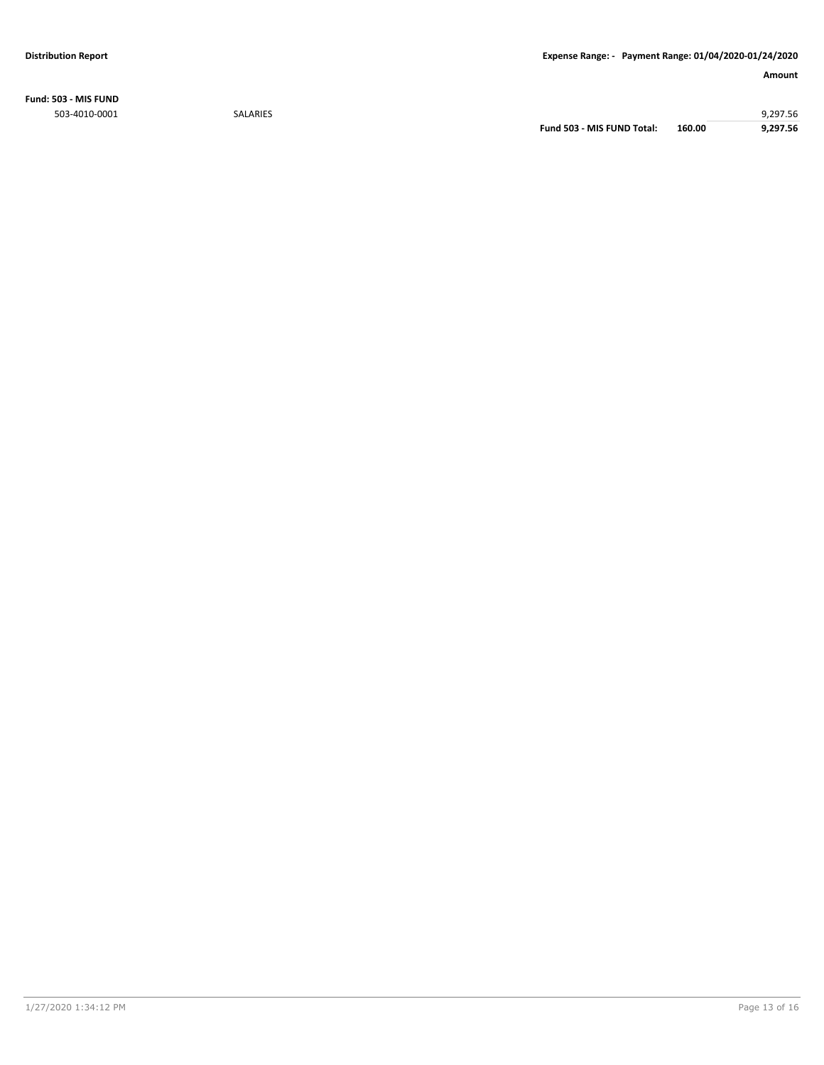**Distribution Report** **Expense Range: - Payment Range: 01/04/2020-01/24/2020**

| | | | | Amount |
|---|---|---|---|---|
| **Fund: 503 - MIS FUND** | | | | |
| 503-4010-0001 | SALARIES | | | 9,297.56 |
| | | **Fund 503 - MIS FUND Total:** | **160.00** | **9,297.56** |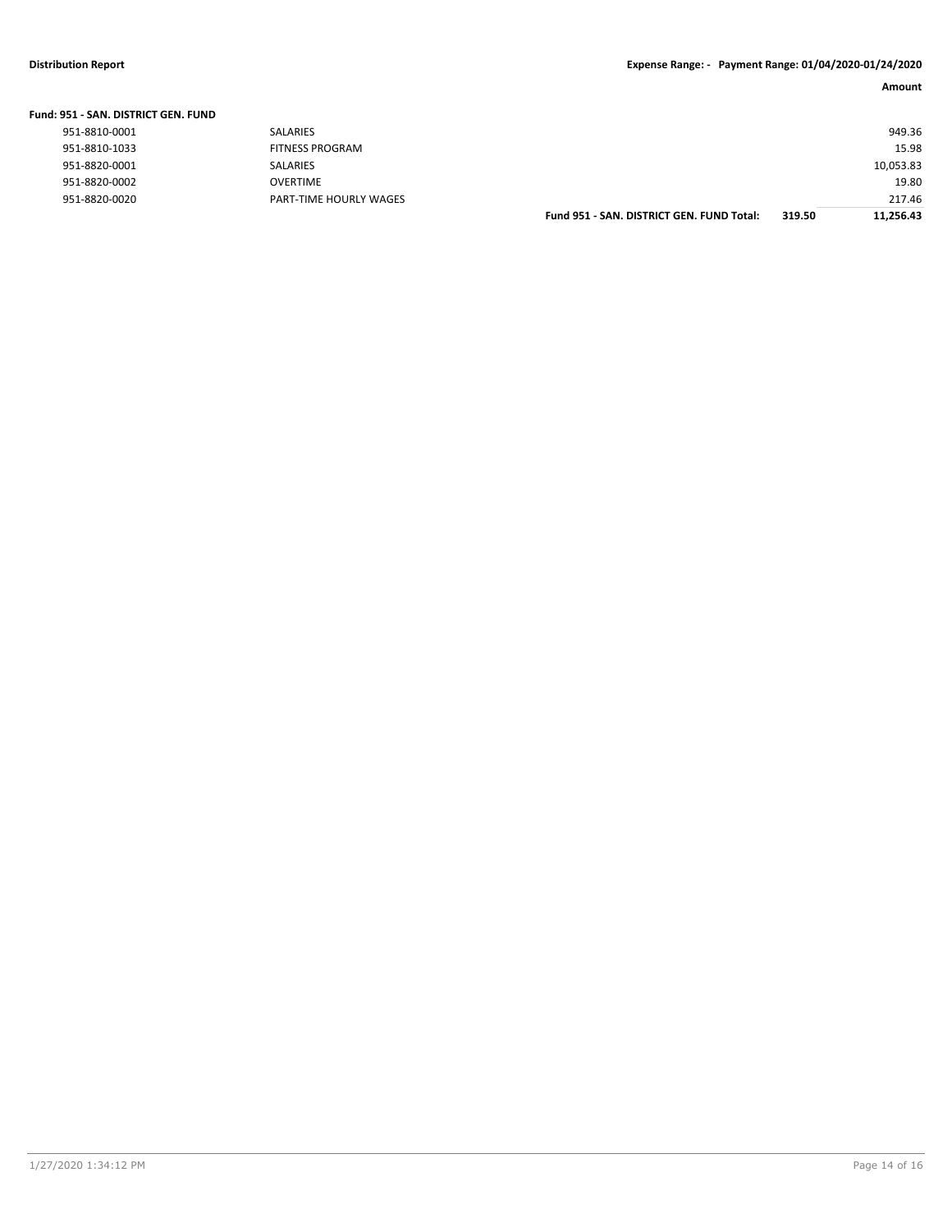**Distribution Report** | **Expense Range: - Payment Range: 01/04/2020-01/24/2020**

**Fund: 951 - SAN. DISTRICT GEN. FUND**

| Account | Description | | | Amount |
|---|---|---|---|---|
| 951-8810-0001 | SALARIES | | | 949.36 |
| 951-8810-1033 | FITNESS PROGRAM | | | 15.98 |
| 951-8820-0001 | SALARIES | | | 10,053.83 |
| 951-8820-0002 | OVERTIME | | | 19.80 |
| 951-8820-0020 | PART-TIME HOURLY WAGES | | | 217.46 |
| | | **Fund 951 - SAN. DISTRICT GEN. FUND Total:** | **319.50** | **11,256.43** |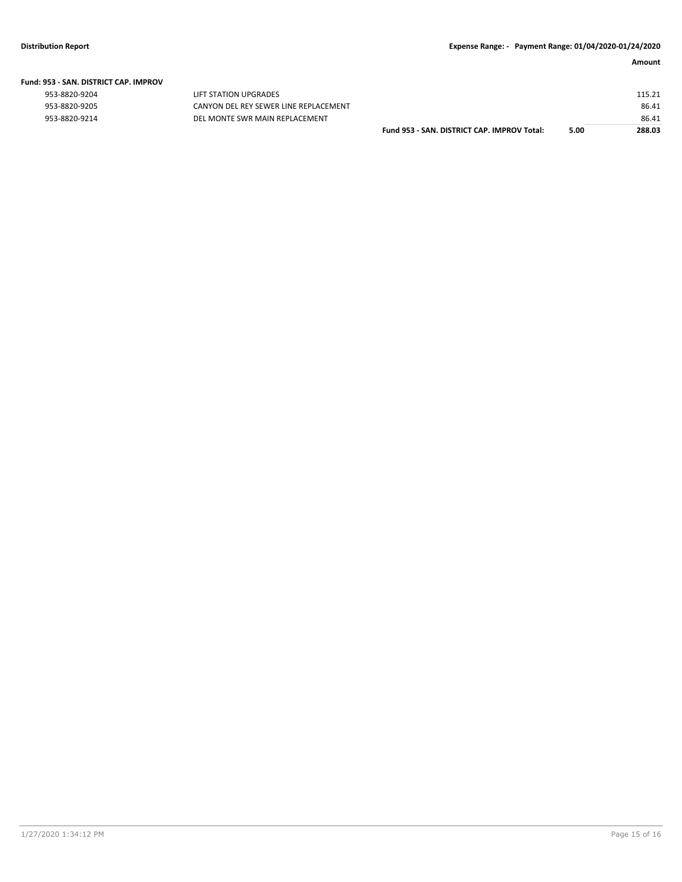**Distribution Report** — Expense Range: - Payment Range: 01/04/2020-01/24/2020

**Fund: 953 - SAN. DISTRICT CAP. IMPROV**

| Account | Description | | | Amount |
|---|---|---|---|---|
| 953-8820-9204 | LIFT STATION UPGRADES | | | 115.21 |
| 953-8820-9205 | CANYON DEL REY SEWER LINE REPLACEMENT | | | 86.41 |
| 953-8820-9214 | DEL MONTE SWR MAIN REPLACEMENT | | | 86.41 |
| | | **Fund 953 - SAN. DISTRICT CAP. IMPROV Total:** | **5.00** | **288.03** |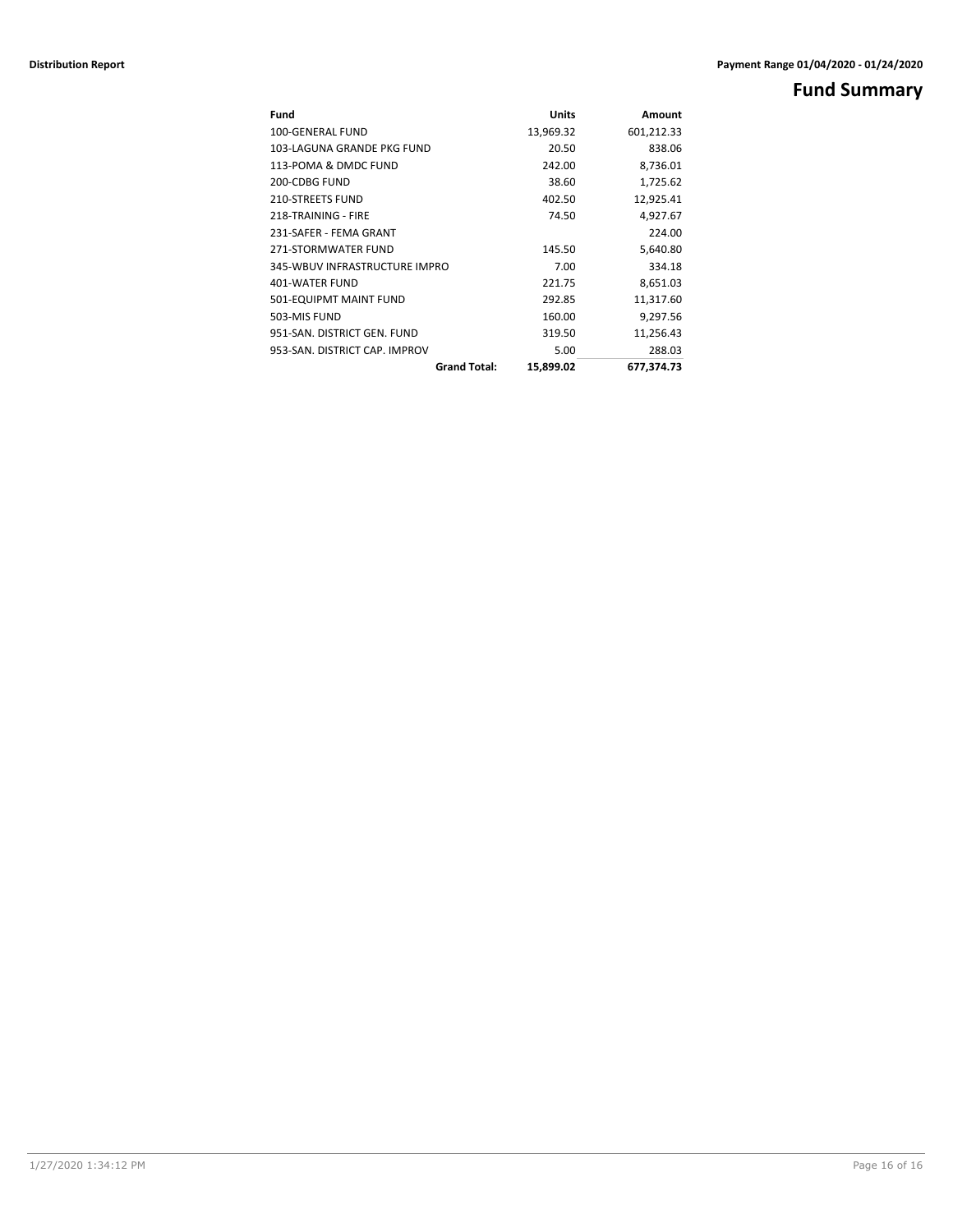# Fund Summary

| Fund | Units | Amount |
|---|---|---|
| 100-GENERAL FUND | 13,969.32 | 601,212.33 |
| 103-LAGUNA GRANDE PKG FUND | 20.50 | 838.06 |
| 113-POMA & DMDC FUND | 242.00 | 8,736.01 |
| 200-CDBG FUND | 38.60 | 1,725.62 |
| 210-STREETS FUND | 402.50 | 12,925.41 |
| 218-TRAINING - FIRE | 74.50 | 4,927.67 |
| 231-SAFER - FEMA GRANT | | 224.00 |
| 271-STORMWATER FUND | 145.50 | 5,640.80 |
| 345-WBUV INFRASTRUCTURE IMPRO | 7.00 | 334.18 |
| 401-WATER FUND | 221.75 | 8,651.03 |
| 501-EQUIPMT MAINT FUND | 292.85 | 11,317.60 |
| 503-MIS FUND | 160.00 | 9,297.56 |
| 951-SAN. DISTRICT GEN. FUND | 319.50 | 11,256.43 |
| 953-SAN. DISTRICT CAP. IMPROV | 5.00 | 288.03 |
| **Grand Total:** | **15,899.02** | **677,374.73** |